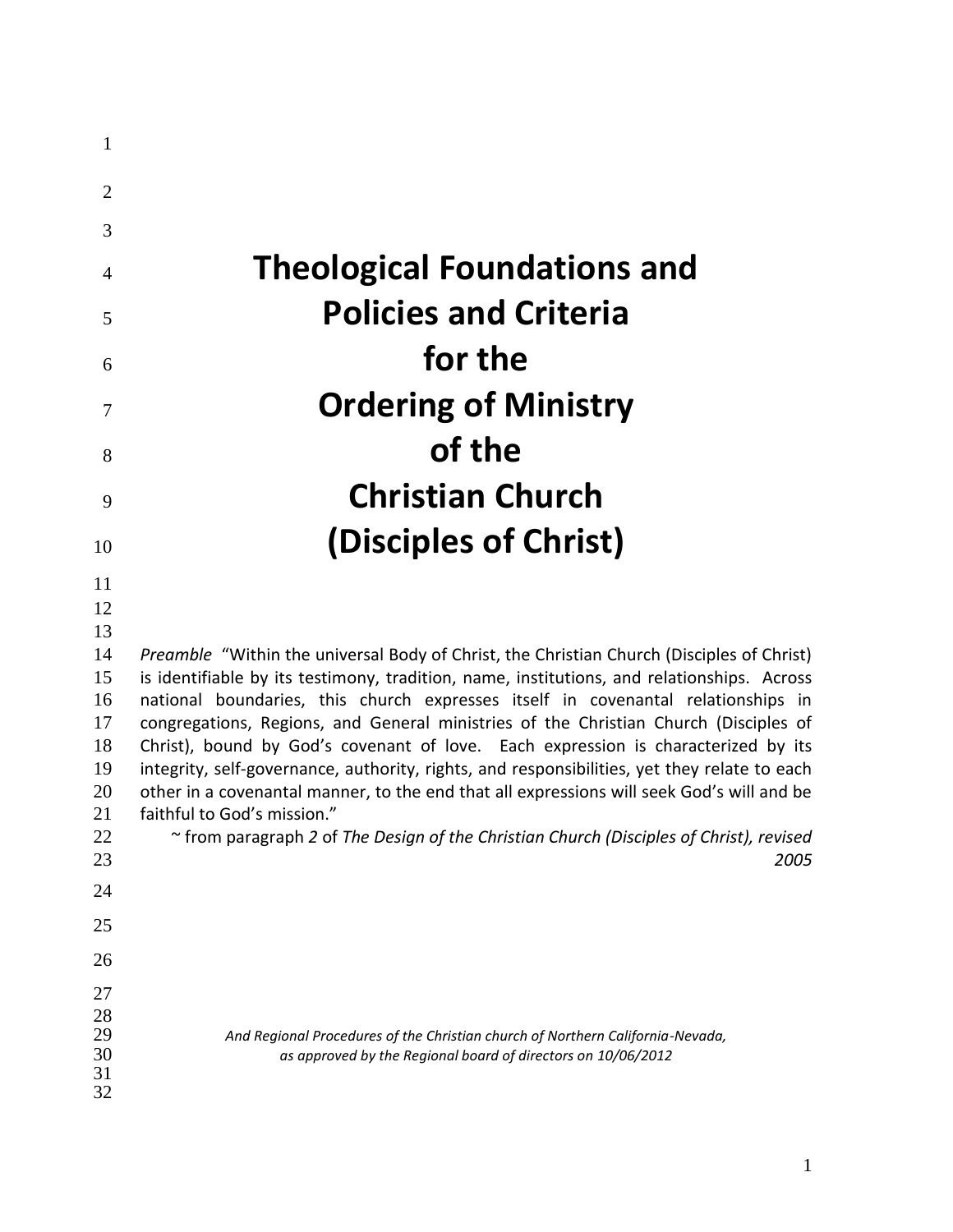# Theological Foundations and Policies and Criteria for the Ordering of Ministry of the Christian Church (Disciples of Christ)

*Preamble* "Within the universal Body of Christ, the Christian Church (Disciples of Christ) is identifiable by its testimony, tradition, name, institutions, and relationships. Across national boundaries, this church expresses itself in covenantal relationships in congregations, Regions, and General ministries of the Christian Church (Disciples of Christ), bound by God's covenant of love. Each expression is characterized by its integrity, self-governance, authority, rights, and responsibilities, yet they relate to each other in a covenantal manner, to the end that all expressions will seek God's will and be faithful to God's mission."

~ from paragraph *2* of *The Design of the Christian Church (Disciples of Christ), revised 2005*

*And Regional Procedures of the Christian church of Northern California-Nevada,*
*as approved by the Regional board of directors on 10/06/2012*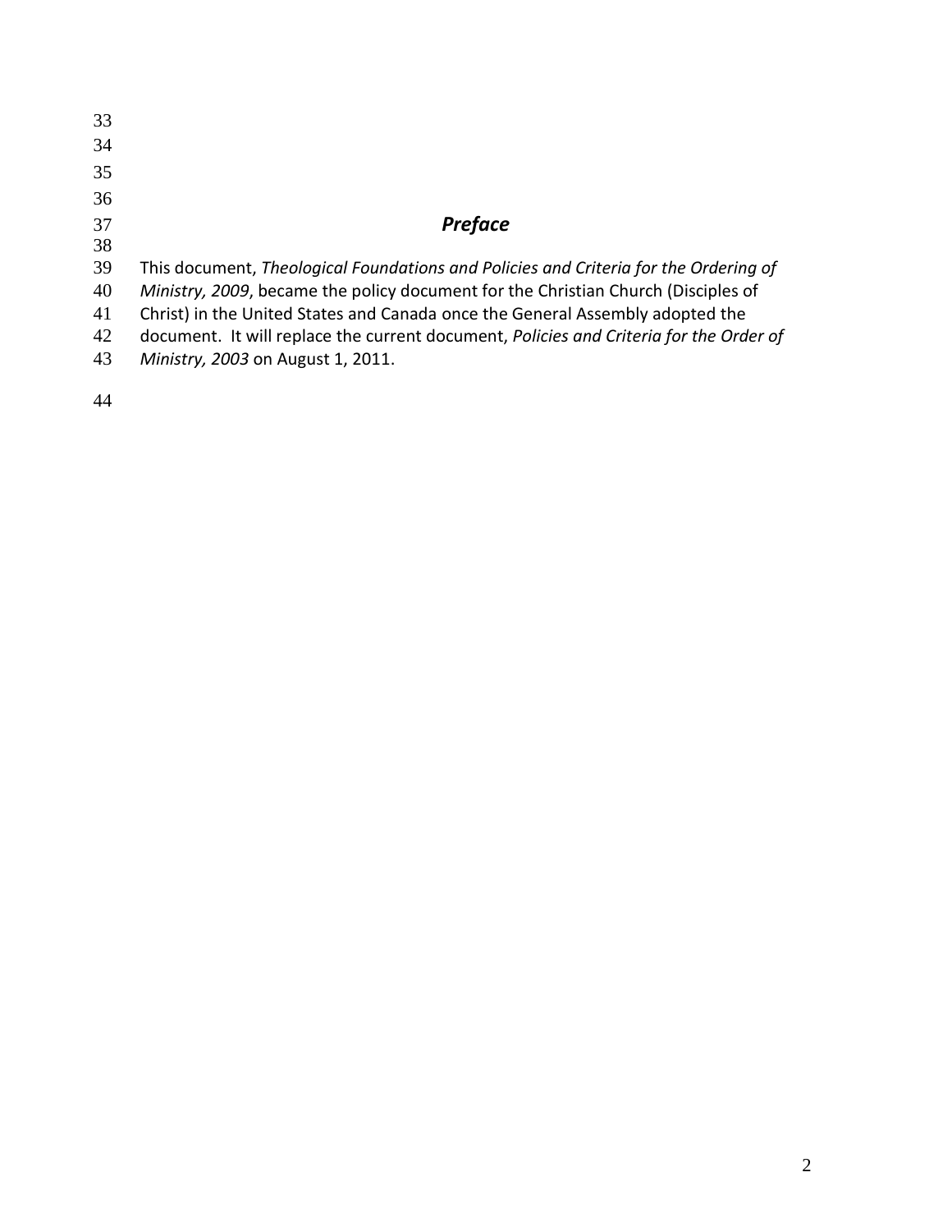# *Preface*

This document, *Theological Foundations and Policies and Criteria for the Ordering of Ministry, 2009*, became the policy document for the Christian Church (Disciples of Christ) in the United States and Canada once the General Assembly adopted the document. It will replace the current document, *Policies and Criteria for the Order of Ministry, 2003* on August 1, 2011.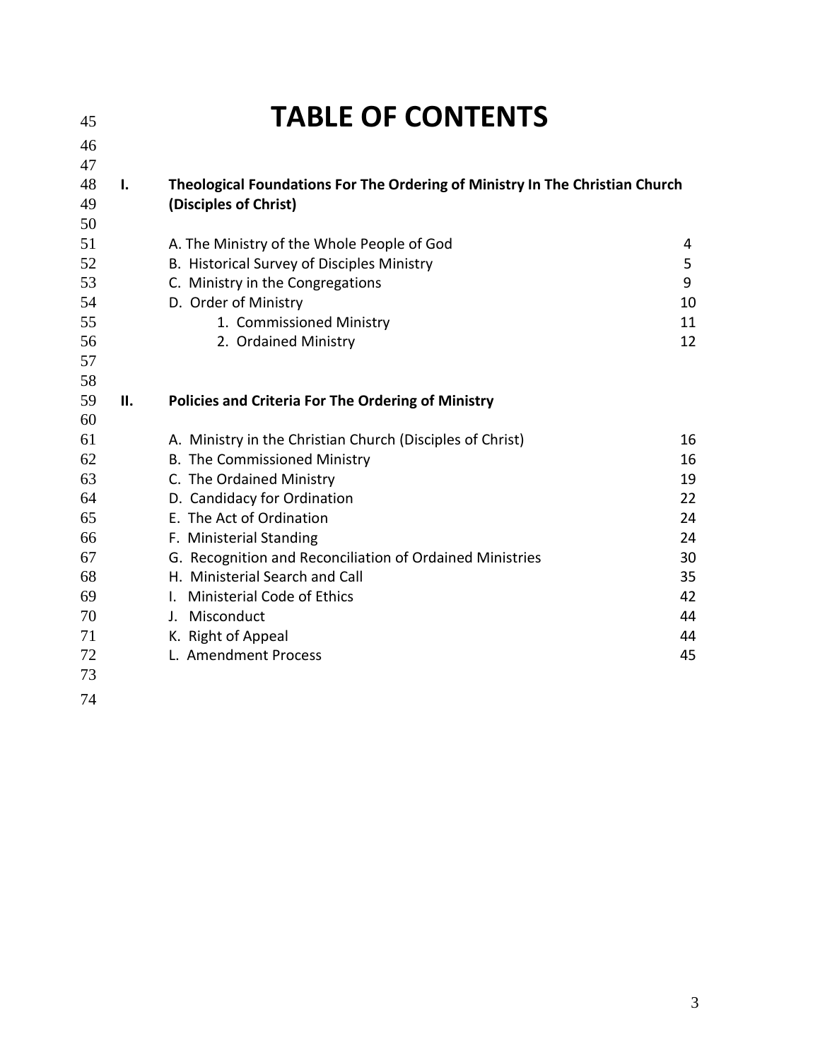# TABLE OF CONTENTS

**I. Theological Foundations For The Ordering of Ministry In The Christian Church (Disciples of Christ)**

| | |
|---|---|
| A. The Ministry of the Whole People of God | 4 |
| B. Historical Survey of Disciples Ministry | 5 |
| C. Ministry in the Congregations | 9 |
| D. Order of Ministry | 10 |
| 1. Commissioned Ministry | 11 |
| 2. Ordained Ministry | 12 |

**II. Policies and Criteria For The Ordering of Ministry**

| | |
|---|---|
| A. Ministry in the Christian Church (Disciples of Christ) | 16 |
| B. The Commissioned Ministry | 16 |
| C. The Ordained Ministry | 19 |
| D. Candidacy for Ordination | 22 |
| E. The Act of Ordination | 24 |
| F. Ministerial Standing | 24 |
| G. Recognition and Reconciliation of Ordained Ministries | 30 |
| H. Ministerial Search and Call | 35 |
| I. Ministerial Code of Ethics | 42 |
| J. Misconduct | 44 |
| K. Right of Appeal | 44 |
| L. Amendment Process | 45 |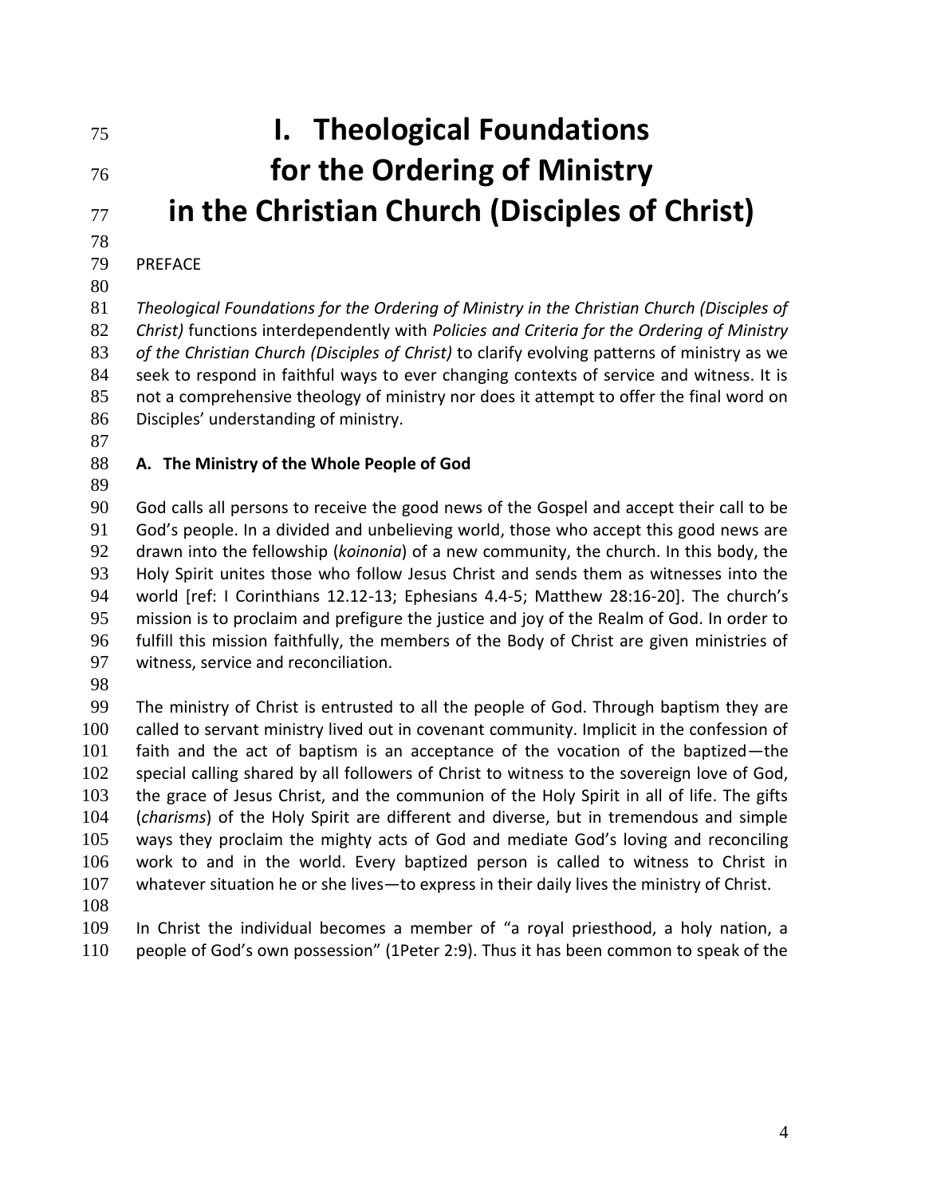# I. Theological Foundations for the Ordering of Ministry in the Christian Church (Disciples of Christ)

PREFACE

*Theological Foundations for the Ordering of Ministry in the Christian Church (Disciples of Christ)* functions interdependently with *Policies and Criteria for the Ordering of Ministry of the Christian Church (Disciples of Christ)* to clarify evolving patterns of ministry as we seek to respond in faithful ways to ever changing contexts of service and witness. It is not a comprehensive theology of ministry nor does it attempt to offer the final word on Disciples' understanding of ministry.

## A. The Ministry of the Whole People of God

God calls all persons to receive the good news of the Gospel and accept their call to be God's people. In a divided and unbelieving world, those who accept this good news are drawn into the fellowship (*koinonia*) of a new community, the church. In this body, the Holy Spirit unites those who follow Jesus Christ and sends them as witnesses into the world [ref: I Corinthians 12.12-13; Ephesians 4.4-5; Matthew 28:16-20]. The church's mission is to proclaim and prefigure the justice and joy of the Realm of God. In order to fulfill this mission faithfully, the members of the Body of Christ are given ministries of witness, service and reconciliation.

The ministry of Christ is entrusted to all the people of God. Through baptism they are called to servant ministry lived out in covenant community. Implicit in the confession of faith and the act of baptism is an acceptance of the vocation of the baptized—the special calling shared by all followers of Christ to witness to the sovereign love of God, the grace of Jesus Christ, and the communion of the Holy Spirit in all of life. The gifts (*charisms*) of the Holy Spirit are different and diverse, but in tremendous and simple ways they proclaim the mighty acts of God and mediate God's loving and reconciling work to and in the world. Every baptized person is called to witness to Christ in whatever situation he or she lives—to express in their daily lives the ministry of Christ.

In Christ the individual becomes a member of "a royal priesthood, a holy nation, a people of God's own possession" (1Peter 2:9). Thus it has been common to speak of the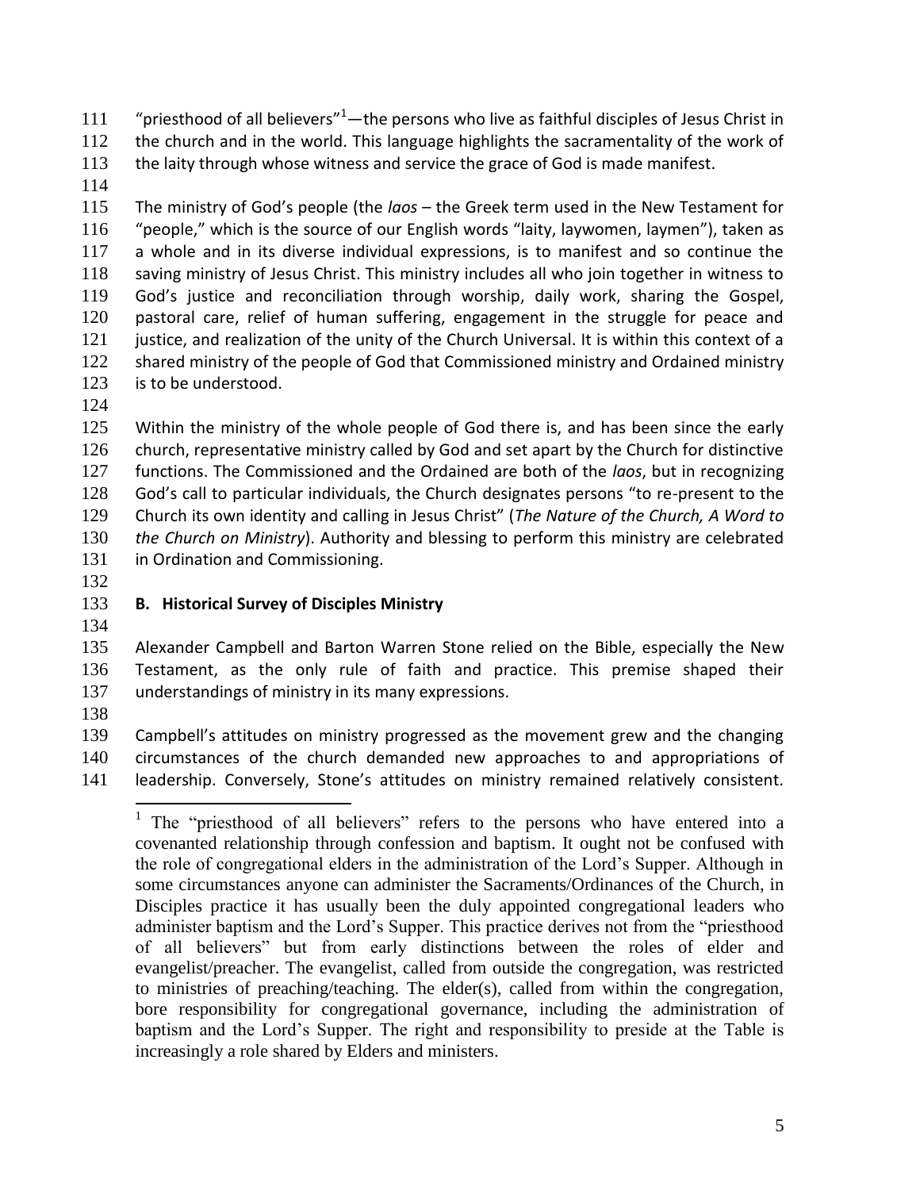"priesthood of all believers"[1]—the persons who live as faithful disciples of Jesus Christ in the church and in the world. This language highlights the sacramentality of the work of the laity through whose witness and service the grace of God is made manifest.

The ministry of God's people (the *laos* – the Greek term used in the New Testament for "people," which is the source of our English words "laity, laywomen, laymen"), taken as a whole and in its diverse individual expressions, is to manifest and so continue the saving ministry of Jesus Christ. This ministry includes all who join together in witness to God's justice and reconciliation through worship, daily work, sharing the Gospel, pastoral care, relief of human suffering, engagement in the struggle for peace and justice, and realization of the unity of the Church Universal. It is within this context of a shared ministry of the people of God that Commissioned ministry and Ordained ministry is to be understood.

Within the ministry of the whole people of God there is, and has been since the early church, representative ministry called by God and set apart by the Church for distinctive functions. The Commissioned and the Ordained are both of the *laos*, but in recognizing God's call to particular individuals, the Church designates persons "to re-present to the Church its own identity and calling in Jesus Christ" (*The Nature of the Church, A Word to the Church on Ministry*). Authority and blessing to perform this ministry are celebrated in Ordination and Commissioning.

### B. Historical Survey of Disciples Ministry

Alexander Campbell and Barton Warren Stone relied on the Bible, especially the New Testament, as the only rule of faith and practice. This premise shaped their understandings of ministry in its many expressions.

Campbell's attitudes on ministry progressed as the movement grew and the changing circumstances of the church demanded new approaches to and appropriations of leadership. Conversely, Stone's attitudes on ministry remained relatively consistent.

---

[1] The "priesthood of all believers" refers to the persons who have entered into a covenanted relationship through confession and baptism. It ought not be confused with the role of congregational elders in the administration of the Lord's Supper. Although in some circumstances anyone can administer the Sacraments/Ordinances of the Church, in Disciples practice it has usually been the duly appointed congregational leaders who administer baptism and the Lord's Supper. This practice derives not from the "priesthood of all believers" but from early distinctions between the roles of elder and evangelist/preacher. The evangelist, called from outside the congregation, was restricted to ministries of preaching/teaching. The elder(s), called from within the congregation, bore responsibility for congregational governance, including the administration of baptism and the Lord's Supper. The right and responsibility to preside at the Table is increasingly a role shared by Elders and ministers.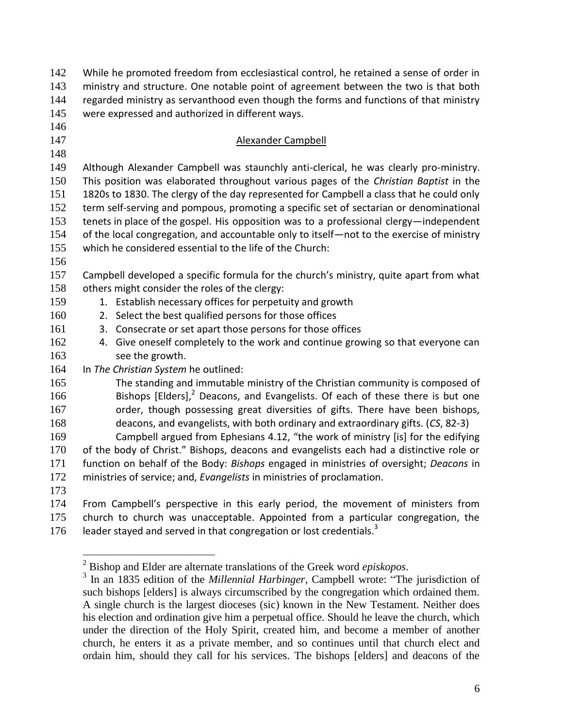While he promoted freedom from ecclesiastical control, he retained a sense of order in ministry and structure. One notable point of agreement between the two is that both regarded ministry as servanthood even though the forms and functions of that ministry were expressed and authorized in different ways.

## Alexander Campbell

Although Alexander Campbell was staunchly anti-clerical, he was clearly pro-ministry. This position was elaborated throughout various pages of the *Christian Baptist* in the 1820s to 1830. The clergy of the day represented for Campbell a class that he could only term self-serving and pompous, promoting a specific set of sectarian or denominational tenets in place of the gospel. His opposition was to a professional clergy—independent of the local congregation, and accountable only to itself—not to the exercise of ministry which he considered essential to the life of the Church:

Campbell developed a specific formula for the church's ministry, quite apart from what others might consider the roles of the clergy:

1. Establish necessary offices for perpetuity and growth
2. Select the best qualified persons for those offices
3. Consecrate or set apart those persons for those offices
4. Give oneself completely to the work and continue growing so that everyone can see the growth.

In *The Christian System* he outlined:

> The standing and immutable ministry of the Christian community is composed of Bishops [Elders],[2] Deacons, and Evangelists. Of each of these there is but one order, though possessing great diversities of gifts. There have been bishops, deacons, and evangelists, with both ordinary and extraordinary gifts. (*CS*, 82-3)

Campbell argued from Ephesians 4.12, "the work of ministry [is] for the edifying of the body of Christ." Bishops, deacons and evangelists each had a distinctive role or function on behalf of the Body: *Bishops* engaged in ministries of oversight; *Deacons* in ministries of service; and, *Evangelists* in ministries of proclamation.

From Campbell's perspective in this early period, the movement of ministers from church to church was unacceptable. Appointed from a particular congregation, the leader stayed and served in that congregation or lost credentials.[3]

---

[2] Bishop and Elder are alternate translations of the Greek word *episkopos*.

[3] In an 1835 edition of the *Millennial Harbinger*, Campbell wrote: "The jurisdiction of such bishops [elders] is always circumscribed by the congregation which ordained them. A single church is the largest dioceses (sic) known in the New Testament. Neither does his election and ordination give him a perpetual office. Should he leave the church, which under the direction of the Holy Spirit, created him, and become a member of another church, he enters it as a private member, and so continues until that church elect and ordain him, should they call for his services. The bishops [elders] and deacons of the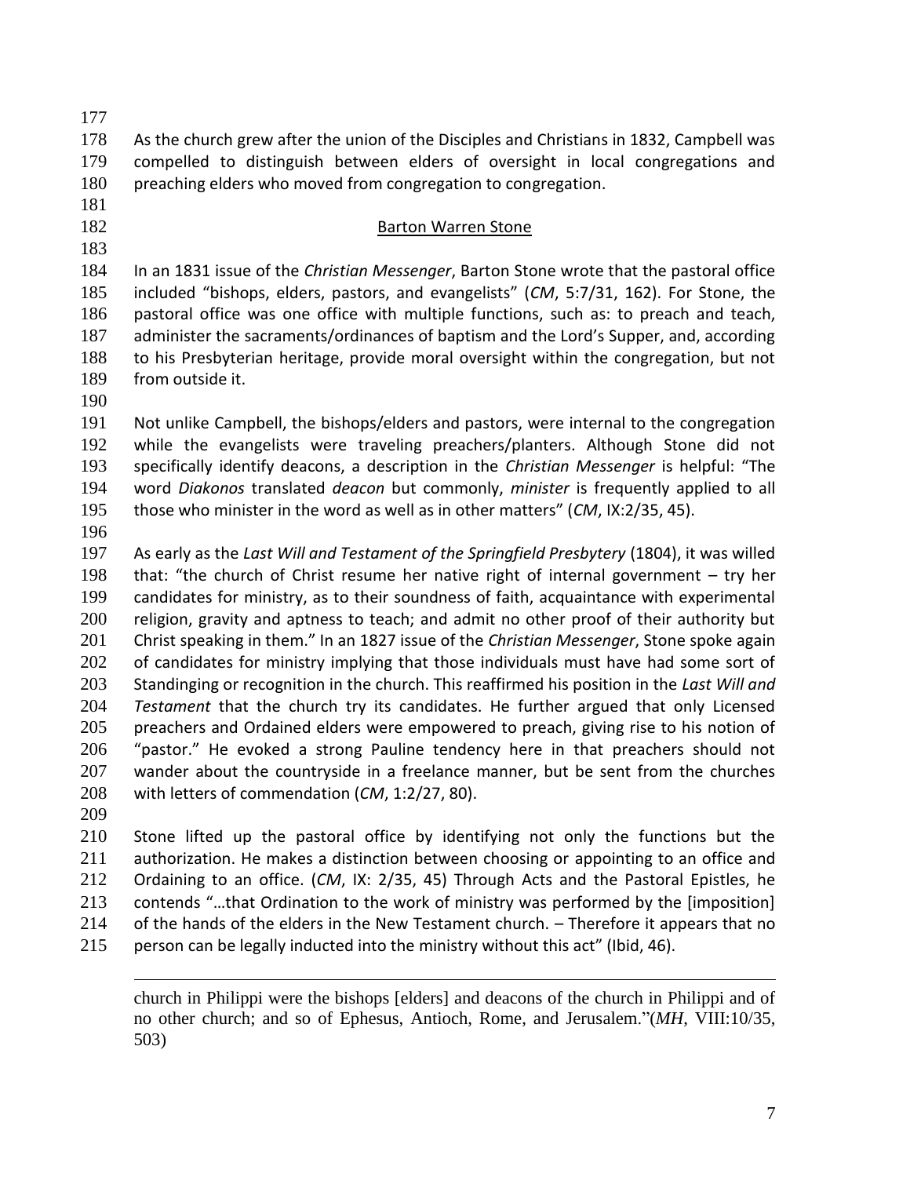As the church grew after the union of the Disciples and Christians in 1832, Campbell was compelled to distinguish between elders of oversight in local congregations and preaching elders who moved from congregation to congregation.

## Barton Warren Stone

In an 1831 issue of the *Christian Messenger*, Barton Stone wrote that the pastoral office included "bishops, elders, pastors, and evangelists" (*CM*, 5:7/31, 162). For Stone, the pastoral office was one office with multiple functions, such as: to preach and teach, administer the sacraments/ordinances of baptism and the Lord's Supper, and, according to his Presbyterian heritage, provide moral oversight within the congregation, but not from outside it.

Not unlike Campbell, the bishops/elders and pastors, were internal to the congregation while the evangelists were traveling preachers/planters. Although Stone did not specifically identify deacons, a description in the *Christian Messenger* is helpful: "The word *Diakonos* translated *deacon* but commonly, *minister* is frequently applied to all those who minister in the word as well as in other matters" (*CM*, IX:2/35, 45).

As early as the *Last Will and Testament of the Springfield Presbytery* (1804), it was willed that: "the church of Christ resume her native right of internal government – try her candidates for ministry, as to their soundness of faith, acquaintance with experimental religion, gravity and aptness to teach; and admit no other proof of their authority but Christ speaking in them." In an 1827 issue of the *Christian Messenger*, Stone spoke again of candidates for ministry implying that those individuals must have had some sort of Standinging or recognition in the church. This reaffirmed his position in the *Last Will and Testament* that the church try its candidates. He further argued that only Licensed preachers and Ordained elders were empowered to preach, giving rise to his notion of "pastor." He evoked a strong Pauline tendency here in that preachers should not wander about the countryside in a freelance manner, but be sent from the churches with letters of commendation (*CM*, 1:2/27, 80).

Stone lifted up the pastoral office by identifying not only the functions but the authorization. He makes a distinction between choosing or appointing to an office and Ordaining to an office. (*CM*, IX: 2/35, 45) Through Acts and the Pastoral Epistles, he contends "…that Ordination to the work of ministry was performed by the [imposition] of the hands of the elders in the New Testament church. – Therefore it appears that no person can be legally inducted into the ministry without this act" (Ibid, 46).

---

church in Philippi were the bishops [elders] and deacons of the church in Philippi and of no other church; and so of Ephesus, Antioch, Rome, and Jerusalem."(*MH*, VIII:10/35, 503)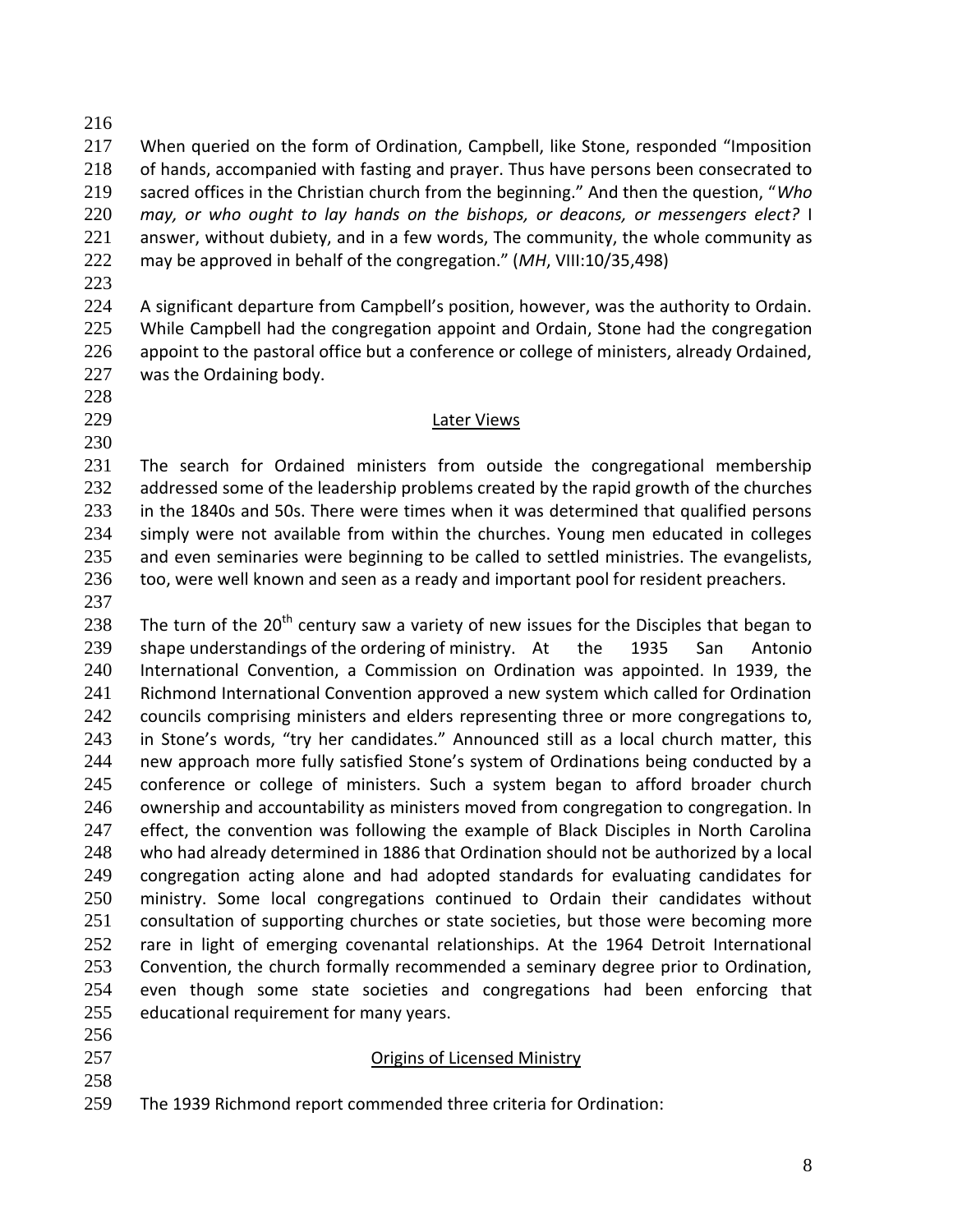When queried on the form of Ordination, Campbell, like Stone, responded "Imposition of hands, accompanied with fasting and prayer. Thus have persons been consecrated to sacred offices in the Christian church from the beginning." And then the question, "*Who may, or who ought to lay hands on the bishops, or deacons, or messengers elect?* I answer, without dubiety, and in a few words, The community, the whole community as may be approved in behalf of the congregation." (*MH*, VIII:10/35,498)

A significant departure from Campbell's position, however, was the authority to Ordain. While Campbell had the congregation appoint and Ordain, Stone had the congregation appoint to the pastoral office but a conference or college of ministers, already Ordained, was the Ordaining body.

## Later Views

The search for Ordained ministers from outside the congregational membership addressed some of the leadership problems created by the rapid growth of the churches in the 1840s and 50s. There were times when it was determined that qualified persons simply were not available from within the churches. Young men educated in colleges and even seminaries were beginning to be called to settled ministries. The evangelists, too, were well known and seen as a ready and important pool for resident preachers.

The turn of the 20th century saw a variety of new issues for the Disciples that began to shape understandings of the ordering of ministry. At the 1935 San Antonio International Convention, a Commission on Ordination was appointed. In 1939, the Richmond International Convention approved a new system which called for Ordination councils comprising ministers and elders representing three or more congregations to, in Stone's words, "try her candidates." Announced still as a local church matter, this new approach more fully satisfied Stone's system of Ordinations being conducted by a conference or college of ministers. Such a system began to afford broader church ownership and accountability as ministers moved from congregation to congregation. In effect, the convention was following the example of Black Disciples in North Carolina who had already determined in 1886 that Ordination should not be authorized by a local congregation acting alone and had adopted standards for evaluating candidates for ministry. Some local congregations continued to Ordain their candidates without consultation of supporting churches or state societies, but those were becoming more rare in light of emerging covenantal relationships. At the 1964 Detroit International Convention, the church formally recommended a seminary degree prior to Ordination, even though some state societies and congregations had been enforcing that educational requirement for many years.

## Origins of Licensed Ministry

The 1939 Richmond report commended three criteria for Ordination: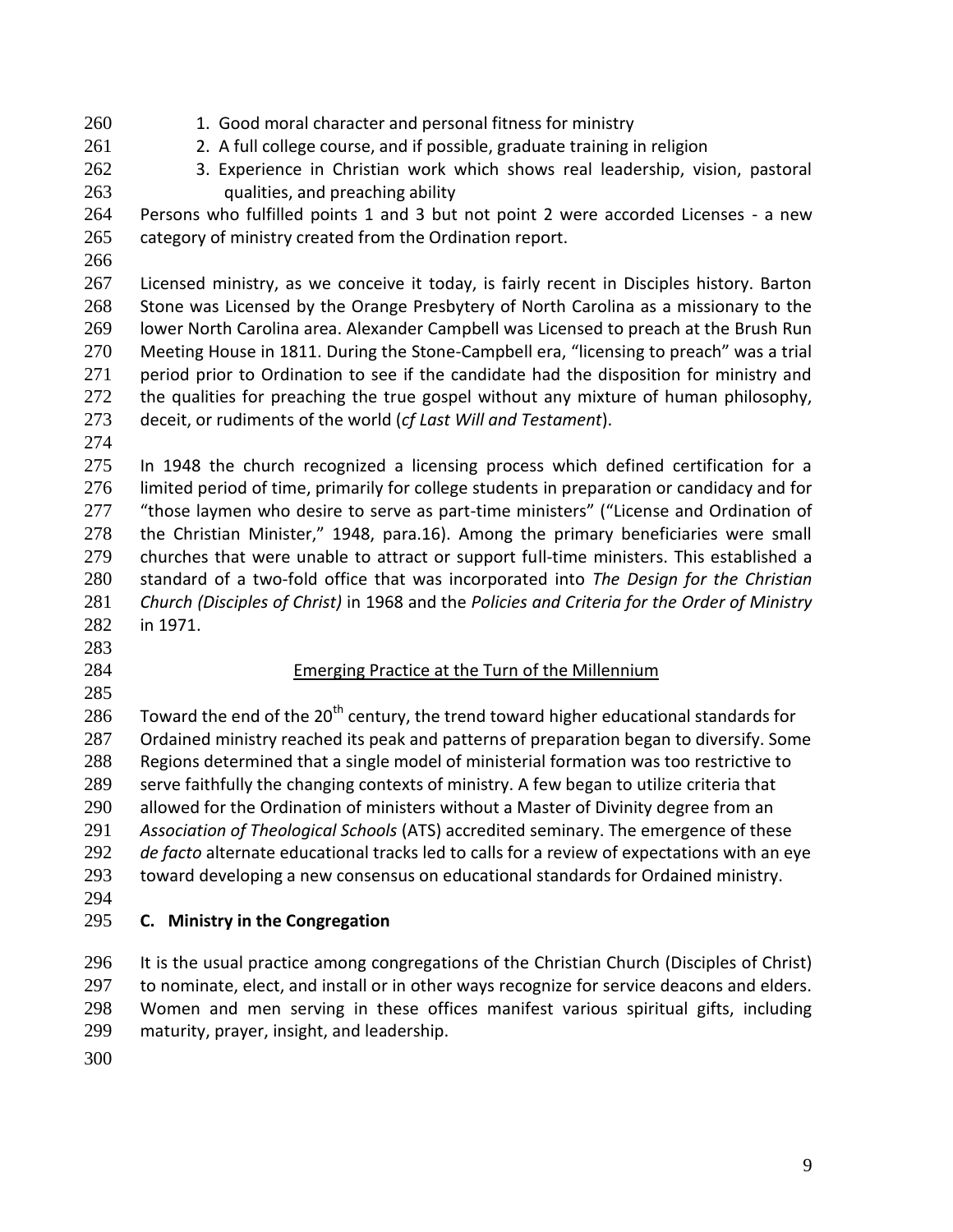1. Good moral character and personal fitness for ministry
2. A full college course, and if possible, graduate training in religion
3. Experience in Christian work which shows real leadership, vision, pastoral qualities, and preaching ability

Persons who fulfilled points 1 and 3 but not point 2 were accorded Licenses - a new category of ministry created from the Ordination report.

Licensed ministry, as we conceive it today, is fairly recent in Disciples history. Barton Stone was Licensed by the Orange Presbytery of North Carolina as a missionary to the lower North Carolina area. Alexander Campbell was Licensed to preach at the Brush Run Meeting House in 1811. During the Stone-Campbell era, "licensing to preach" was a trial period prior to Ordination to see if the candidate had the disposition for ministry and the qualities for preaching the true gospel without any mixture of human philosophy, deceit, or rudiments of the world (*cf Last Will and Testament*).

In 1948 the church recognized a licensing process which defined certification for a limited period of time, primarily for college students in preparation or candidacy and for "those laymen who desire to serve as part-time ministers" ("License and Ordination of the Christian Minister," 1948, para.16). Among the primary beneficiaries were small churches that were unable to attract or support full-time ministers. This established a standard of a two-fold office that was incorporated into *The Design for the Christian Church (Disciples of Christ)* in 1968 and the *Policies and Criteria for the Order of Ministry* in 1971.

### Emerging Practice at the Turn of the Millennium

Toward the end of the 20th century, the trend toward higher educational standards for Ordained ministry reached its peak and patterns of preparation began to diversify. Some Regions determined that a single model of ministerial formation was too restrictive to serve faithfully the changing contexts of ministry. A few began to utilize criteria that allowed for the Ordination of ministers without a Master of Divinity degree from an *Association of Theological Schools* (ATS) accredited seminary. The emergence of these *de facto* alternate educational tracks led to calls for a review of expectations with an eye toward developing a new consensus on educational standards for Ordained ministry.

## C. Ministry in the Congregation

It is the usual practice among congregations of the Christian Church (Disciples of Christ) to nominate, elect, and install or in other ways recognize for service deacons and elders. Women and men serving in these offices manifest various spiritual gifts, including maturity, prayer, insight, and leadership.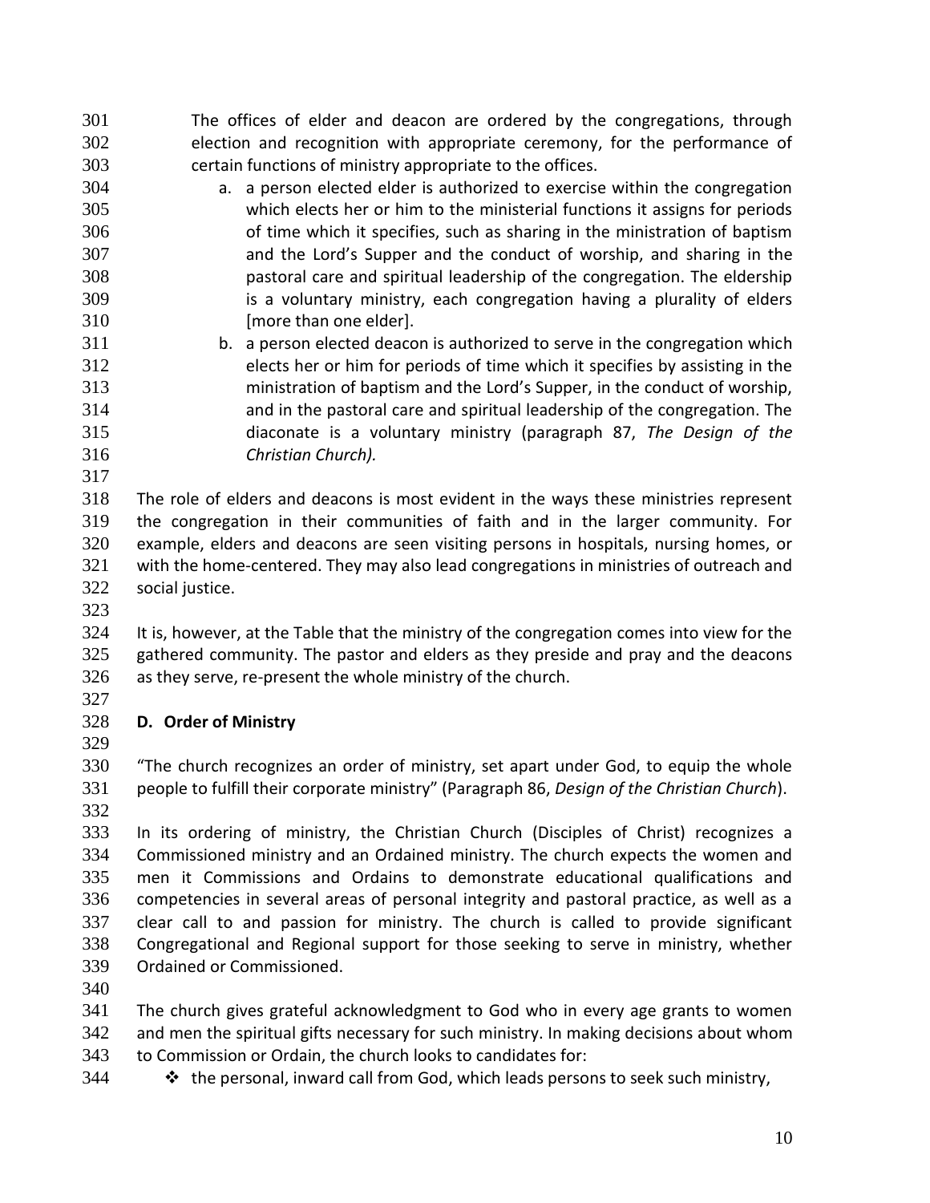The offices of elder and deacon are ordered by the congregations, through election and recognition with appropriate ceremony, for the performance of certain functions of ministry appropriate to the offices.

a. a person elected elder is authorized to exercise within the congregation which elects her or him to the ministerial functions it assigns for periods of time which it specifies, such as sharing in the ministration of baptism and the Lord's Supper and the conduct of worship, and sharing in the pastoral care and spiritual leadership of the congregation. The eldership is a voluntary ministry, each congregation having a plurality of elders [more than one elder].
b. a person elected deacon is authorized to serve in the congregation which elects her or him for periods of time which it specifies by assisting in the ministration of baptism and the Lord's Supper, in the conduct of worship, and in the pastoral care and spiritual leadership of the congregation. The diaconate is a voluntary ministry (paragraph 87, *The Design of the Christian Church).*

The role of elders and deacons is most evident in the ways these ministries represent the congregation in their communities of faith and in the larger community. For example, elders and deacons are seen visiting persons in hospitals, nursing homes, or with the home-centered. They may also lead congregations in ministries of outreach and social justice.

It is, however, at the Table that the ministry of the congregation comes into view for the gathered community. The pastor and elders as they preside and pray and the deacons as they serve, re-present the whole ministry of the church.

**D. Order of Ministry**

"The church recognizes an order of ministry, set apart under God, to equip the whole people to fulfill their corporate ministry" (Paragraph 86, *Design of the Christian Church*).

In its ordering of ministry, the Christian Church (Disciples of Christ) recognizes a Commissioned ministry and an Ordained ministry. The church expects the women and men it Commissions and Ordains to demonstrate educational qualifications and competencies in several areas of personal integrity and pastoral practice, as well as a clear call to and passion for ministry. The church is called to provide significant Congregational and Regional support for those seeking to serve in ministry, whether Ordained or Commissioned.

The church gives grateful acknowledgment to God who in every age grants to women and men the spiritual gifts necessary for such ministry. In making decisions about whom to Commission or Ordain, the church looks to candidates for:

- the personal, inward call from God, which leads persons to seek such ministry,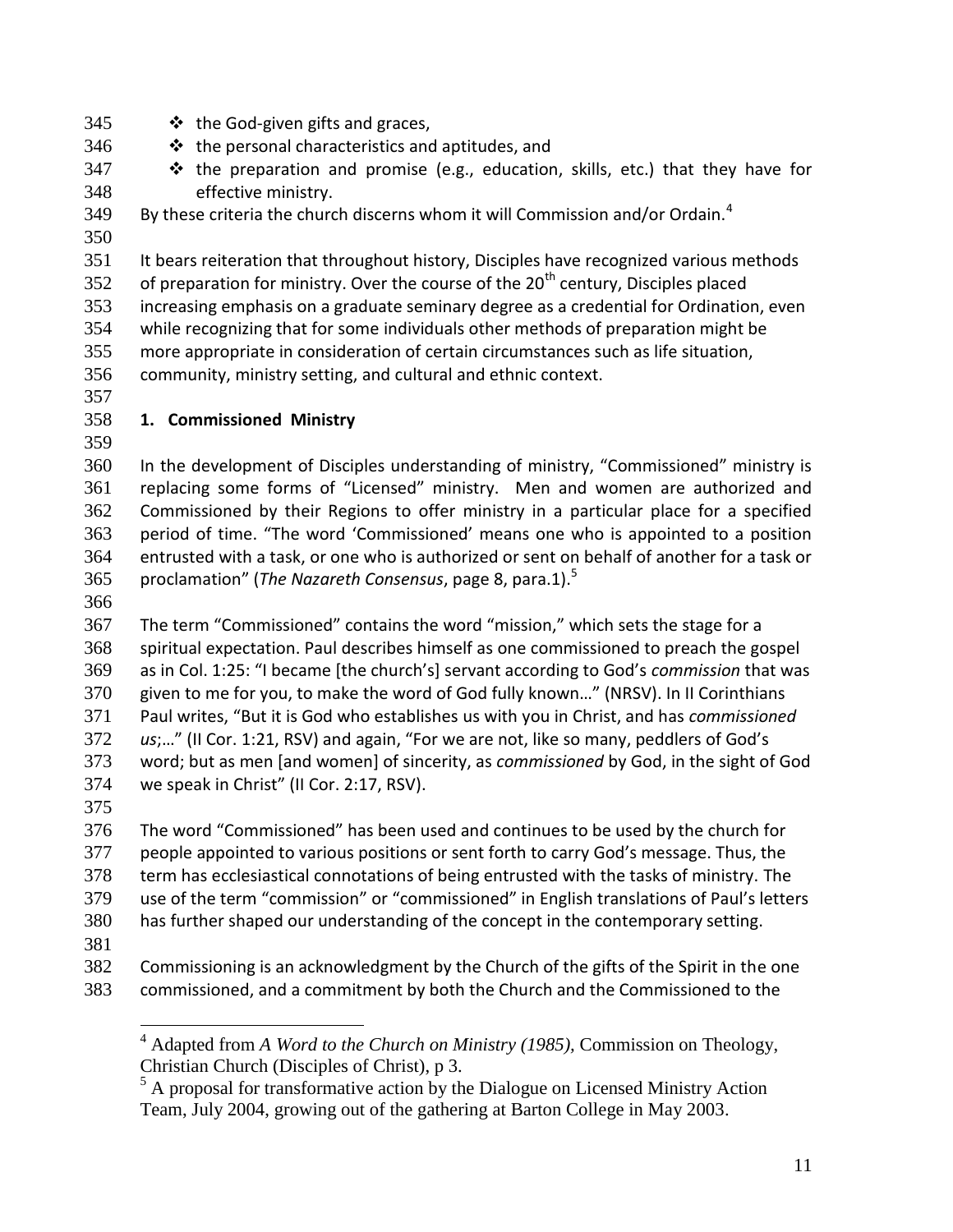- the God-given gifts and graces,
- the personal characteristics and aptitudes, and
- the preparation and promise (e.g., education, skills, etc.) that they have for effective ministry.

By these criteria the church discerns whom it will Commission and/or Ordain.[4]

It bears reiteration that throughout history, Disciples have recognized various methods of preparation for ministry. Over the course of the 20th century, Disciples placed increasing emphasis on a graduate seminary degree as a credential for Ordination, even while recognizing that for some individuals other methods of preparation might be more appropriate in consideration of certain circumstances such as life situation, community, ministry setting, and cultural and ethnic context.

## 1. Commissioned Ministry

In the development of Disciples understanding of ministry, "Commissioned" ministry is replacing some forms of "Licensed" ministry. Men and women are authorized and Commissioned by their Regions to offer ministry in a particular place for a specified period of time. "The word 'Commissioned' means one who is appointed to a position entrusted with a task, or one who is authorized or sent on behalf of another for a task or proclamation" (*The Nazareth Consensus*, page 8, para.1).[5]

The term "Commissioned" contains the word "mission," which sets the stage for a spiritual expectation. Paul describes himself as one commissioned to preach the gospel as in Col. 1:25: "I became [the church's] servant according to God's *commission* that was given to me for you, to make the word of God fully known…" (NRSV). In II Corinthians Paul writes, "But it is God who establishes us with you in Christ, and has *commissioned us*;…" (II Cor. 1:21, RSV) and again, "For we are not, like so many, peddlers of God's word; but as men [and women] of sincerity, as *commissioned* by God, in the sight of God we speak in Christ" (II Cor. 2:17, RSV).

The word "Commissioned" has been used and continues to be used by the church for people appointed to various positions or sent forth to carry God's message. Thus, the term has ecclesiastical connotations of being entrusted with the tasks of ministry. The use of the term "commission" or "commissioned" in English translations of Paul's letters has further shaped our understanding of the concept in the contemporary setting.

Commissioning is an acknowledgment by the Church of the gifts of the Spirit in the one commissioned, and a commitment by both the Church and the Commissioned to the

---

[4] Adapted from *A Word to the Church on Ministry (1985)*, Commission on Theology, Christian Church (Disciples of Christ), p 3.

[5] A proposal for transformative action by the Dialogue on Licensed Ministry Action Team, July 2004, growing out of the gathering at Barton College in May 2003.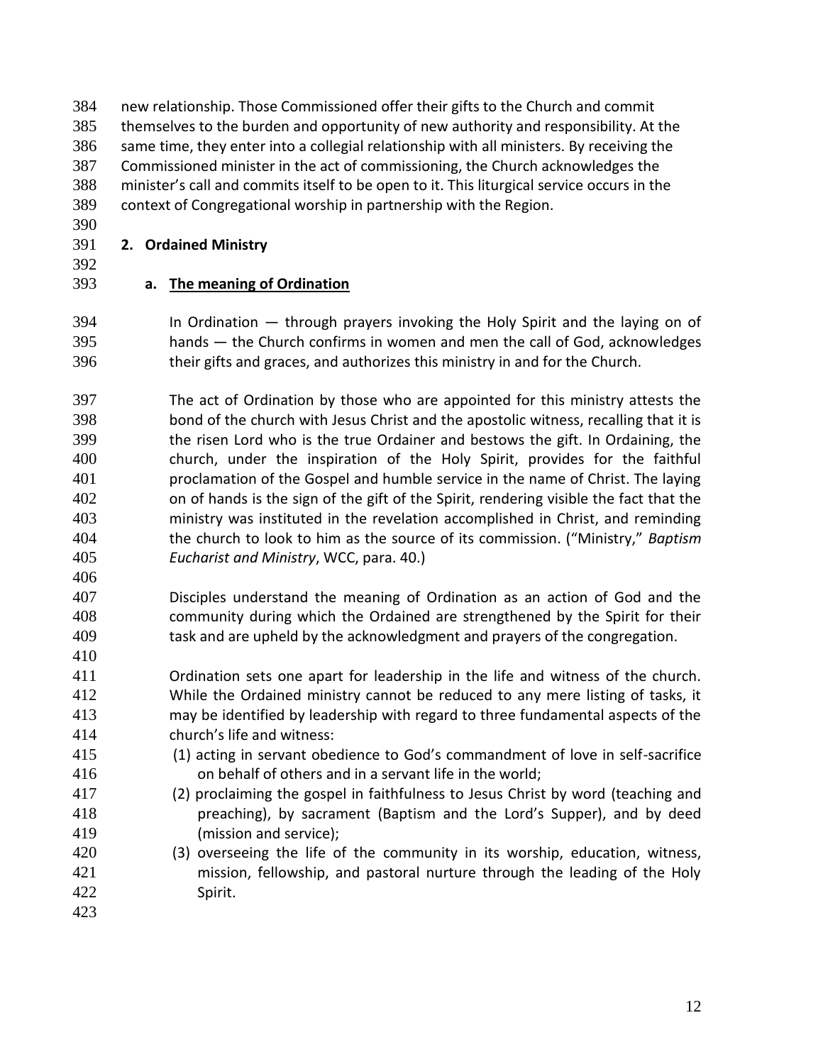new relationship. Those Commissioned offer their gifts to the Church and commit themselves to the burden and opportunity of new authority and responsibility. At the same time, they enter into a collegial relationship with all ministers. By receiving the Commissioned minister in the act of commissioning, the Church acknowledges the minister's call and commits itself to be open to it. This liturgical service occurs in the context of Congregational worship in partnership with the Region.

## 2. Ordained Ministry

### a. The meaning of Ordination

In Ordination — through prayers invoking the Holy Spirit and the laying on of hands — the Church confirms in women and men the call of God, acknowledges their gifts and graces, and authorizes this ministry in and for the Church.

The act of Ordination by those who are appointed for this ministry attests the bond of the church with Jesus Christ and the apostolic witness, recalling that it is the risen Lord who is the true Ordainer and bestows the gift. In Ordaining, the church, under the inspiration of the Holy Spirit, provides for the faithful proclamation of the Gospel and humble service in the name of Christ. The laying on of hands is the sign of the gift of the Spirit, rendering visible the fact that the ministry was instituted in the revelation accomplished in Christ, and reminding the church to look to him as the source of its commission. ("Ministry," *Baptism Eucharist and Ministry*, WCC, para. 40.)

Disciples understand the meaning of Ordination as an action of God and the community during which the Ordained are strengthened by the Spirit for their task and are upheld by the acknowledgment and prayers of the congregation.

Ordination sets one apart for leadership in the life and witness of the church. While the Ordained ministry cannot be reduced to any mere listing of tasks, it may be identified by leadership with regard to three fundamental aspects of the church's life and witness:

(1) acting in servant obedience to God's commandment of love in self-sacrifice on behalf of others and in a servant life in the world;

(2) proclaiming the gospel in faithfulness to Jesus Christ by word (teaching and preaching), by sacrament (Baptism and the Lord's Supper), and by deed (mission and service);

(3) overseeing the life of the community in its worship, education, witness, mission, fellowship, and pastoral nurture through the leading of the Holy Spirit.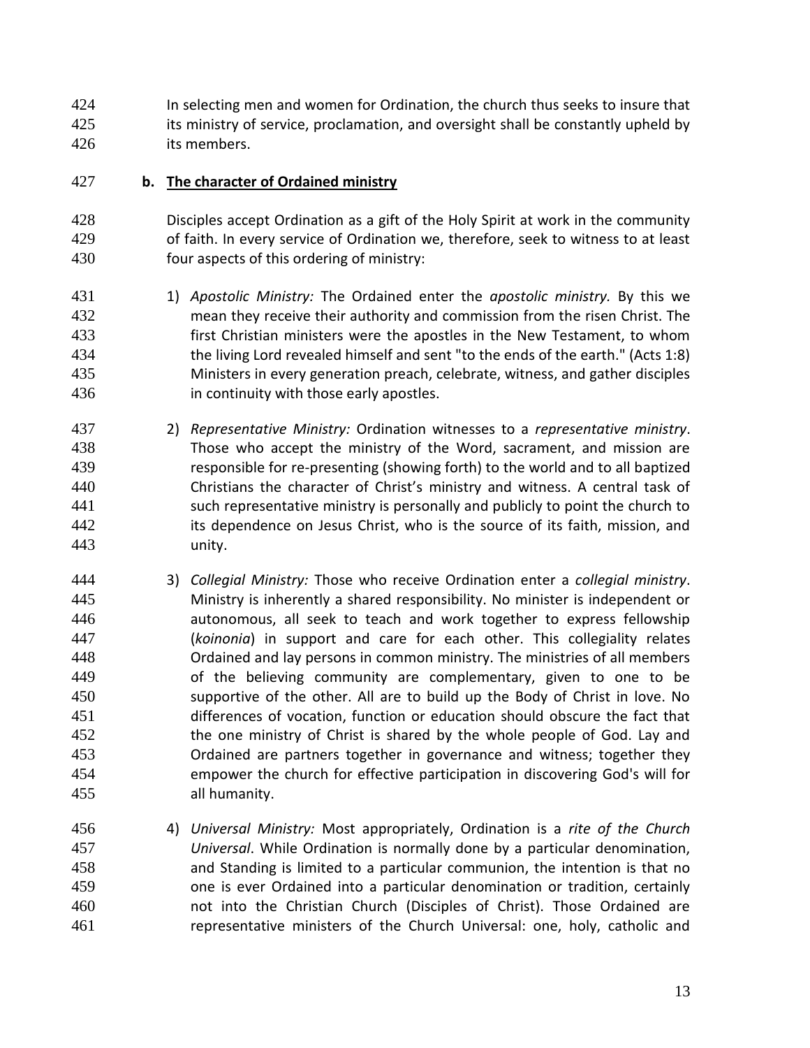In selecting men and women for Ordination, the church thus seeks to insure that its ministry of service, proclamation, and oversight shall be constantly upheld by its members.

**b. <u>The character of Ordained ministry</u>**

Disciples accept Ordination as a gift of the Holy Spirit at work in the community of faith. In every service of Ordination we, therefore, seek to witness to at least four aspects of this ordering of ministry:

1) *Apostolic Ministry:* The Ordained enter the *apostolic ministry.* By this we mean they receive their authority and commission from the risen Christ. The first Christian ministers were the apostles in the New Testament, to whom the living Lord revealed himself and sent "to the ends of the earth." (Acts 1:8) Ministers in every generation preach, celebrate, witness, and gather disciples in continuity with those early apostles.

2) *Representative Ministry:* Ordination witnesses to a *representative ministry*. Those who accept the ministry of the Word, sacrament, and mission are responsible for re-presenting (showing forth) to the world and to all baptized Christians the character of Christ's ministry and witness. A central task of such representative ministry is personally and publicly to point the church to its dependence on Jesus Christ, who is the source of its faith, mission, and unity.

3) *Collegial Ministry:* Those who receive Ordination enter a *collegial ministry*. Ministry is inherently a shared responsibility. No minister is independent or autonomous, all seek to teach and work together to express fellowship (*koinonia*) in support and care for each other. This collegiality relates Ordained and lay persons in common ministry. The ministries of all members of the believing community are complementary, given to one to be supportive of the other. All are to build up the Body of Christ in love. No differences of vocation, function or education should obscure the fact that the one ministry of Christ is shared by the whole people of God. Lay and Ordained are partners together in governance and witness; together they empower the church for effective participation in discovering God's will for all humanity.

4) *Universal Ministry:* Most appropriately, Ordination is a *rite of the Church Universal*. While Ordination is normally done by a particular denomination, and Standing is limited to a particular communion, the intention is that no one is ever Ordained into a particular denomination or tradition, certainly not into the Christian Church (Disciples of Christ). Those Ordained are representative ministers of the Church Universal: one, holy, catholic and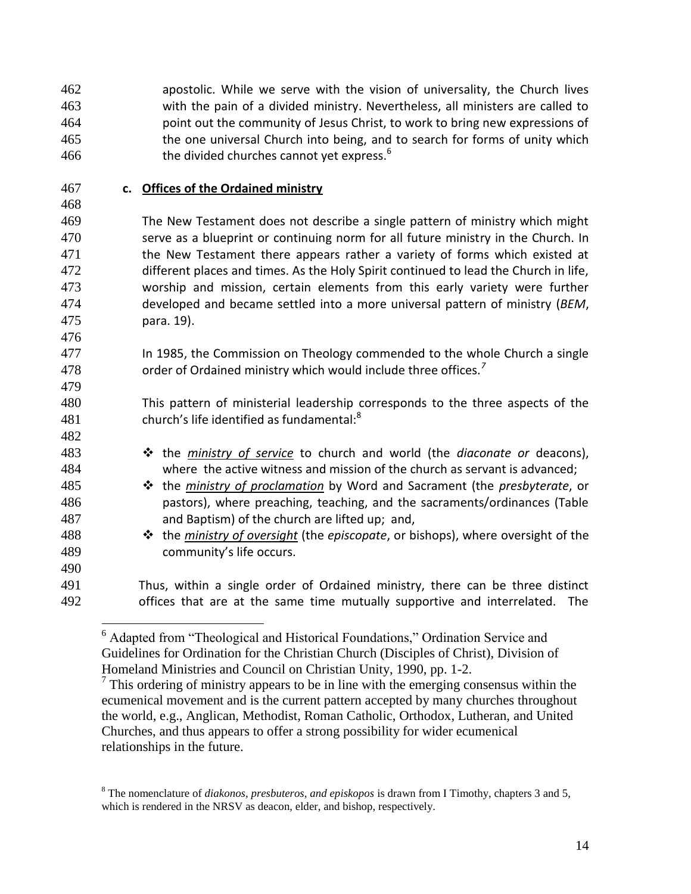apostolic. While we serve with the vision of universality, the Church lives with the pain of a divided ministry. Nevertheless, all ministers are called to point out the community of Jesus Christ, to work to bring new expressions of the one universal Church into being, and to search for forms of unity which the divided churches cannot yet express.[6]

### c. Offices of the Ordained ministry

The New Testament does not describe a single pattern of ministry which might serve as a blueprint or continuing norm for all future ministry in the Church. In the New Testament there appears rather a variety of forms which existed at different places and times. As the Holy Spirit continued to lead the Church in life, worship and mission, certain elements from this early variety were further developed and became settled into a more universal pattern of ministry (*BEM*, para. 19).

In 1985, the Commission on Theology commended to the whole Church a single order of Ordained ministry which would include three offices.[7]

This pattern of ministerial leadership corresponds to the three aspects of the church's life identified as fundamental:[8]

- the *ministry of service* to church and world (the *diaconate or* deacons), where the active witness and mission of the church as servant is advanced;
- the *ministry of proclamation* by Word and Sacrament (the *presbyterate*, or pastors), where preaching, teaching, and the sacraments/ordinances (Table and Baptism) of the church are lifted up; and,
- the *ministry of oversight* (the *episcopate*, or bishops), where oversight of the community's life occurs.

Thus, within a single order of Ordained ministry, there can be three distinct offices that are at the same time mutually supportive and interrelated. The

---

[6] Adapted from "Theological and Historical Foundations," Ordination Service and Guidelines for Ordination for the Christian Church (Disciples of Christ), Division of Homeland Ministries and Council on Christian Unity, 1990, pp. 1-2.

[7] This ordering of ministry appears to be in line with the emerging consensus within the ecumenical movement and is the current pattern accepted by many churches throughout the world, e.g., Anglican, Methodist, Roman Catholic, Orthodox, Lutheran, and United Churches, and thus appears to offer a strong possibility for wider ecumenical relationships in the future.

[8] The nomenclature of *diakonos, presbuteros, and episkopos* is drawn from I Timothy, chapters 3 and 5, which is rendered in the NRSV as deacon, elder, and bishop, respectively.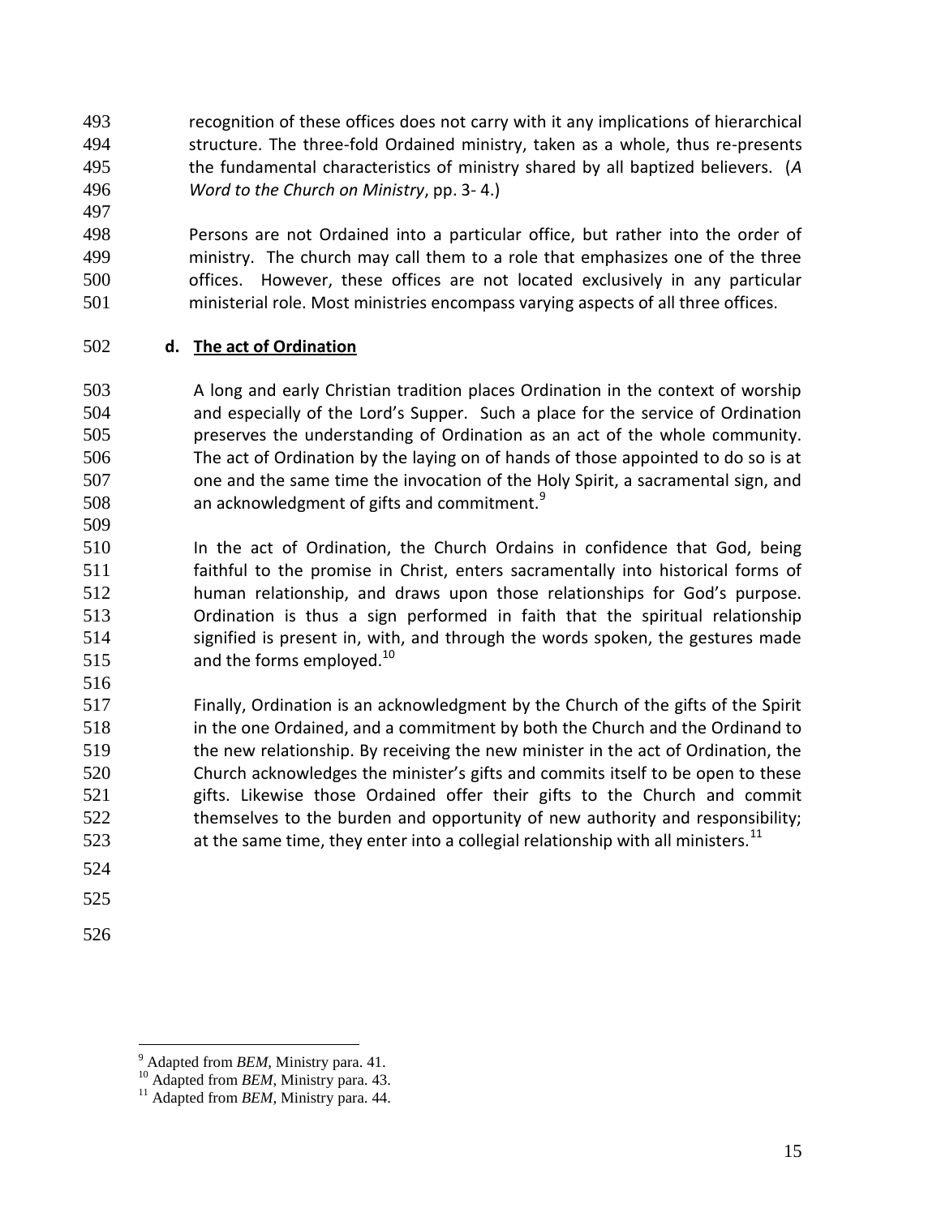recognition of these offices does not carry with it any implications of hierarchical structure. The three-fold Ordained ministry, taken as a whole, thus re-presents the fundamental characteristics of ministry shared by all baptized believers. (*A Word to the Church on Ministry*, pp. 3- 4.)

Persons are not Ordained into a particular office, but rather into the order of ministry. The church may call them to a role that emphasizes one of the three offices. However, these offices are not located exclusively in any particular ministerial role. Most ministries encompass varying aspects of all three offices.

**d. The act of Ordination**

A long and early Christian tradition places Ordination in the context of worship and especially of the Lord's Supper. Such a place for the service of Ordination preserves the understanding of Ordination as an act of the whole community. The act of Ordination by the laying on of hands of those appointed to do so is at one and the same time the invocation of the Holy Spirit, a sacramental sign, and an acknowledgment of gifts and commitment.[9]

In the act of Ordination, the Church Ordains in confidence that God, being faithful to the promise in Christ, enters sacramentally into historical forms of human relationship, and draws upon those relationships for God's purpose. Ordination is thus a sign performed in faith that the spiritual relationship signified is present in, with, and through the words spoken, the gestures made and the forms employed.[10]

Finally, Ordination is an acknowledgment by the Church of the gifts of the Spirit in the one Ordained, and a commitment by both the Church and the Ordinand to the new relationship. By receiving the new minister in the act of Ordination, the Church acknowledges the minister's gifts and commits itself to be open to these gifts. Likewise those Ordained offer their gifts to the Church and commit themselves to the burden and opportunity of new authority and responsibility; at the same time, they enter into a collegial relationship with all ministers.[11]

---

[9] Adapted from *BEM*, Ministry para. 41.

[10] Adapted from *BEM*, Ministry para. 43.

[11] Adapted from *BEM*, Ministry para. 44.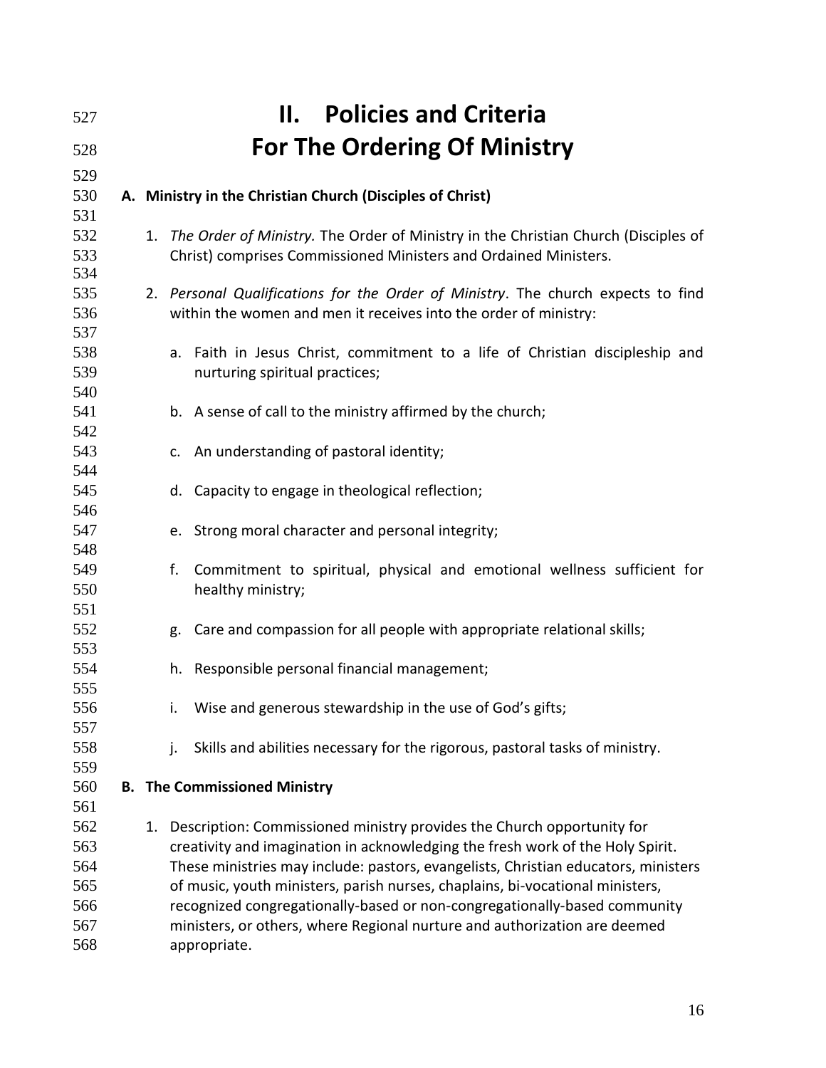# II. Policies and Criteria For The Ordering Of Ministry

## A. Ministry in the Christian Church (Disciples of Christ)

1. *The Order of Ministry.* The Order of Ministry in the Christian Church (Disciples of Christ) comprises Commissioned Ministers and Ordained Ministers.

2. *Personal Qualifications for the Order of Ministry*. The church expects to find within the women and men it receives into the order of ministry:

   a. Faith in Jesus Christ, commitment to a life of Christian discipleship and nurturing spiritual practices;

   b. A sense of call to the ministry affirmed by the church;

   c. An understanding of pastoral identity;

   d. Capacity to engage in theological reflection;

   e. Strong moral character and personal integrity;

   f. Commitment to spiritual, physical and emotional wellness sufficient for healthy ministry;

   g. Care and compassion for all people with appropriate relational skills;

   h. Responsible personal financial management;

   i. Wise and generous stewardship in the use of God's gifts;

   j. Skills and abilities necessary for the rigorous, pastoral tasks of ministry.

## B. The Commissioned Ministry

1. Description: Commissioned ministry provides the Church opportunity for creativity and imagination in acknowledging the fresh work of the Holy Spirit. These ministries may include: pastors, evangelists, Christian educators, ministers of music, youth ministers, parish nurses, chaplains, bi-vocational ministers, recognized congregationally-based or non-congregationally-based community ministers, or others, where Regional nurture and authorization are deemed appropriate.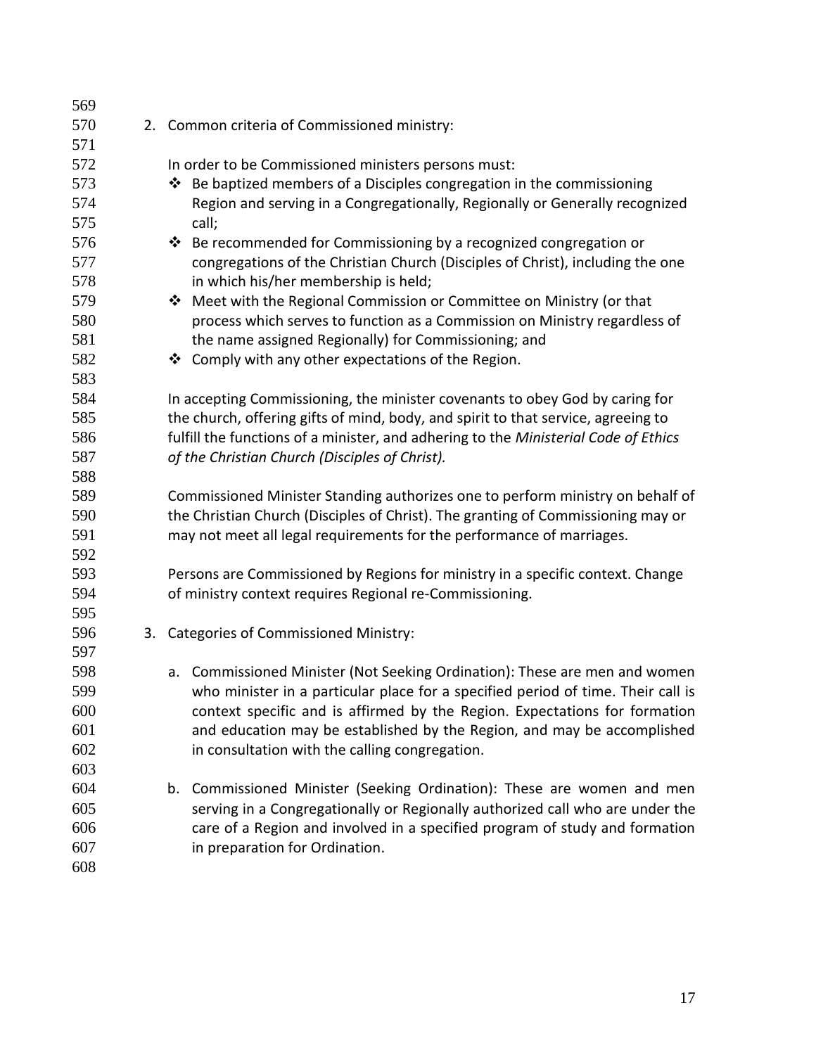2. Common criteria of Commissioned ministry:

   In order to be Commissioned ministers persons must:

   - Be baptized members of a Disciples congregation in the commissioning Region and serving in a Congregationally, Regionally or Generally recognized call;
   - Be recommended for Commissioning by a recognized congregation or congregations of the Christian Church (Disciples of Christ), including the one in which his/her membership is held;
   - Meet with the Regional Commission or Committee on Ministry (or that process which serves to function as a Commission on Ministry regardless of the name assigned Regionally) for Commissioning; and
   - Comply with any other expectations of the Region.

   In accepting Commissioning, the minister covenants to obey God by caring for the church, offering gifts of mind, body, and spirit to that service, agreeing to fulfill the functions of a minister, and adhering to the *Ministerial Code of Ethics of the Christian Church (Disciples of Christ).*

   Commissioned Minister Standing authorizes one to perform ministry on behalf of the Christian Church (Disciples of Christ). The granting of Commissioning may or may not meet all legal requirements for the performance of marriages.

   Persons are Commissioned by Regions for ministry in a specific context. Change of ministry context requires Regional re-Commissioning.

3. Categories of Commissioned Ministry:

   a. Commissioned Minister (Not Seeking Ordination): These are men and women who minister in a particular place for a specified period of time. Their call is context specific and is affirmed by the Region. Expectations for formation and education may be established by the Region, and may be accomplished in consultation with the calling congregation.

   b. Commissioned Minister (Seeking Ordination): These are women and men serving in a Congregationally or Regionally authorized call who are under the care of a Region and involved in a specified program of study and formation in preparation for Ordination.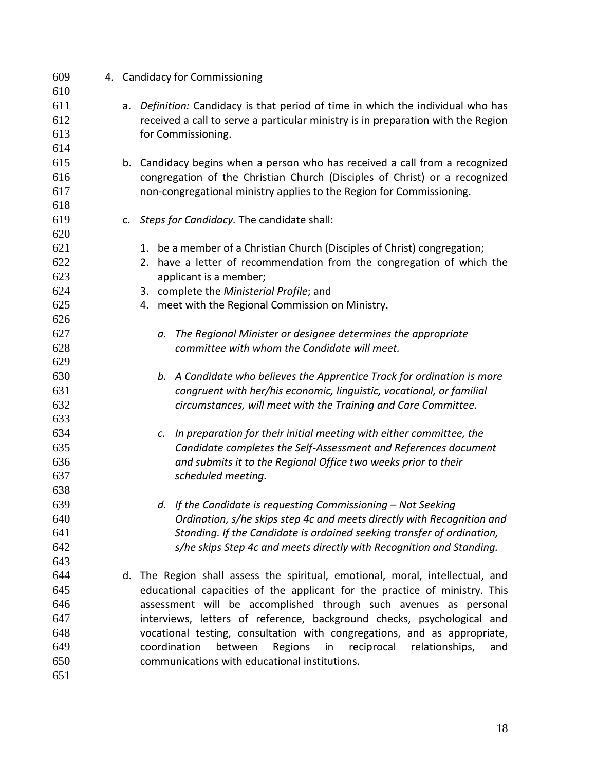4. Candidacy for Commissioning

   a. *Definition:* Candidacy is that period of time in which the individual who has received a call to serve a particular ministry is in preparation with the Region for Commissioning.

   b. Candidacy begins when a person who has received a call from a recognized congregation of the Christian Church (Disciples of Christ) or a recognized non-congregational ministry applies to the Region for Commissioning.

   c. *Steps for Candidacy.* The candidate shall:

      1. be a member of a Christian Church (Disciples of Christ) congregation;
      2. have a letter of recommendation from the congregation of which the applicant is a member;
      3. complete the *Ministerial Profile*; and
      4. meet with the Regional Commission on Ministry.

         a. *The Regional Minister or designee determines the appropriate committee with whom the Candidate will meet.*

         b. *A Candidate who believes the Apprentice Track for ordination is more congruent with her/his economic, linguistic, vocational, or familial circumstances, will meet with the Training and Care Committee.*

         c. *In preparation for their initial meeting with either committee, the Candidate completes the Self-Assessment and References document and submits it to the Regional Office two weeks prior to their scheduled meeting.*

         d. *If the Candidate is requesting Commissioning – Not Seeking Ordination, s/he skips step 4c and meets directly with Recognition and Standing. If the Candidate is ordained seeking transfer of ordination, s/he skips Step 4c and meets directly with Recognition and Standing.*

   d. The Region shall assess the spiritual, emotional, moral, intellectual, and educational capacities of the applicant for the practice of ministry. This assessment will be accomplished through such avenues as personal interviews, letters of reference, background checks, psychological and vocational testing, consultation with congregations, and as appropriate, coordination between Regions in reciprocal relationships, and communications with educational institutions.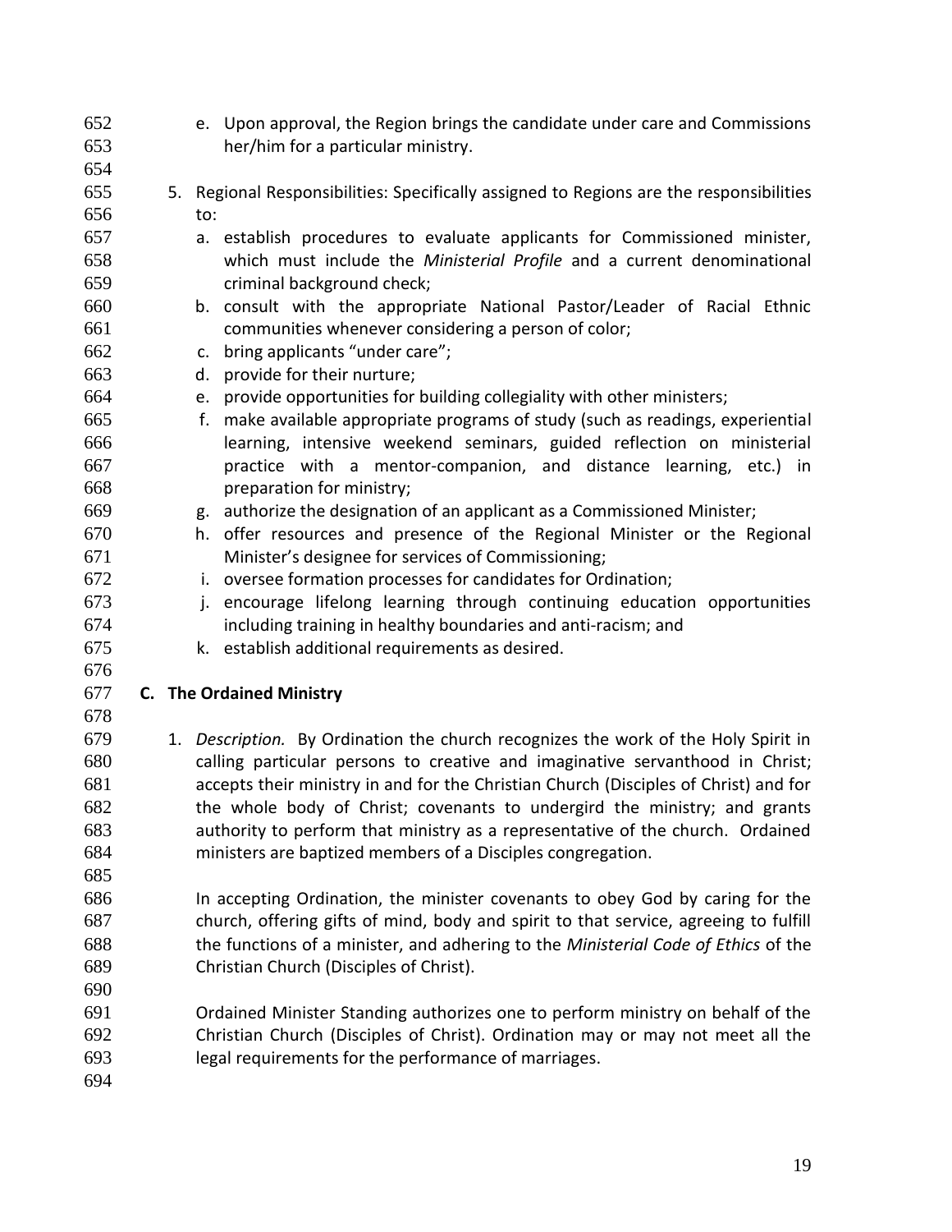e. Upon approval, the Region brings the candidate under care and Commissions her/him for a particular ministry.

5. Regional Responsibilities: Specifically assigned to Regions are the responsibilities to:
   a. establish procedures to evaluate applicants for Commissioned minister, which must include the *Ministerial Profile* and a current denominational criminal background check;
   b. consult with the appropriate National Pastor/Leader of Racial Ethnic communities whenever considering a person of color;
   c. bring applicants "under care";
   d. provide for their nurture;
   e. provide opportunities for building collegiality with other ministers;
   f. make available appropriate programs of study (such as readings, experiential learning, intensive weekend seminars, guided reflection on ministerial practice with a mentor-companion, and distance learning, etc.) in preparation for ministry;
   g. authorize the designation of an applicant as a Commissioned Minister;
   h. offer resources and presence of the Regional Minister or the Regional Minister's designee for services of Commissioning;
   i. oversee formation processes for candidates for Ordination;
   j. encourage lifelong learning through continuing education opportunities including training in healthy boundaries and anti-racism; and
   k. establish additional requirements as desired.

## C. The Ordained Ministry

1. *Description.* By Ordination the church recognizes the work of the Holy Spirit in calling particular persons to creative and imaginative servanthood in Christ; accepts their ministry in and for the Christian Church (Disciples of Christ) and for the whole body of Christ; covenants to undergird the ministry; and grants authority to perform that ministry as a representative of the church. Ordained ministers are baptized members of a Disciples congregation.

   In accepting Ordination, the minister covenants to obey God by caring for the church, offering gifts of mind, body and spirit to that service, agreeing to fulfill the functions of a minister, and adhering to the *Ministerial Code of Ethics* of the Christian Church (Disciples of Christ).

   Ordained Minister Standing authorizes one to perform ministry on behalf of the Christian Church (Disciples of Christ). Ordination may or may not meet all the legal requirements for the performance of marriages.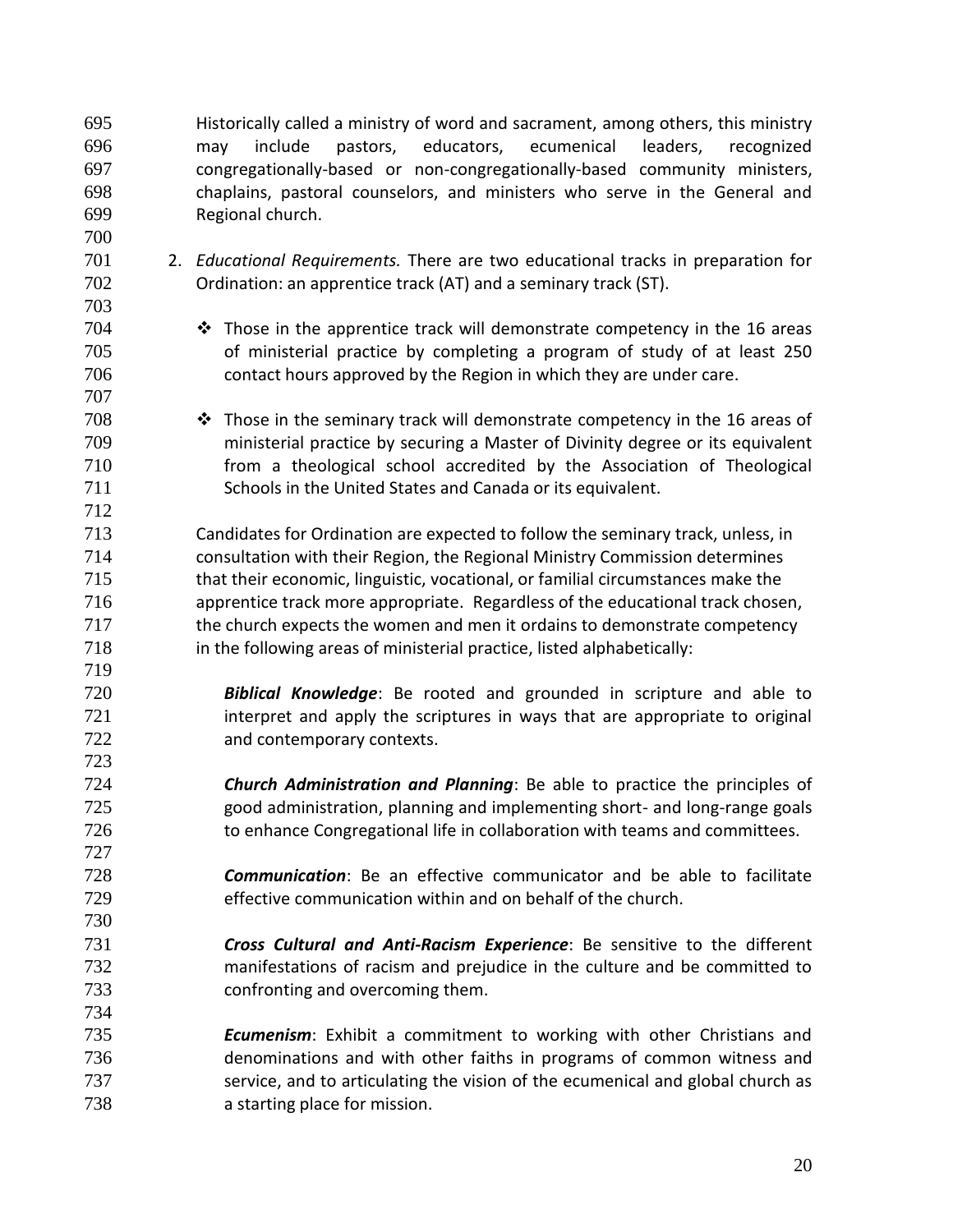Historically called a ministry of word and sacrament, among others, this ministry may include pastors, educators, ecumenical leaders, recognized congregationally-based or non-congregationally-based community ministers, chaplains, pastoral counselors, and ministers who serve in the General and Regional church.

2. *Educational Requirements.* There are two educational tracks in preparation for Ordination: an apprentice track (AT) and a seminary track (ST).

   - Those in the apprentice track will demonstrate competency in the 16 areas of ministerial practice by completing a program of study of at least 250 contact hours approved by the Region in which they are under care.

   - Those in the seminary track will demonstrate competency in the 16 areas of ministerial practice by securing a Master of Divinity degree or its equivalent from a theological school accredited by the Association of Theological Schools in the United States and Canada or its equivalent.

   Candidates for Ordination are expected to follow the seminary track, unless, in consultation with their Region, the Regional Ministry Commission determines that their economic, linguistic, vocational, or familial circumstances make the apprentice track more appropriate. Regardless of the educational track chosen, the church expects the women and men it ordains to demonstrate competency in the following areas of ministerial practice, listed alphabetically:

   ***Biblical Knowledge***: Be rooted and grounded in scripture and able to interpret and apply the scriptures in ways that are appropriate to original and contemporary contexts.

   ***Church Administration and Planning***: Be able to practice the principles of good administration, planning and implementing short- and long-range goals to enhance Congregational life in collaboration with teams and committees.

   ***Communication***: Be an effective communicator and be able to facilitate effective communication within and on behalf of the church.

   ***Cross Cultural and Anti-Racism Experience***: Be sensitive to the different manifestations of racism and prejudice in the culture and be committed to confronting and overcoming them.

   ***Ecumenism***: Exhibit a commitment to working with other Christians and denominations and with other faiths in programs of common witness and service, and to articulating the vision of the ecumenical and global church as a starting place for mission.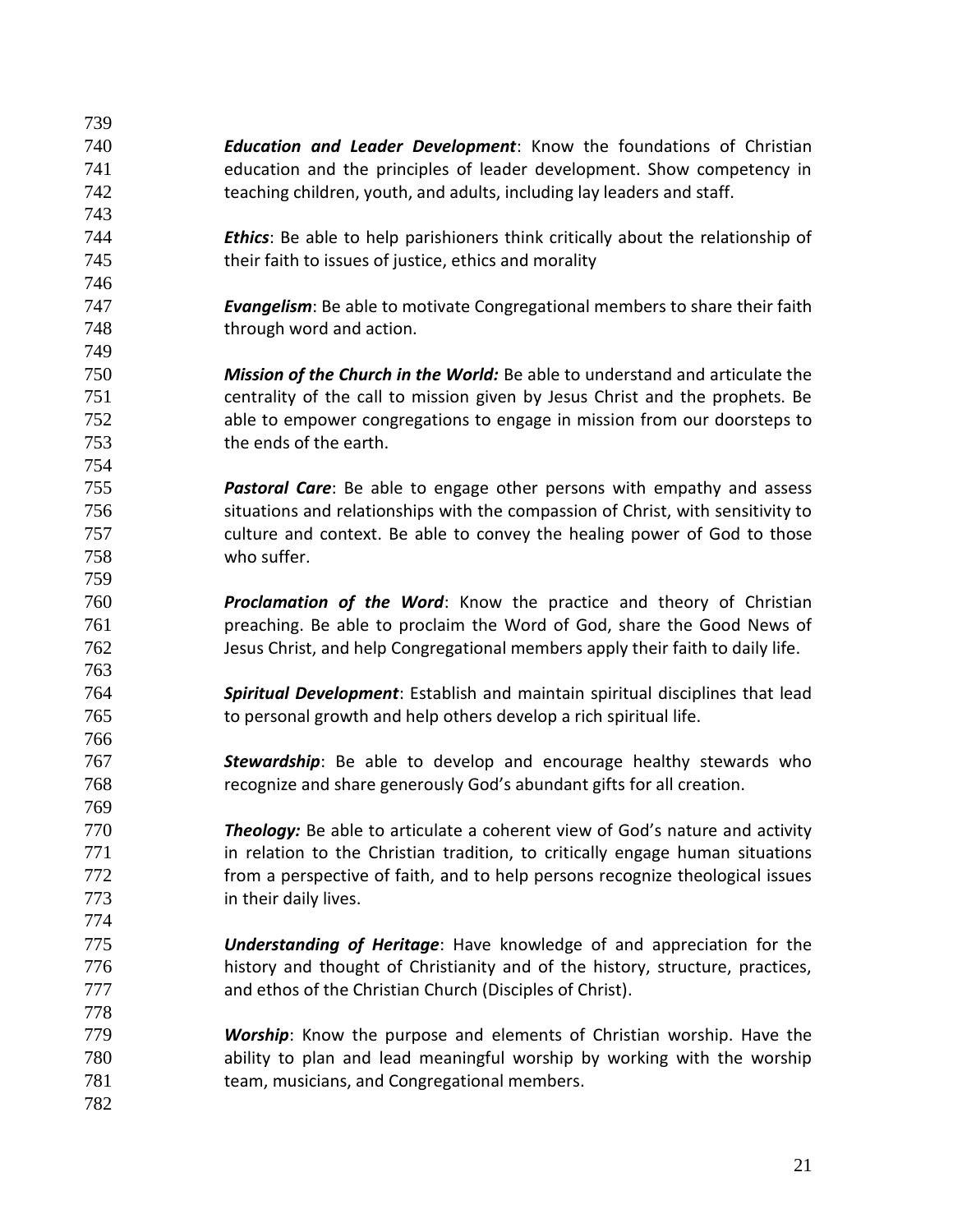***Education and Leader Development***: Know the foundations of Christian education and the principles of leader development. Show competency in teaching children, youth, and adults, including lay leaders and staff.

***Ethics***: Be able to help parishioners think critically about the relationship of their faith to issues of justice, ethics and morality

***Evangelism***: Be able to motivate Congregational members to share their faith through word and action.

***Mission of the Church in the World:*** Be able to understand and articulate the centrality of the call to mission given by Jesus Christ and the prophets. Be able to empower congregations to engage in mission from our doorsteps to the ends of the earth.

***Pastoral Care***: Be able to engage other persons with empathy and assess situations and relationships with the compassion of Christ, with sensitivity to culture and context. Be able to convey the healing power of God to those who suffer.

***Proclamation of the Word***: Know the practice and theory of Christian preaching. Be able to proclaim the Word of God, share the Good News of Jesus Christ, and help Congregational members apply their faith to daily life.

***Spiritual Development***: Establish and maintain spiritual disciplines that lead to personal growth and help others develop a rich spiritual life.

***Stewardship***: Be able to develop and encourage healthy stewards who recognize and share generously God's abundant gifts for all creation.

***Theology:*** Be able to articulate a coherent view of God's nature and activity in relation to the Christian tradition, to critically engage human situations from a perspective of faith, and to help persons recognize theological issues in their daily lives.

***Understanding of Heritage***: Have knowledge of and appreciation for the history and thought of Christianity and of the history, structure, practices, and ethos of the Christian Church (Disciples of Christ).

***Worship***: Know the purpose and elements of Christian worship. Have the ability to plan and lead meaningful worship by working with the worship team, musicians, and Congregational members.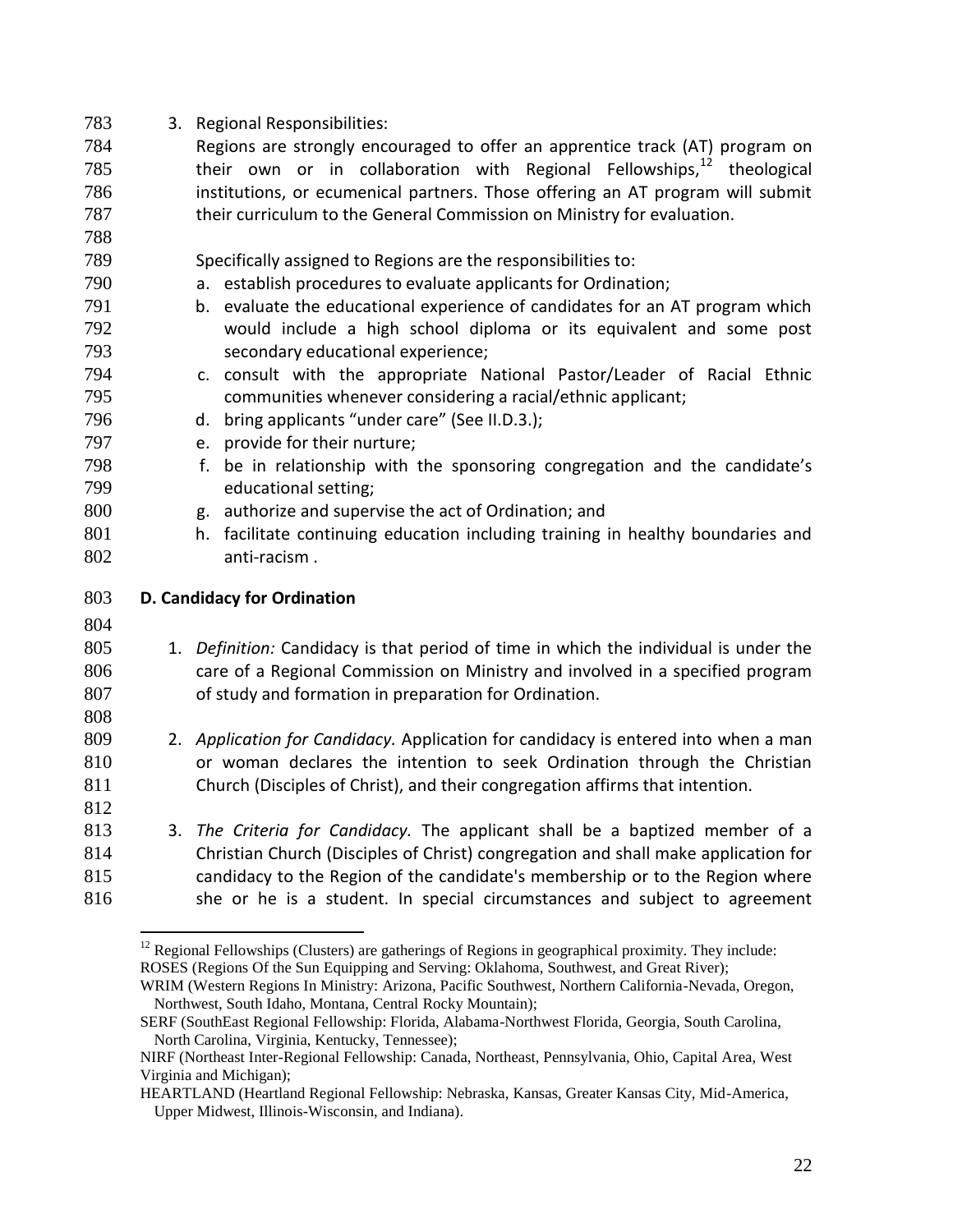3. Regional Responsibilities:

   Regions are strongly encouraged to offer an apprentice track (AT) program on their own or in collaboration with Regional Fellowships,[12] theological institutions, or ecumenical partners. Those offering an AT program will submit their curriculum to the General Commission on Ministry for evaluation.

   Specifically assigned to Regions are the responsibilities to:

   a. establish procedures to evaluate applicants for Ordination;
   b. evaluate the educational experience of candidates for an AT program which would include a high school diploma or its equivalent and some post secondary educational experience;
   c. consult with the appropriate National Pastor/Leader of Racial Ethnic communities whenever considering a racial/ethnic applicant;
   d. bring applicants "under care" (See II.D.3.);
   e. provide for their nurture;
   f. be in relationship with the sponsoring congregation and the candidate's educational setting;
   g. authorize and supervise the act of Ordination; and
   h. facilitate continuing education including training in healthy boundaries and anti-racism .

**D. Candidacy for Ordination**

1. *Definition:* Candidacy is that period of time in which the individual is under the care of a Regional Commission on Ministry and involved in a specified program of study and formation in preparation for Ordination.

2. *Application for Candidacy.* Application for candidacy is entered into when a man or woman declares the intention to seek Ordination through the Christian Church (Disciples of Christ), and their congregation affirms that intention.

3. *The Criteria for Candidacy.* The applicant shall be a baptized member of a Christian Church (Disciples of Christ) congregation and shall make application for candidacy to the Region of the candidate's membership or to the Region where she or he is a student. In special circumstances and subject to agreement

---

[12] Regional Fellowships (Clusters) are gatherings of Regions in geographical proximity. They include: ROSES (Regions Of the Sun Equipping and Serving: Oklahoma, Southwest, and Great River); WRIM (Western Regions In Ministry: Arizona, Pacific Southwest, Northern California-Nevada, Oregon, Northwest, South Idaho, Montana, Central Rocky Mountain); SERF (SouthEast Regional Fellowship: Florida, Alabama-Northwest Florida, Georgia, South Carolina, North Carolina, Virginia, Kentucky, Tennessee); NIRF (Northeast Inter-Regional Fellowship: Canada, Northeast, Pennsylvania, Ohio, Capital Area, West Virginia and Michigan); HEARTLAND (Heartland Regional Fellowship: Nebraska, Kansas, Greater Kansas City, Mid-America, Upper Midwest, Illinois-Wisconsin, and Indiana).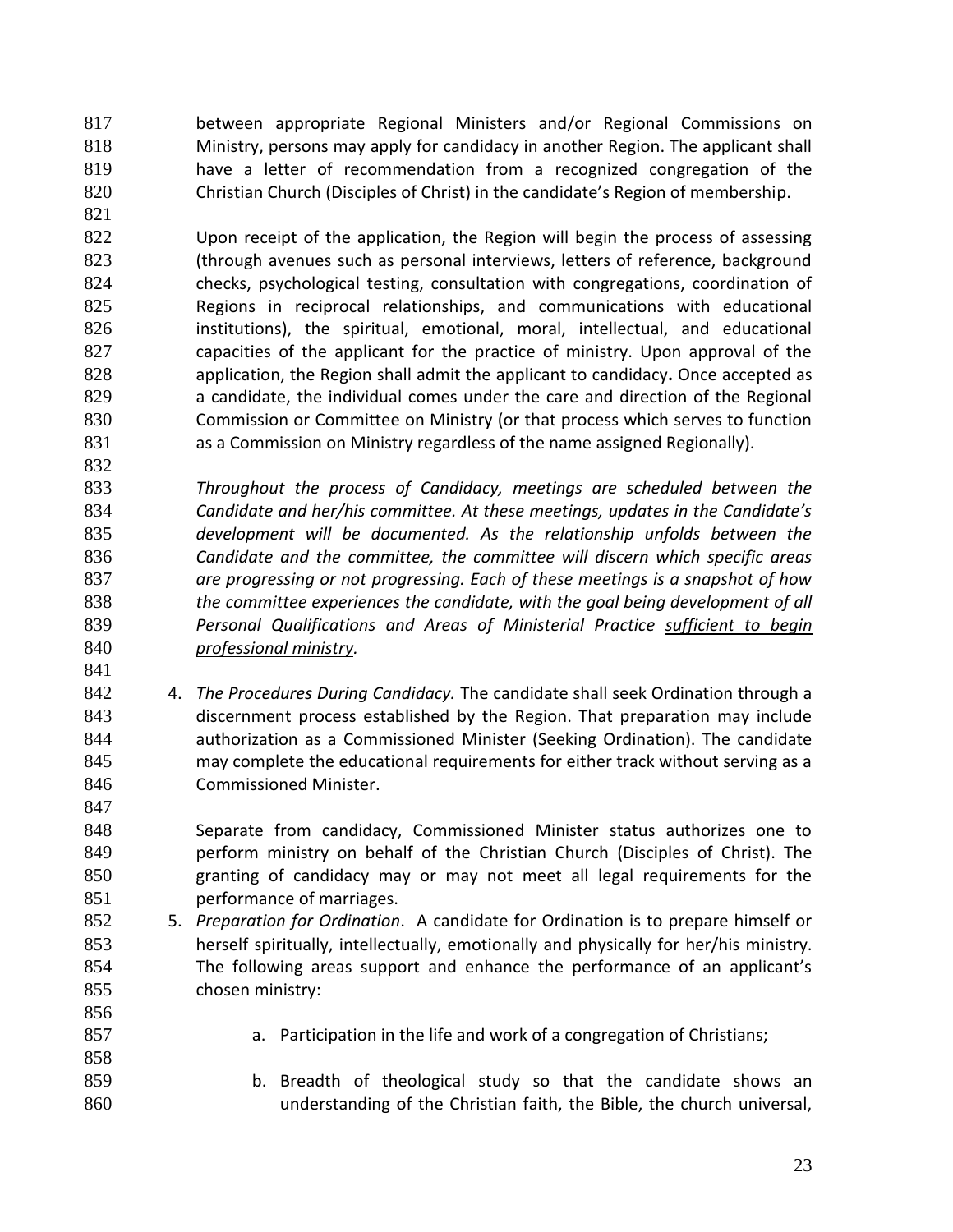between appropriate Regional Ministers and/or Regional Commissions on Ministry, persons may apply for candidacy in another Region. The applicant shall have a letter of recommendation from a recognized congregation of the Christian Church (Disciples of Christ) in the candidate's Region of membership.

Upon receipt of the application, the Region will begin the process of assessing (through avenues such as personal interviews, letters of reference, background checks, psychological testing, consultation with congregations, coordination of Regions in reciprocal relationships, and communications with educational institutions), the spiritual, emotional, moral, intellectual, and educational capacities of the applicant for the practice of ministry. Upon approval of the application, the Region shall admit the applicant to candidacy**.** Once accepted as a candidate, the individual comes under the care and direction of the Regional Commission or Committee on Ministry (or that process which serves to function as a Commission on Ministry regardless of the name assigned Regionally).

*Throughout the process of Candidacy, meetings are scheduled between the Candidate and her/his committee. At these meetings, updates in the Candidate's development will be documented. As the relationship unfolds between the Candidate and the committee, the committee will discern which specific areas are progressing or not progressing. Each of these meetings is a snapshot of how the committee experiences the candidate, with the goal being development of all Personal Qualifications and Areas of Ministerial Practice <u>sufficient to begin professional ministry</u>.*

4. *The Procedures During Candidacy.* The candidate shall seek Ordination through a discernment process established by the Region. That preparation may include authorization as a Commissioned Minister (Seeking Ordination). The candidate may complete the educational requirements for either track without serving as a Commissioned Minister.

   Separate from candidacy, Commissioned Minister status authorizes one to perform ministry on behalf of the Christian Church (Disciples of Christ). The granting of candidacy may or may not meet all legal requirements for the performance of marriages.

5. *Preparation for Ordination*. A candidate for Ordination is to prepare himself or herself spiritually, intellectually, emotionally and physically for her/his ministry. The following areas support and enhance the performance of an applicant's chosen ministry:

   a. Participation in the life and work of a congregation of Christians;

   b. Breadth of theological study so that the candidate shows an understanding of the Christian faith, the Bible, the church universal,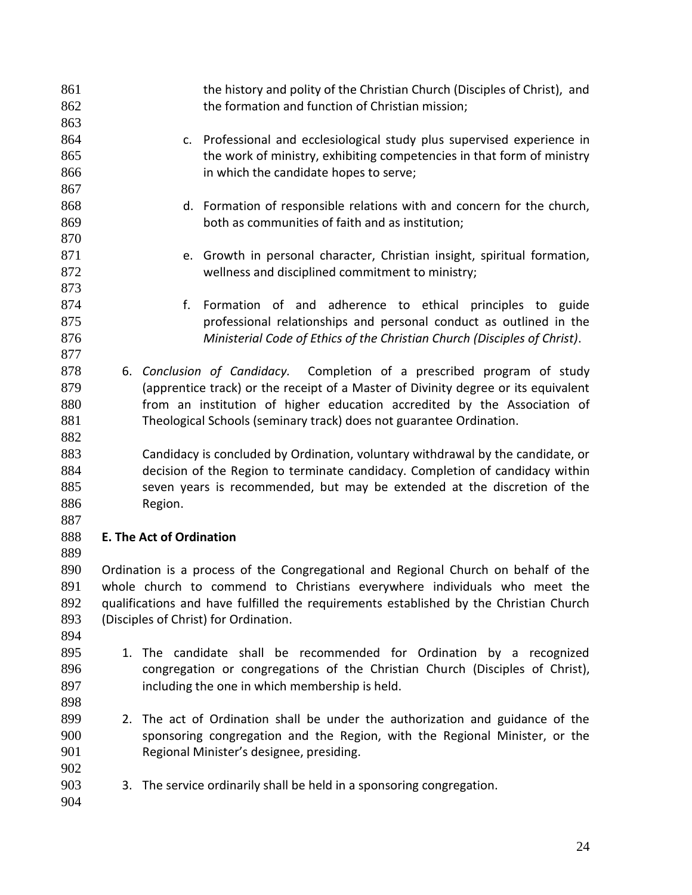the history and polity of the Christian Church (Disciples of Christ), and the formation and function of Christian mission;

c. Professional and ecclesiological study plus supervised experience in the work of ministry, exhibiting competencies in that form of ministry in which the candidate hopes to serve;

d. Formation of responsible relations with and concern for the church, both as communities of faith and as institution;

e. Growth in personal character, Christian insight, spiritual formation, wellness and disciplined commitment to ministry;

f. Formation of and adherence to ethical principles to guide professional relationships and personal conduct as outlined in the *Ministerial Code of Ethics of the Christian Church (Disciples of Christ)*.

6. *Conclusion of Candidacy.* Completion of a prescribed program of study (apprentice track) or the receipt of a Master of Divinity degree or its equivalent from an institution of higher education accredited by the Association of Theological Schools (seminary track) does not guarantee Ordination.

   Candidacy is concluded by Ordination, voluntary withdrawal by the candidate, or decision of the Region to terminate candidacy. Completion of candidacy within seven years is recommended, but may be extended at the discretion of the Region.

**E. The Act of Ordination**

Ordination is a process of the Congregational and Regional Church on behalf of the whole church to commend to Christians everywhere individuals who meet the qualifications and have fulfilled the requirements established by the Christian Church (Disciples of Christ) for Ordination.

1. The candidate shall be recommended for Ordination by a recognized congregation or congregations of the Christian Church (Disciples of Christ), including the one in which membership is held.

2. The act of Ordination shall be under the authorization and guidance of the sponsoring congregation and the Region, with the Regional Minister, or the Regional Minister's designee, presiding.

3. The service ordinarily shall be held in a sponsoring congregation.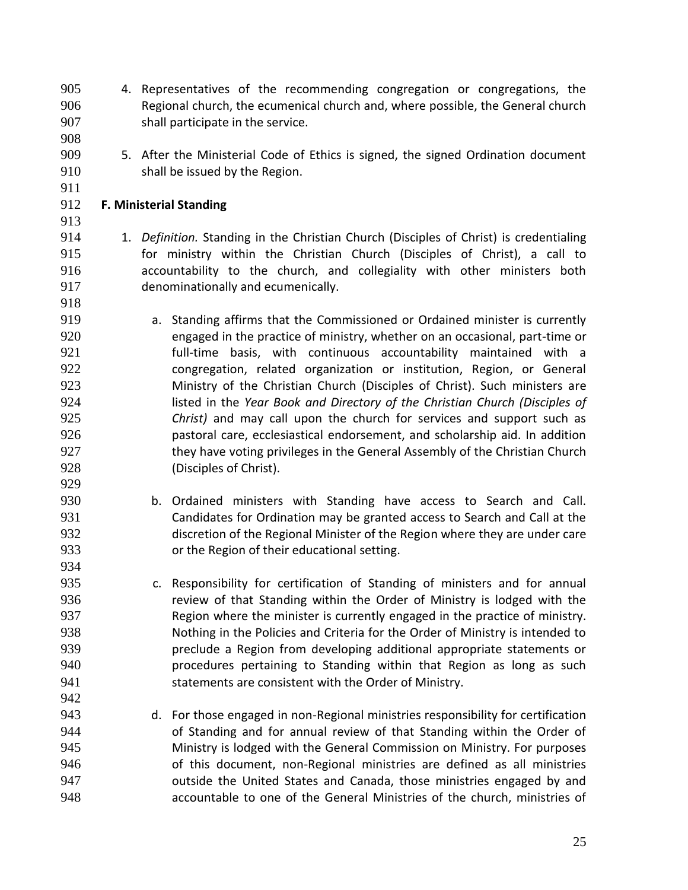4. Representatives of the recommending congregation or congregations, the Regional church, the ecumenical church and, where possible, the General church shall participate in the service.

5. After the Ministerial Code of Ethics is signed, the signed Ordination document shall be issued by the Region.

**F. Ministerial Standing**

1. *Definition.* Standing in the Christian Church (Disciples of Christ) is credentialing for ministry within the Christian Church (Disciples of Christ), a call to accountability to the church, and collegiality with other ministers both denominationally and ecumenically.

   a. Standing affirms that the Commissioned or Ordained minister is currently engaged in the practice of ministry, whether on an occasional, part-time or full-time basis, with continuous accountability maintained with a congregation, related organization or institution, Region, or General Ministry of the Christian Church (Disciples of Christ). Such ministers are listed in the *Year Book and Directory of the Christian Church (Disciples of Christ)* and may call upon the church for services and support such as pastoral care, ecclesiastical endorsement, and scholarship aid. In addition they have voting privileges in the General Assembly of the Christian Church (Disciples of Christ).

   b. Ordained ministers with Standing have access to Search and Call. Candidates for Ordination may be granted access to Search and Call at the discretion of the Regional Minister of the Region where they are under care or the Region of their educational setting.

   c. Responsibility for certification of Standing of ministers and for annual review of that Standing within the Order of Ministry is lodged with the Region where the minister is currently engaged in the practice of ministry. Nothing in the Policies and Criteria for the Order of Ministry is intended to preclude a Region from developing additional appropriate statements or procedures pertaining to Standing within that Region as long as such statements are consistent with the Order of Ministry.

   d. For those engaged in non-Regional ministries responsibility for certification of Standing and for annual review of that Standing within the Order of Ministry is lodged with the General Commission on Ministry. For purposes of this document, non-Regional ministries are defined as all ministries outside the United States and Canada, those ministries engaged by and accountable to one of the General Ministries of the church, ministries of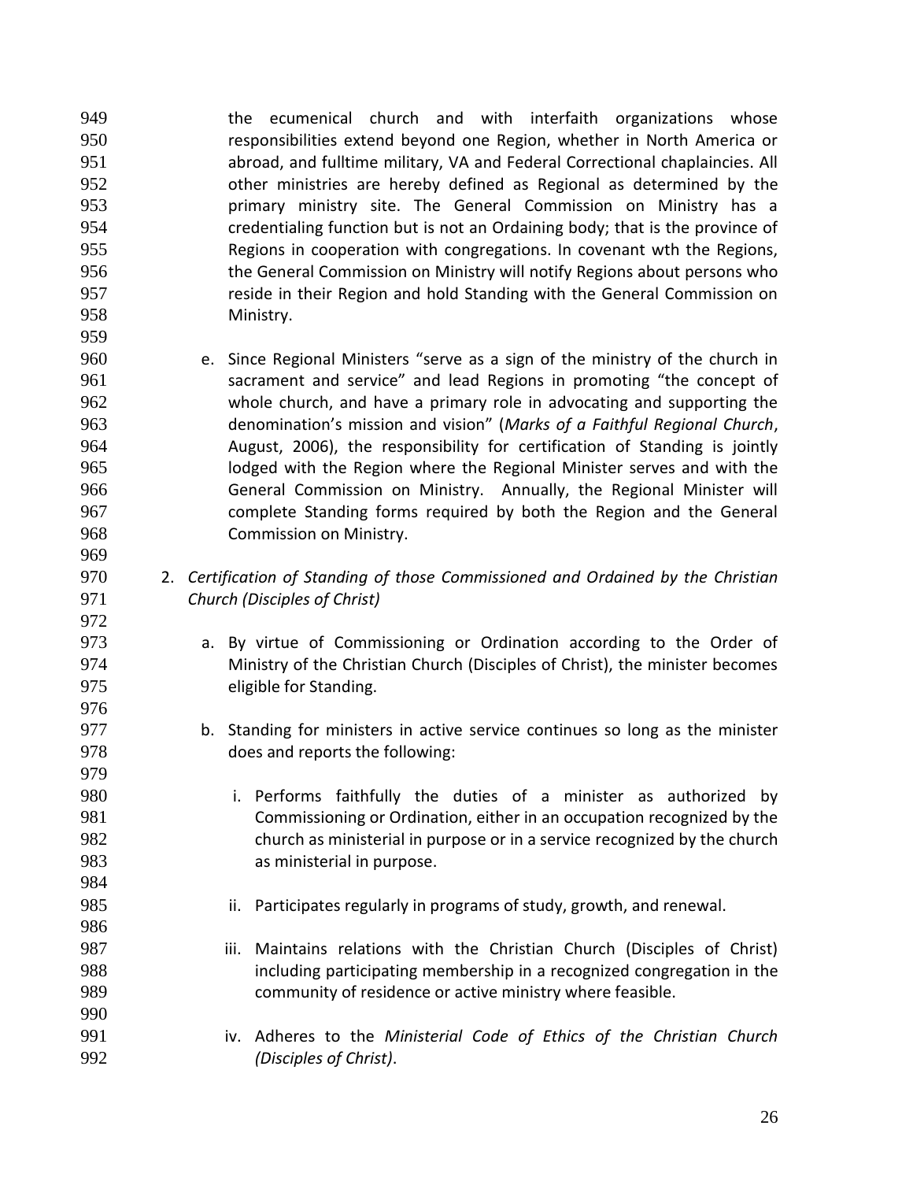the ecumenical church and with interfaith organizations whose responsibilities extend beyond one Region, whether in North America or abroad, and fulltime military, VA and Federal Correctional chaplaincies. All other ministries are hereby defined as Regional as determined by the primary ministry site. The General Commission on Ministry has a credentialing function but is not an Ordaining body; that is the province of Regions in cooperation with congregations. In covenant wth the Regions, the General Commission on Ministry will notify Regions about persons who reside in their Region and hold Standing with the General Commission on Ministry.

e. Since Regional Ministers "serve as a sign of the ministry of the church in sacrament and service" and lead Regions in promoting "the concept of whole church, and have a primary role in advocating and supporting the denomination's mission and vision" (*Marks of a Faithful Regional Church*, August, 2006), the responsibility for certification of Standing is jointly lodged with the Region where the Regional Minister serves and with the General Commission on Ministry. Annually, the Regional Minister will complete Standing forms required by both the Region and the General Commission on Ministry.

2. *Certification of Standing of those Commissioned and Ordained by the Christian Church (Disciples of Christ)*

   a. By virtue of Commissioning or Ordination according to the Order of Ministry of the Christian Church (Disciples of Christ), the minister becomes eligible for Standing.

   b. Standing for ministers in active service continues so long as the minister does and reports the following:

      i. Performs faithfully the duties of a minister as authorized by Commissioning or Ordination, either in an occupation recognized by the church as ministerial in purpose or in a service recognized by the church as ministerial in purpose.

      ii. Participates regularly in programs of study, growth, and renewal.

      iii. Maintains relations with the Christian Church (Disciples of Christ) including participating membership in a recognized congregation in the community of residence or active ministry where feasible.

      iv. Adheres to the *Ministerial Code of Ethics of the Christian Church (Disciples of Christ)*.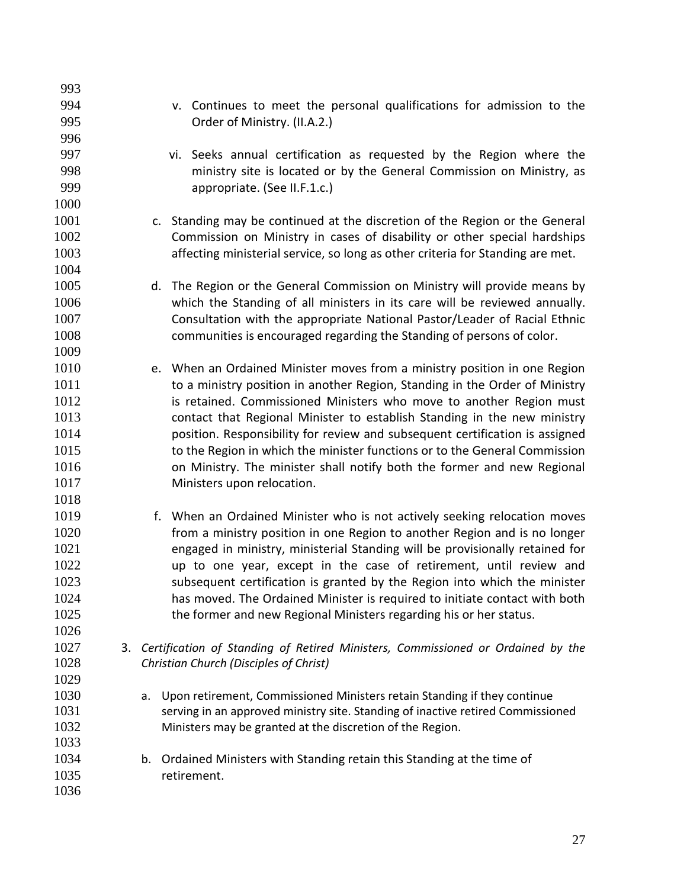v. Continues to meet the personal qualifications for admission to the Order of Ministry. (II.A.2.)

vi. Seeks annual certification as requested by the Region where the ministry site is located or by the General Commission on Ministry, as appropriate. (See II.F.1.c.)

c. Standing may be continued at the discretion of the Region or the General Commission on Ministry in cases of disability or other special hardships affecting ministerial service, so long as other criteria for Standing are met.

d. The Region or the General Commission on Ministry will provide means by which the Standing of all ministers in its care will be reviewed annually. Consultation with the appropriate National Pastor/Leader of Racial Ethnic communities is encouraged regarding the Standing of persons of color.

e. When an Ordained Minister moves from a ministry position in one Region to a ministry position in another Region, Standing in the Order of Ministry is retained. Commissioned Ministers who move to another Region must contact that Regional Minister to establish Standing in the new ministry position. Responsibility for review and subsequent certification is assigned to the Region in which the minister functions or to the General Commission on Ministry. The minister shall notify both the former and new Regional Ministers upon relocation.

f. When an Ordained Minister who is not actively seeking relocation moves from a ministry position in one Region to another Region and is no longer engaged in ministry, ministerial Standing will be provisionally retained for up to one year, except in the case of retirement, until review and subsequent certification is granted by the Region into which the minister has moved. The Ordained Minister is required to initiate contact with both the former and new Regional Ministers regarding his or her status.

3. *Certification of Standing of Retired Ministers, Commissioned or Ordained by the Christian Church (Disciples of Christ)*

   a. Upon retirement, Commissioned Ministers retain Standing if they continue serving in an approved ministry site. Standing of inactive retired Commissioned Ministers may be granted at the discretion of the Region.

   b. Ordained Ministers with Standing retain this Standing at the time of retirement.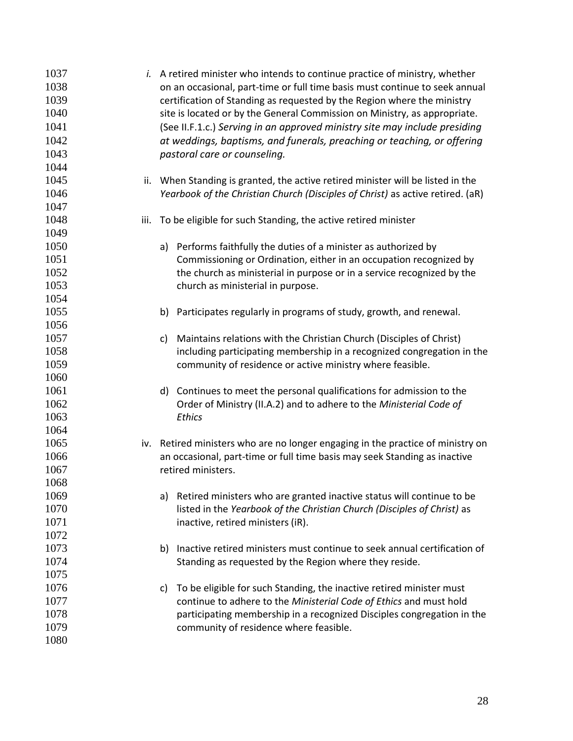*i.* A retired minister who intends to continue practice of ministry, whether on an occasional, part-time or full time basis must continue to seek annual certification of Standing as requested by the Region where the ministry site is located or by the General Commission on Ministry, as appropriate. (See II.F.1.c.) *Serving in an approved ministry site may include presiding at weddings, baptisms, and funerals, preaching or teaching, or offering pastoral care or counseling.*

ii. When Standing is granted, the active retired minister will be listed in the *Yearbook of the Christian Church (Disciples of Christ)* as active retired. (aR)

iii. To be eligible for such Standing, the active retired minister

a) Performs faithfully the duties of a minister as authorized by Commissioning or Ordination, either in an occupation recognized by the church as ministerial in purpose or in a service recognized by the church as ministerial in purpose.

b) Participates regularly in programs of study, growth, and renewal.

c) Maintains relations with the Christian Church (Disciples of Christ) including participating membership in a recognized congregation in the community of residence or active ministry where feasible.

d) Continues to meet the personal qualifications for admission to the Order of Ministry (II.A.2) and to adhere to the *Ministerial Code of Ethics*

iv. Retired ministers who are no longer engaging in the practice of ministry on an occasional, part-time or full time basis may seek Standing as inactive retired ministers.

a) Retired ministers who are granted inactive status will continue to be listed in the *Yearbook of the Christian Church (Disciples of Christ)* as inactive, retired ministers (iR).

b) Inactive retired ministers must continue to seek annual certification of Standing as requested by the Region where they reside.

c) To be eligible for such Standing, the inactive retired minister must continue to adhere to the *Ministerial Code of Ethics* and must hold participating membership in a recognized Disciples congregation in the community of residence where feasible.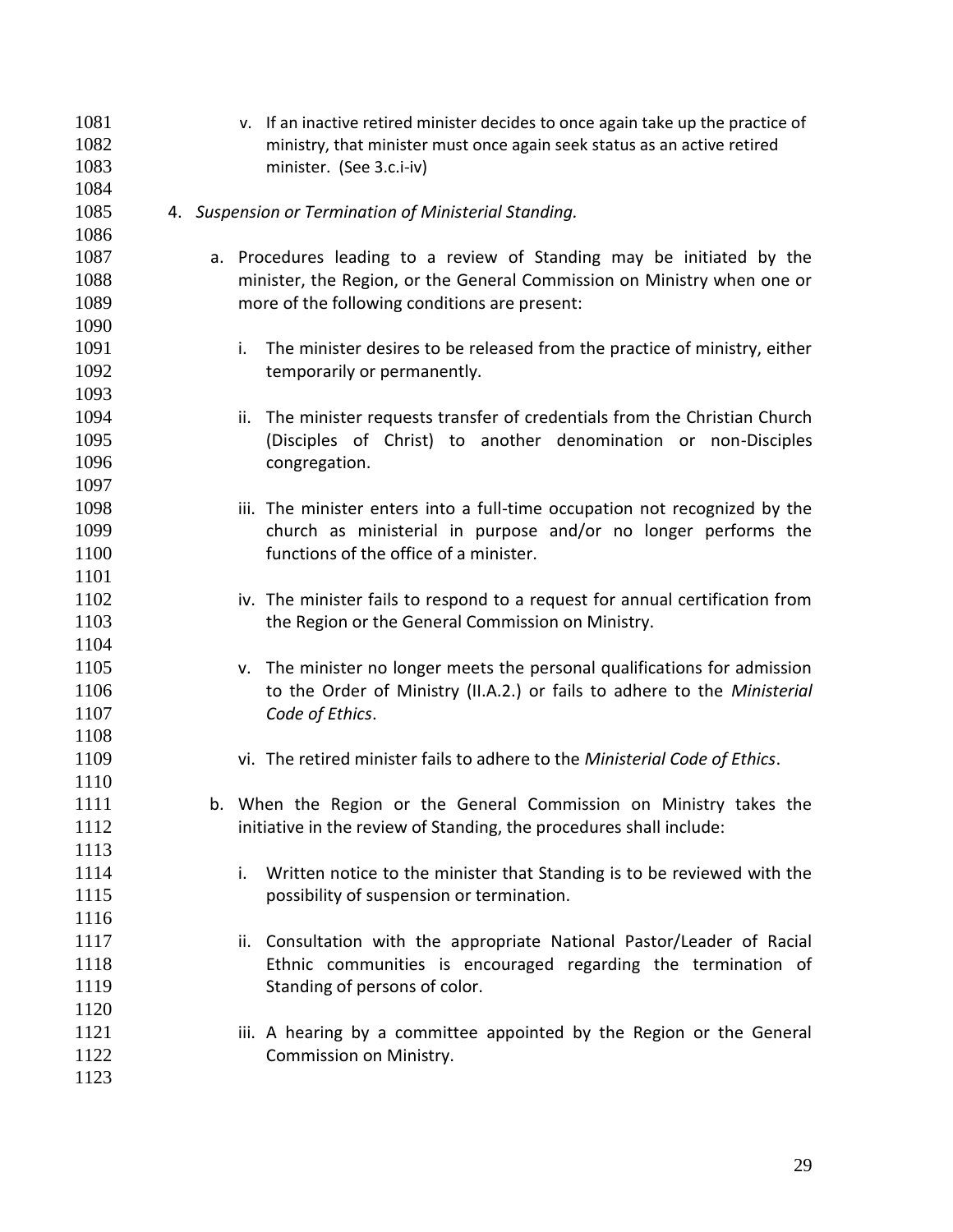v. If an inactive retired minister decides to once again take up the practice of ministry, that minister must once again seek status as an active retired minister. (See 3.c.i-iv)

4. *Suspension or Termination of Ministerial Standing.*

   a. Procedures leading to a review of Standing may be initiated by the minister, the Region, or the General Commission on Ministry when one or more of the following conditions are present:

      i. The minister desires to be released from the practice of ministry, either temporarily or permanently.

      ii. The minister requests transfer of credentials from the Christian Church (Disciples of Christ) to another denomination or non-Disciples congregation.

      iii. The minister enters into a full-time occupation not recognized by the church as ministerial in purpose and/or no longer performs the functions of the office of a minister.

      iv. The minister fails to respond to a request for annual certification from the Region or the General Commission on Ministry.

      v. The minister no longer meets the personal qualifications for admission to the Order of Ministry (II.A.2.) or fails to adhere to the *Ministerial Code of Ethics*.

      vi. The retired minister fails to adhere to the *Ministerial Code of Ethics*.

   b. When the Region or the General Commission on Ministry takes the initiative in the review of Standing, the procedures shall include:

      i. Written notice to the minister that Standing is to be reviewed with the possibility of suspension or termination.

      ii. Consultation with the appropriate National Pastor/Leader of Racial Ethnic communities is encouraged regarding the termination of Standing of persons of color.

      iii. A hearing by a committee appointed by the Region or the General Commission on Ministry.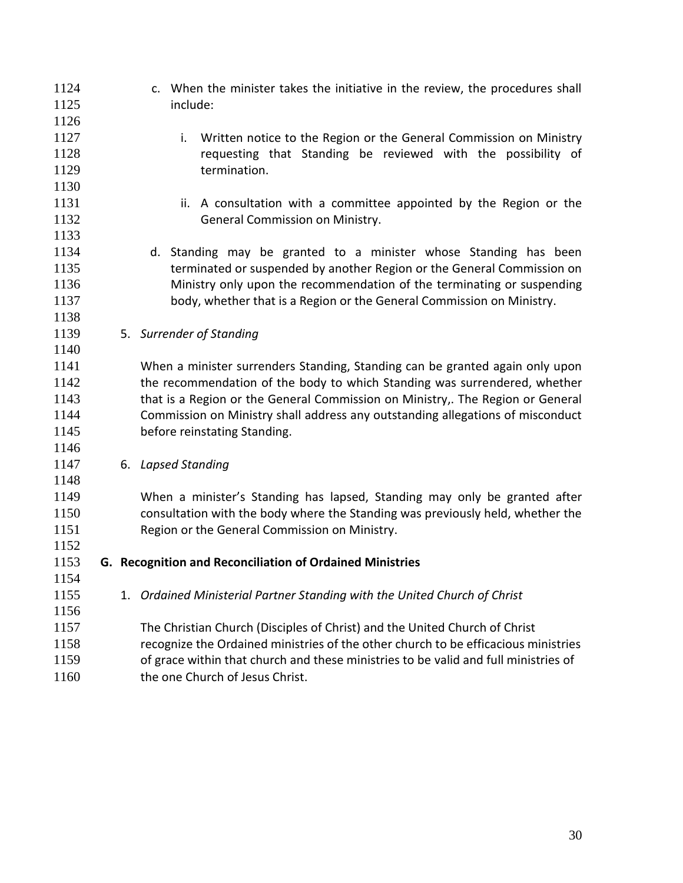c. When the minister takes the initiative in the review, the procedures shall include:

   i. Written notice to the Region or the General Commission on Ministry requesting that Standing be reviewed with the possibility of termination.

   ii. A consultation with a committee appointed by the Region or the General Commission on Ministry.

d. Standing may be granted to a minister whose Standing has been terminated or suspended by another Region or the General Commission on Ministry only upon the recommendation of the terminating or suspending body, whether that is a Region or the General Commission on Ministry.

5. *Surrender of Standing*

When a minister surrenders Standing, Standing can be granted again only upon the recommendation of the body to which Standing was surrendered, whether that is a Region or the General Commission on Ministry,. The Region or General Commission on Ministry shall address any outstanding allegations of misconduct before reinstating Standing.

6. *Lapsed Standing*

When a minister's Standing has lapsed, Standing may only be granted after consultation with the body where the Standing was previously held, whether the Region or the General Commission on Ministry.

**G. Recognition and Reconciliation of Ordained Ministries**

1. *Ordained Ministerial Partner Standing with the United Church of Christ*

The Christian Church (Disciples of Christ) and the United Church of Christ recognize the Ordained ministries of the other church to be efficacious ministries of grace within that church and these ministries to be valid and full ministries of the one Church of Jesus Christ.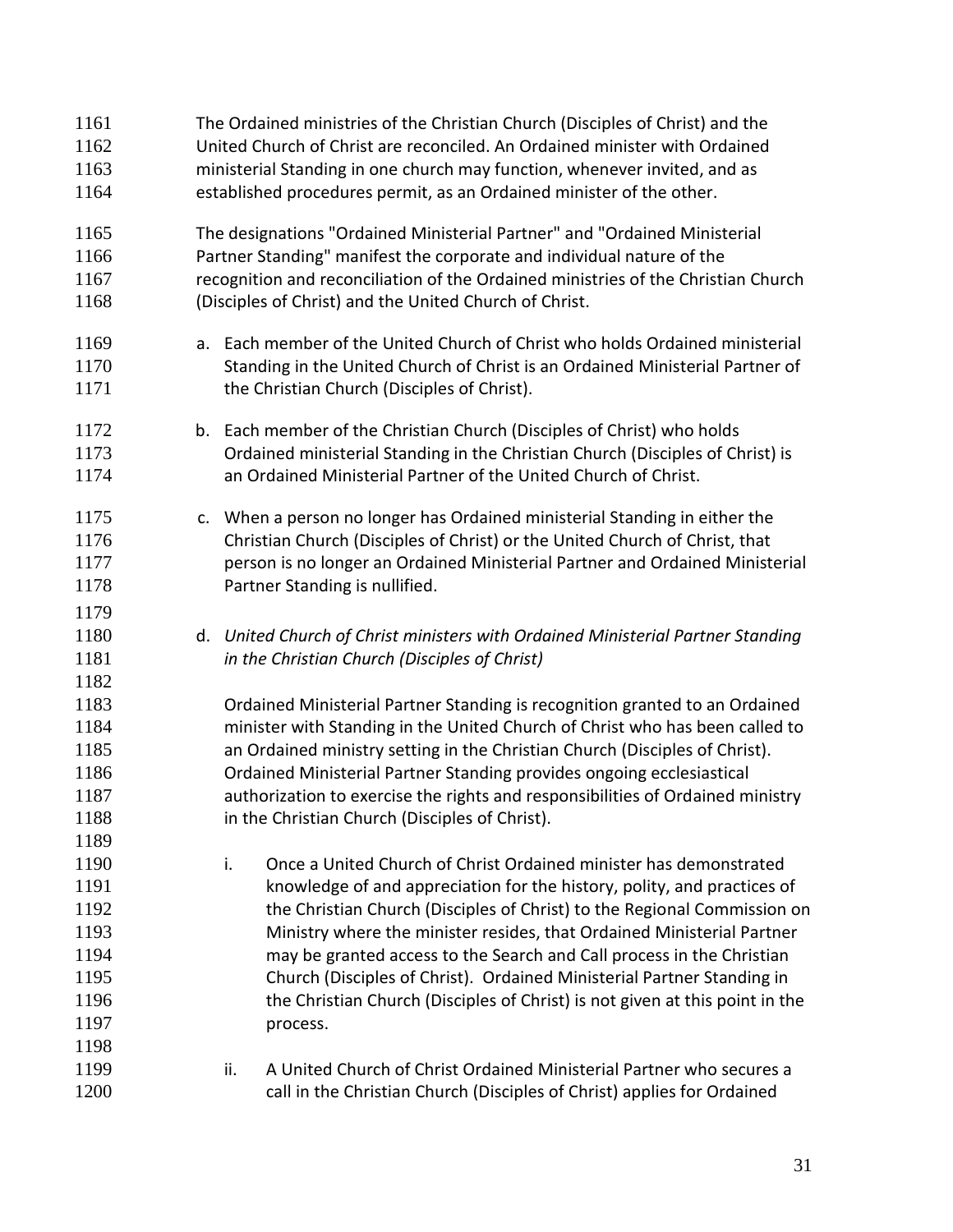The Ordained ministries of the Christian Church (Disciples of Christ) and the United Church of Christ are reconciled. An Ordained minister with Ordained ministerial Standing in one church may function, whenever invited, and as established procedures permit, as an Ordained minister of the other.

The designations "Ordained Ministerial Partner" and "Ordained Ministerial Partner Standing" manifest the corporate and individual nature of the recognition and reconciliation of the Ordained ministries of the Christian Church (Disciples of Christ) and the United Church of Christ.

a. Each member of the United Church of Christ who holds Ordained ministerial Standing in the United Church of Christ is an Ordained Ministerial Partner of the Christian Church (Disciples of Christ).

b. Each member of the Christian Church (Disciples of Christ) who holds Ordained ministerial Standing in the Christian Church (Disciples of Christ) is an Ordained Ministerial Partner of the United Church of Christ.

c. When a person no longer has Ordained ministerial Standing in either the Christian Church (Disciples of Christ) or the United Church of Christ, that person is no longer an Ordained Ministerial Partner and Ordained Ministerial Partner Standing is nullified.

d. *United Church of Christ ministers with Ordained Ministerial Partner Standing in the Christian Church (Disciples of Christ)*

   Ordained Ministerial Partner Standing is recognition granted to an Ordained minister with Standing in the United Church of Christ who has been called to an Ordained ministry setting in the Christian Church (Disciples of Christ). Ordained Ministerial Partner Standing provides ongoing ecclesiastical authorization to exercise the rights and responsibilities of Ordained ministry in the Christian Church (Disciples of Christ).

   i. Once a United Church of Christ Ordained minister has demonstrated knowledge of and appreciation for the history, polity, and practices of the Christian Church (Disciples of Christ) to the Regional Commission on Ministry where the minister resides, that Ordained Ministerial Partner may be granted access to the Search and Call process in the Christian Church (Disciples of Christ). Ordained Ministerial Partner Standing in the Christian Church (Disciples of Christ) is not given at this point in the process.

   ii. A United Church of Christ Ordained Ministerial Partner who secures a call in the Christian Church (Disciples of Christ) applies for Ordained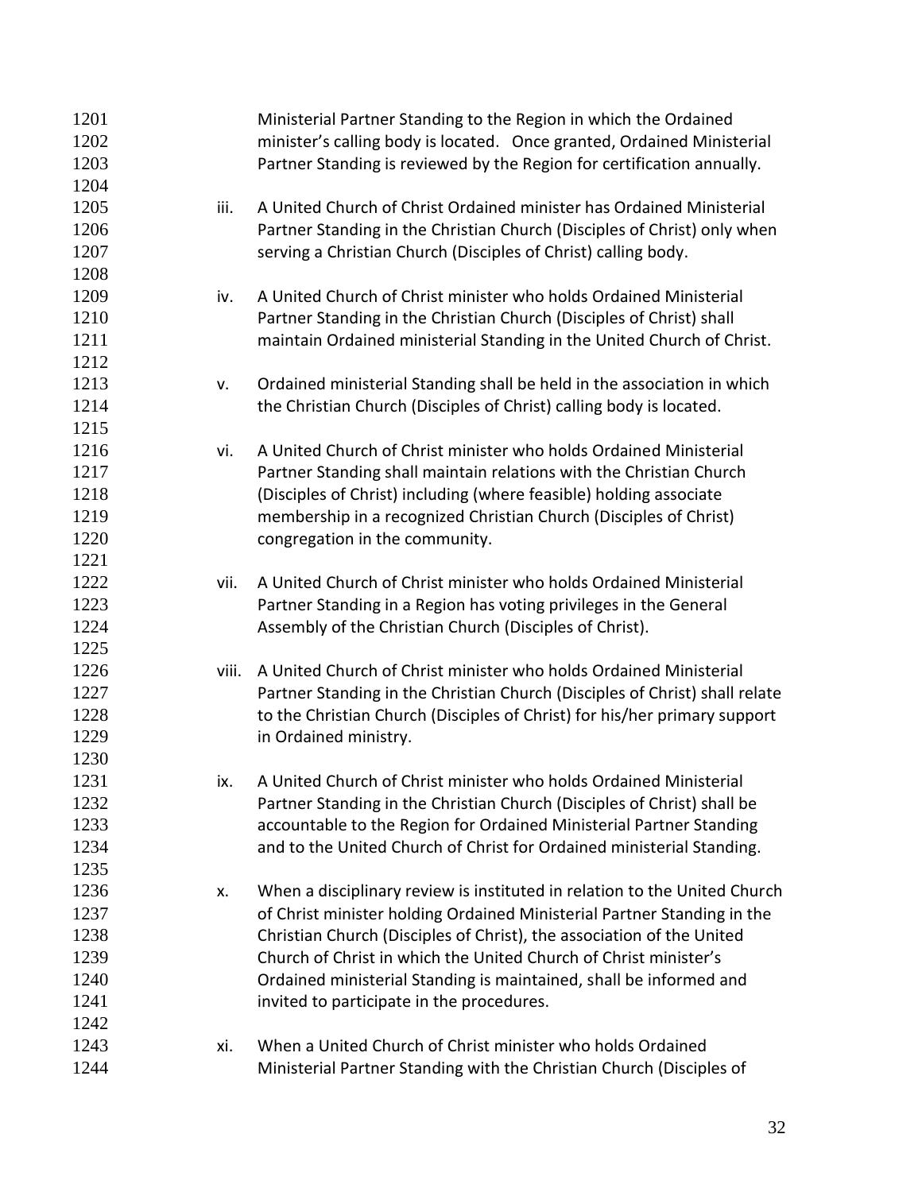Ministerial Partner Standing to the Region in which the Ordained minister's calling body is located. Once granted, Ordained Ministerial Partner Standing is reviewed by the Region for certification annually.

iii. A United Church of Christ Ordained minister has Ordained Ministerial Partner Standing in the Christian Church (Disciples of Christ) only when serving a Christian Church (Disciples of Christ) calling body.

iv. A United Church of Christ minister who holds Ordained Ministerial Partner Standing in the Christian Church (Disciples of Christ) shall maintain Ordained ministerial Standing in the United Church of Christ.

v. Ordained ministerial Standing shall be held in the association in which the Christian Church (Disciples of Christ) calling body is located.

vi. A United Church of Christ minister who holds Ordained Ministerial Partner Standing shall maintain relations with the Christian Church (Disciples of Christ) including (where feasible) holding associate membership in a recognized Christian Church (Disciples of Christ) congregation in the community.

vii. A United Church of Christ minister who holds Ordained Ministerial Partner Standing in a Region has voting privileges in the General Assembly of the Christian Church (Disciples of Christ).

viii. A United Church of Christ minister who holds Ordained Ministerial Partner Standing in the Christian Church (Disciples of Christ) shall relate to the Christian Church (Disciples of Christ) for his/her primary support in Ordained ministry.

ix. A United Church of Christ minister who holds Ordained Ministerial Partner Standing in the Christian Church (Disciples of Christ) shall be accountable to the Region for Ordained Ministerial Partner Standing and to the United Church of Christ for Ordained ministerial Standing.

x. When a disciplinary review is instituted in relation to the United Church of Christ minister holding Ordained Ministerial Partner Standing in the Christian Church (Disciples of Christ), the association of the United Church of Christ in which the United Church of Christ minister's Ordained ministerial Standing is maintained, shall be informed and invited to participate in the procedures.

xi. When a United Church of Christ minister who holds Ordained Ministerial Partner Standing with the Christian Church (Disciples of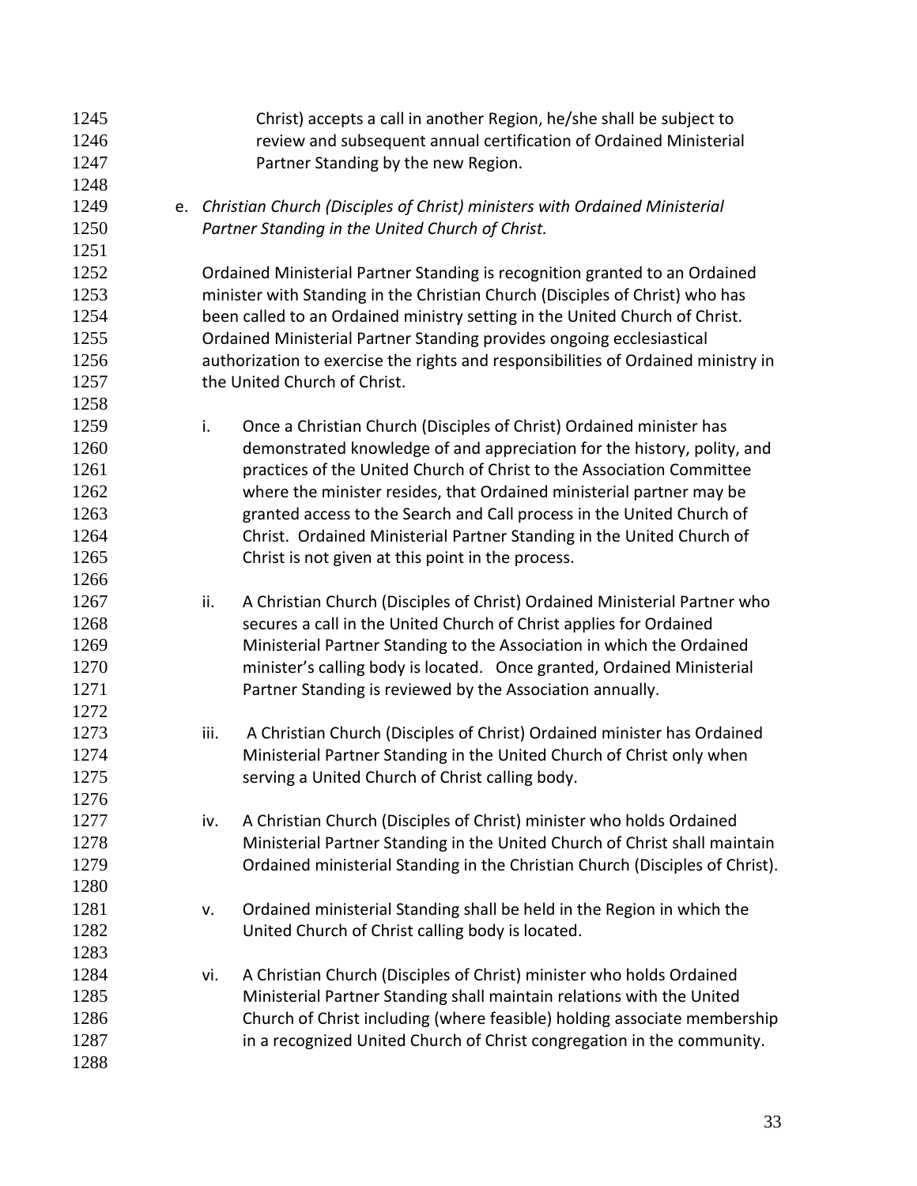Christ) accepts a call in another Region, he/she shall be subject to review and subsequent annual certification of Ordained Ministerial Partner Standing by the new Region.

e. *Christian Church (Disciples of Christ) ministers with Ordained Ministerial Partner Standing in the United Church of Christ.*

Ordained Ministerial Partner Standing is recognition granted to an Ordained minister with Standing in the Christian Church (Disciples of Christ) who has been called to an Ordained ministry setting in the United Church of Christ. Ordained Ministerial Partner Standing provides ongoing ecclesiastical authorization to exercise the rights and responsibilities of Ordained ministry in the United Church of Christ.

i. Once a Christian Church (Disciples of Christ) Ordained minister has demonstrated knowledge of and appreciation for the history, polity, and practices of the United Church of Christ to the Association Committee where the minister resides, that Ordained ministerial partner may be granted access to the Search and Call process in the United Church of Christ. Ordained Ministerial Partner Standing in the United Church of Christ is not given at this point in the process.

ii. A Christian Church (Disciples of Christ) Ordained Ministerial Partner who secures a call in the United Church of Christ applies for Ordained Ministerial Partner Standing to the Association in which the Ordained minister's calling body is located. Once granted, Ordained Ministerial Partner Standing is reviewed by the Association annually.

iii. A Christian Church (Disciples of Christ) Ordained minister has Ordained Ministerial Partner Standing in the United Church of Christ only when serving a United Church of Christ calling body.

iv. A Christian Church (Disciples of Christ) minister who holds Ordained Ministerial Partner Standing in the United Church of Christ shall maintain Ordained ministerial Standing in the Christian Church (Disciples of Christ).

v. Ordained ministerial Standing shall be held in the Region in which the United Church of Christ calling body is located.

vi. A Christian Church (Disciples of Christ) minister who holds Ordained Ministerial Partner Standing shall maintain relations with the United Church of Christ including (where feasible) holding associate membership in a recognized United Church of Christ congregation in the community.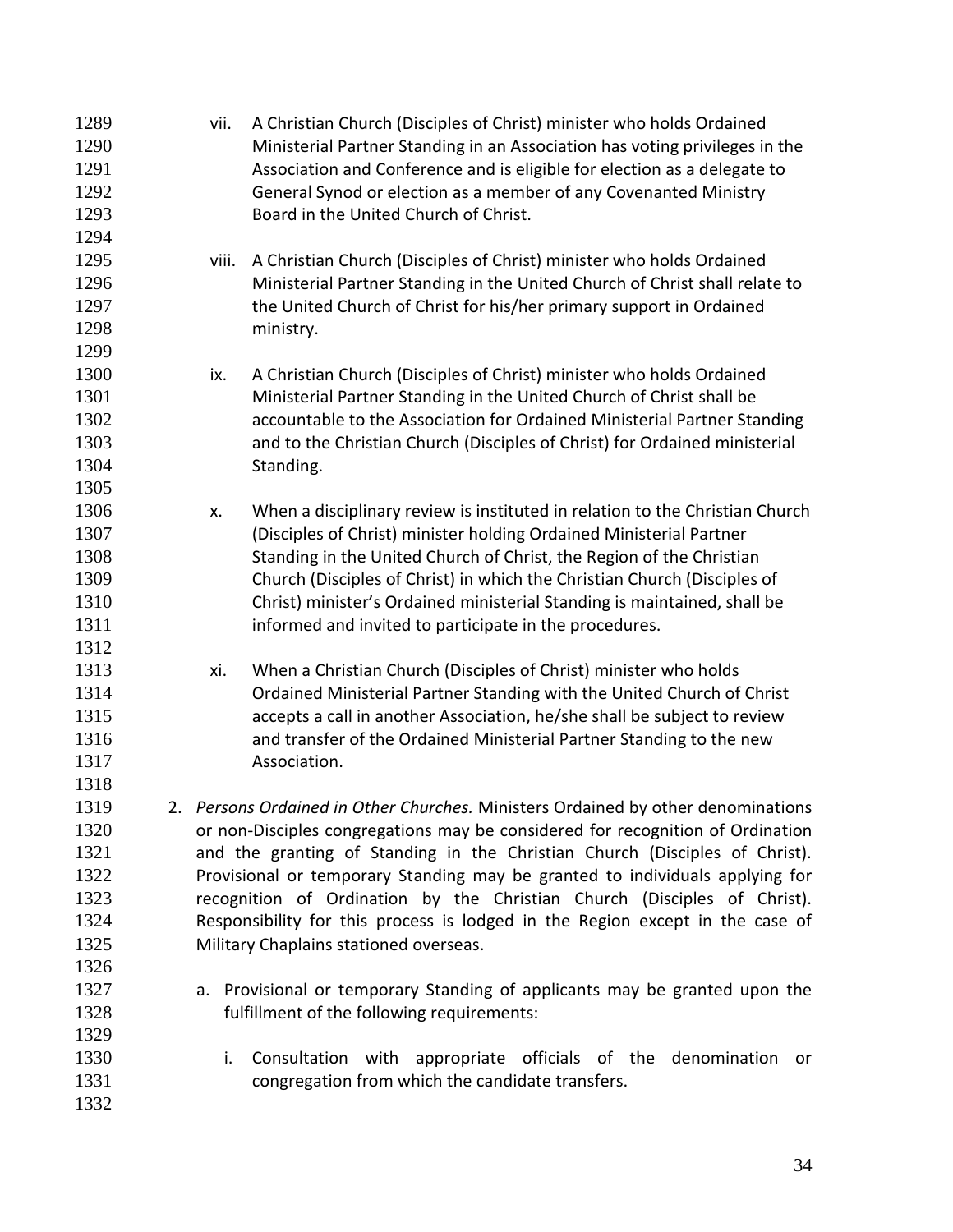vii. A Christian Church (Disciples of Christ) minister who holds Ordained Ministerial Partner Standing in an Association has voting privileges in the Association and Conference and is eligible for election as a delegate to General Synod or election as a member of any Covenanted Ministry Board in the United Church of Christ.

viii. A Christian Church (Disciples of Christ) minister who holds Ordained Ministerial Partner Standing in the United Church of Christ shall relate to the United Church of Christ for his/her primary support in Ordained ministry.

ix. A Christian Church (Disciples of Christ) minister who holds Ordained Ministerial Partner Standing in the United Church of Christ shall be accountable to the Association for Ordained Ministerial Partner Standing and to the Christian Church (Disciples of Christ) for Ordained ministerial Standing.

x. When a disciplinary review is instituted in relation to the Christian Church (Disciples of Christ) minister holding Ordained Ministerial Partner Standing in the United Church of Christ, the Region of the Christian Church (Disciples of Christ) in which the Christian Church (Disciples of Christ) minister's Ordained ministerial Standing is maintained, shall be informed and invited to participate in the procedures.

xi. When a Christian Church (Disciples of Christ) minister who holds Ordained Ministerial Partner Standing with the United Church of Christ accepts a call in another Association, he/she shall be subject to review and transfer of the Ordained Ministerial Partner Standing to the new Association.

2. *Persons Ordained in Other Churches.* Ministers Ordained by other denominations or non-Disciples congregations may be considered for recognition of Ordination and the granting of Standing in the Christian Church (Disciples of Christ). Provisional or temporary Standing may be granted to individuals applying for recognition of Ordination by the Christian Church (Disciples of Christ). Responsibility for this process is lodged in the Region except in the case of Military Chaplains stationed overseas.

   a. Provisional or temporary Standing of applicants may be granted upon the fulfillment of the following requirements:

      i. Consultation with appropriate officials of the denomination or congregation from which the candidate transfers.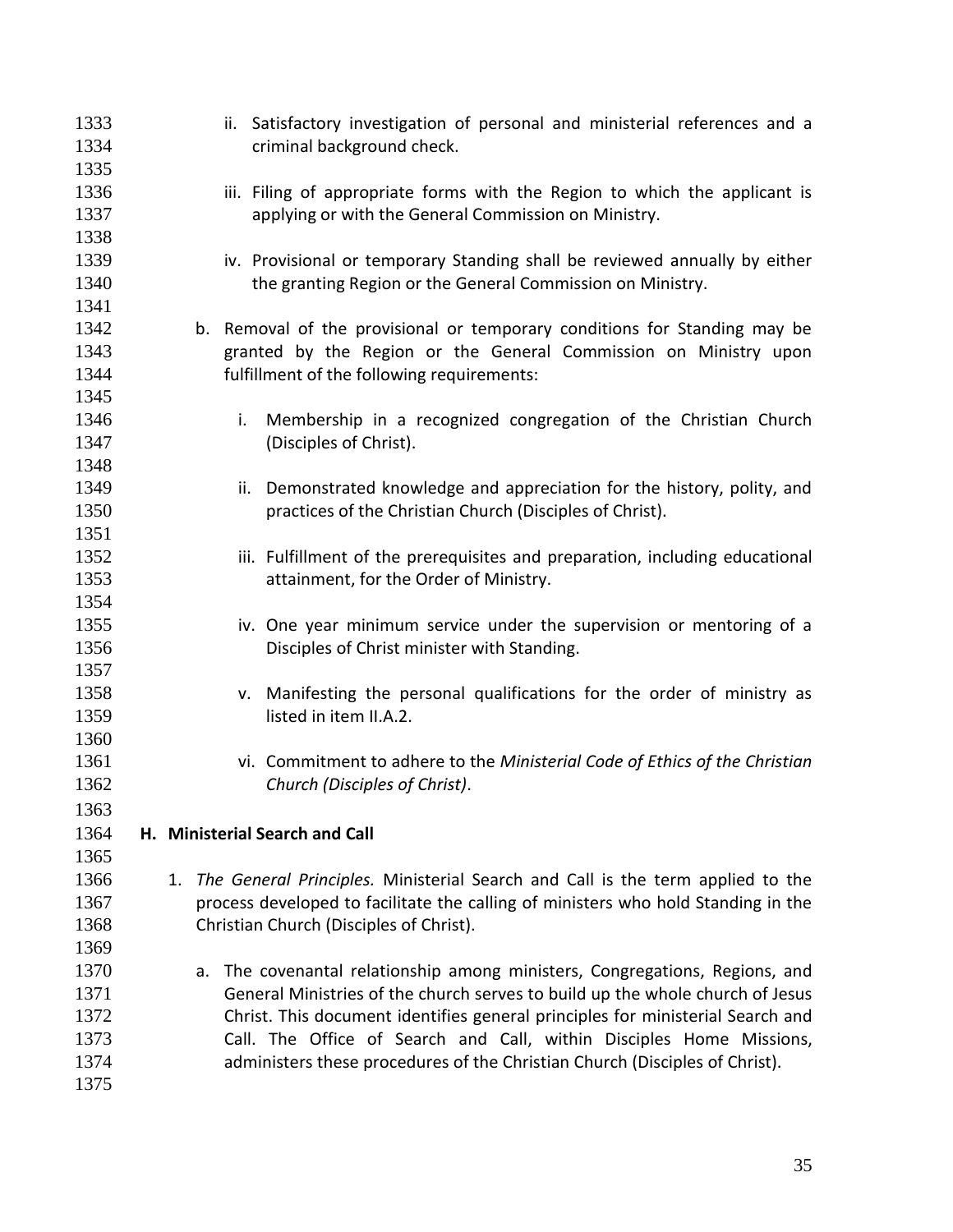ii. Satisfactory investigation of personal and ministerial references and a criminal background check.

iii. Filing of appropriate forms with the Region to which the applicant is applying or with the General Commission on Ministry.

iv. Provisional or temporary Standing shall be reviewed annually by either the granting Region or the General Commission on Ministry.

b. Removal of the provisional or temporary conditions for Standing may be granted by the Region or the General Commission on Ministry upon fulfillment of the following requirements:

   i. Membership in a recognized congregation of the Christian Church (Disciples of Christ).

   ii. Demonstrated knowledge and appreciation for the history, polity, and practices of the Christian Church (Disciples of Christ).

   iii. Fulfillment of the prerequisites and preparation, including educational attainment, for the Order of Ministry.

   iv. One year minimum service under the supervision or mentoring of a Disciples of Christ minister with Standing.

   v. Manifesting the personal qualifications for the order of ministry as listed in item II.A.2.

   vi. Commitment to adhere to the *Ministerial Code of Ethics of the Christian Church (Disciples of Christ)*.

## H. Ministerial Search and Call

1. *The General Principles.* Ministerial Search and Call is the term applied to the process developed to facilitate the calling of ministers who hold Standing in the Christian Church (Disciples of Christ).

   a. The covenantal relationship among ministers, Congregations, Regions, and General Ministries of the church serves to build up the whole church of Jesus Christ. This document identifies general principles for ministerial Search and Call. The Office of Search and Call, within Disciples Home Missions, administers these procedures of the Christian Church (Disciples of Christ).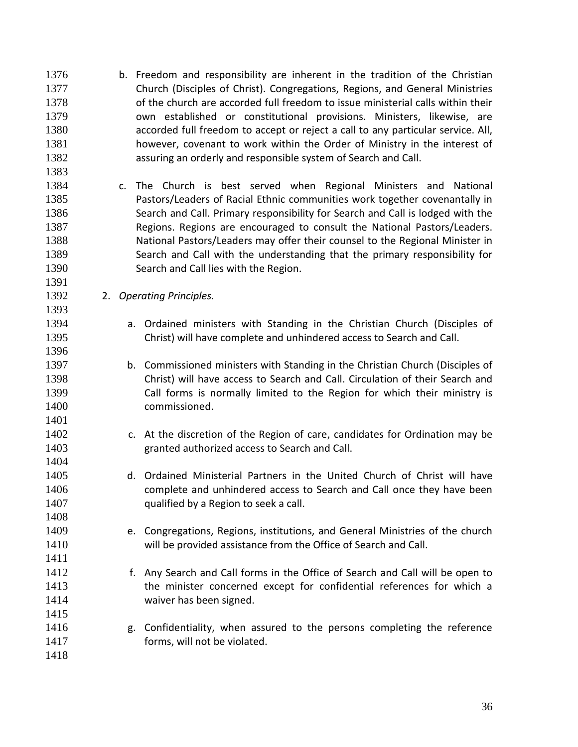b. Freedom and responsibility are inherent in the tradition of the Christian Church (Disciples of Christ). Congregations, Regions, and General Ministries of the church are accorded full freedom to issue ministerial calls within their own established or constitutional provisions. Ministers, likewise, are accorded full freedom to accept or reject a call to any particular service. All, however, covenant to work within the Order of Ministry in the interest of assuring an orderly and responsible system of Search and Call.

c. The Church is best served when Regional Ministers and National Pastors/Leaders of Racial Ethnic communities work together covenantally in Search and Call. Primary responsibility for Search and Call is lodged with the Regions. Regions are encouraged to consult the National Pastors/Leaders. National Pastors/Leaders may offer their counsel to the Regional Minister in Search and Call with the understanding that the primary responsibility for Search and Call lies with the Region.

2. *Operating Principles.*

   a. Ordained ministers with Standing in the Christian Church (Disciples of Christ) will have complete and unhindered access to Search and Call.

   b. Commissioned ministers with Standing in the Christian Church (Disciples of Christ) will have access to Search and Call. Circulation of their Search and Call forms is normally limited to the Region for which their ministry is commissioned.

   c. At the discretion of the Region of care, candidates for Ordination may be granted authorized access to Search and Call.

   d. Ordained Ministerial Partners in the United Church of Christ will have complete and unhindered access to Search and Call once they have been qualified by a Region to seek a call.

   e. Congregations, Regions, institutions, and General Ministries of the church will be provided assistance from the Office of Search and Call.

   f. Any Search and Call forms in the Office of Search and Call will be open to the minister concerned except for confidential references for which a waiver has been signed.

   g. Confidentiality, when assured to the persons completing the reference forms, will not be violated.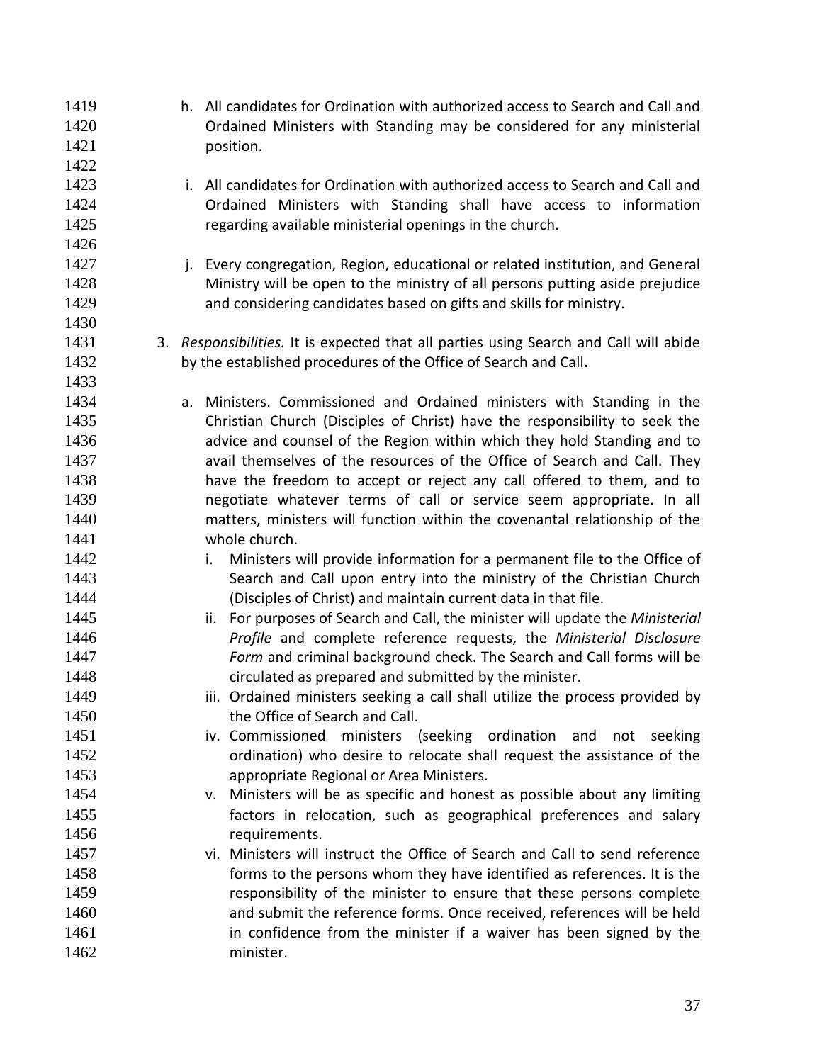h. All candidates for Ordination with authorized access to Search and Call and Ordained Ministers with Standing may be considered for any ministerial position.

i. All candidates for Ordination with authorized access to Search and Call and Ordained Ministers with Standing shall have access to information regarding available ministerial openings in the church.

j. Every congregation, Region, educational or related institution, and General Ministry will be open to the ministry of all persons putting aside prejudice and considering candidates based on gifts and skills for ministry.

3. *Responsibilities.* It is expected that all parties using Search and Call will abide by the established procedures of the Office of Search and Call**.**

   a. Ministers. Commissioned and Ordained ministers with Standing in the Christian Church (Disciples of Christ) have the responsibility to seek the advice and counsel of the Region within which they hold Standing and to avail themselves of the resources of the Office of Search and Call. They have the freedom to accept or reject any call offered to them, and to negotiate whatever terms of call or service seem appropriate. In all matters, ministers will function within the covenantal relationship of the whole church.

      i. Ministers will provide information for a permanent file to the Office of Search and Call upon entry into the ministry of the Christian Church (Disciples of Christ) and maintain current data in that file.

      ii. For purposes of Search and Call, the minister will update the *Ministerial Profile* and complete reference requests, the *Ministerial Disclosure Form* and criminal background check. The Search and Call forms will be circulated as prepared and submitted by the minister.

      iii. Ordained ministers seeking a call shall utilize the process provided by the Office of Search and Call.

      iv. Commissioned ministers (seeking ordination and not seeking ordination) who desire to relocate shall request the assistance of the appropriate Regional or Area Ministers.

      v. Ministers will be as specific and honest as possible about any limiting factors in relocation, such as geographical preferences and salary requirements.

      vi. Ministers will instruct the Office of Search and Call to send reference forms to the persons whom they have identified as references. It is the responsibility of the minister to ensure that these persons complete and submit the reference forms. Once received, references will be held in confidence from the minister if a waiver has been signed by the minister.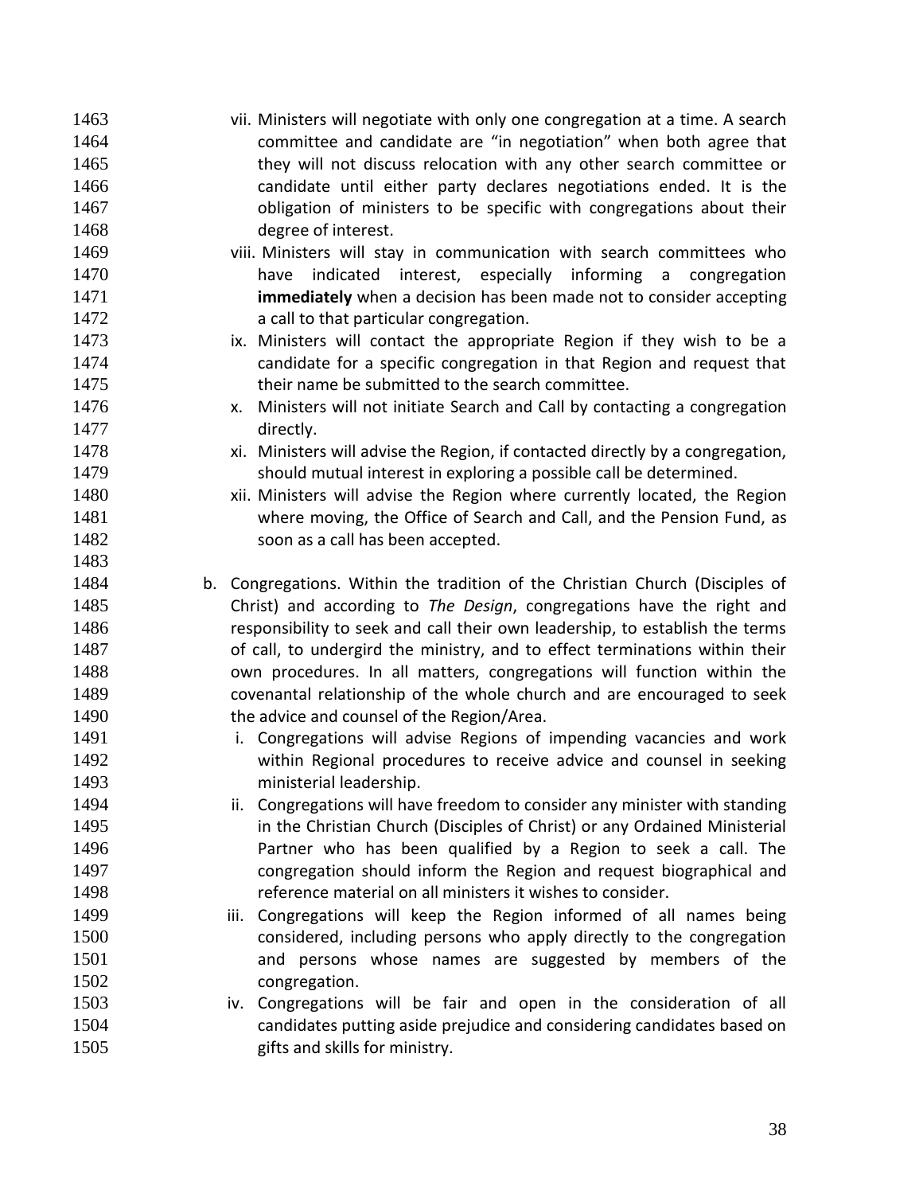vii. Ministers will negotiate with only one congregation at a time. A search committee and candidate are "in negotiation" when both agree that they will not discuss relocation with any other search committee or candidate until either party declares negotiations ended. It is the obligation of ministers to be specific with congregations about their degree of interest.

viii. Ministers will stay in communication with search committees who have indicated interest, especially informing a congregation **immediately** when a decision has been made not to consider accepting a call to that particular congregation.

ix. Ministers will contact the appropriate Region if they wish to be a candidate for a specific congregation in that Region and request that their name be submitted to the search committee.

x. Ministers will not initiate Search and Call by contacting a congregation directly.

xi. Ministers will advise the Region, if contacted directly by a congregation, should mutual interest in exploring a possible call be determined.

xii. Ministers will advise the Region where currently located, the Region where moving, the Office of Search and Call, and the Pension Fund, as soon as a call has been accepted.

b. Congregations. Within the tradition of the Christian Church (Disciples of Christ) and according to *The Design*, congregations have the right and responsibility to seek and call their own leadership, to establish the terms of call, to undergird the ministry, and to effect terminations within their own procedures. In all matters, congregations will function within the covenantal relationship of the whole church and are encouraged to seek the advice and counsel of the Region/Area.

i. Congregations will advise Regions of impending vacancies and work within Regional procedures to receive advice and counsel in seeking ministerial leadership.

ii. Congregations will have freedom to consider any minister with standing in the Christian Church (Disciples of Christ) or any Ordained Ministerial Partner who has been qualified by a Region to seek a call. The congregation should inform the Region and request biographical and reference material on all ministers it wishes to consider.

iii. Congregations will keep the Region informed of all names being considered, including persons who apply directly to the congregation and persons whose names are suggested by members of the congregation.

iv. Congregations will be fair and open in the consideration of all candidates putting aside prejudice and considering candidates based on gifts and skills for ministry.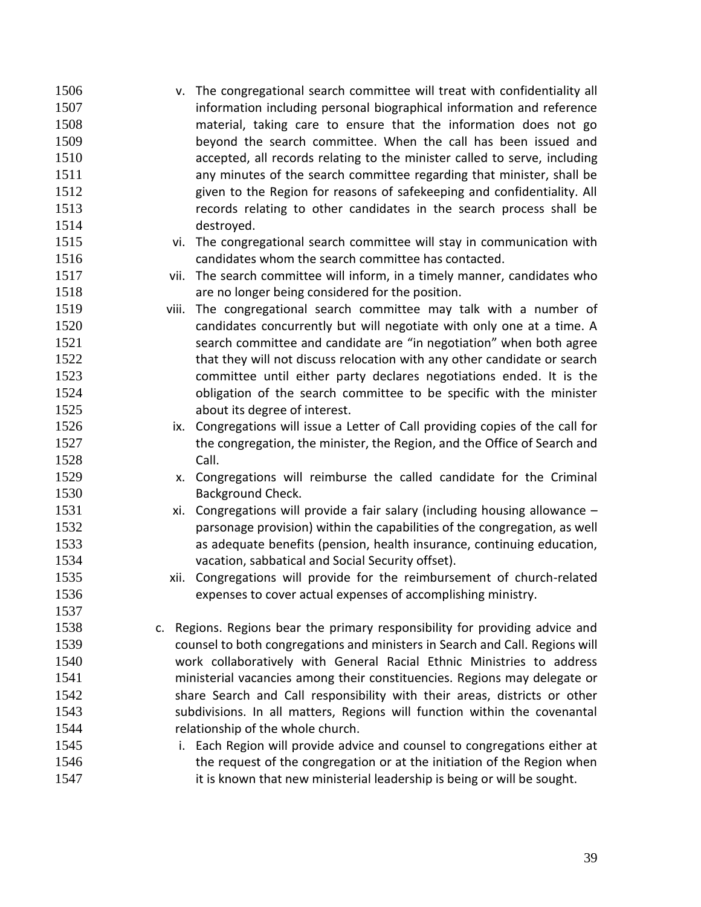v. The congregational search committee will treat with confidentiality all information including personal biographical information and reference material, taking care to ensure that the information does not go beyond the search committee. When the call has been issued and accepted, all records relating to the minister called to serve, including any minutes of the search committee regarding that minister, shall be given to the Region for reasons of safekeeping and confidentiality. All records relating to other candidates in the search process shall be destroyed.

vi. The congregational search committee will stay in communication with candidates whom the search committee has contacted.

vii. The search committee will inform, in a timely manner, candidates who are no longer being considered for the position.

viii. The congregational search committee may talk with a number of candidates concurrently but will negotiate with only one at a time. A search committee and candidate are "in negotiation" when both agree that they will not discuss relocation with any other candidate or search committee until either party declares negotiations ended. It is the obligation of the search committee to be specific with the minister about its degree of interest.

ix. Congregations will issue a Letter of Call providing copies of the call for the congregation, the minister, the Region, and the Office of Search and Call.

x. Congregations will reimburse the called candidate for the Criminal Background Check.

xi. Congregations will provide a fair salary (including housing allowance – parsonage provision) within the capabilities of the congregation, as well as adequate benefits (pension, health insurance, continuing education, vacation, sabbatical and Social Security offset).

xii. Congregations will provide for the reimbursement of church-related expenses to cover actual expenses of accomplishing ministry.

c. Regions. Regions bear the primary responsibility for providing advice and counsel to both congregations and ministers in Search and Call. Regions will work collaboratively with General Racial Ethnic Ministries to address ministerial vacancies among their constituencies. Regions may delegate or share Search and Call responsibility with their areas, districts or other subdivisions. In all matters, Regions will function within the covenantal relationship of the whole church.

   i. Each Region will provide advice and counsel to congregations either at the request of the congregation or at the initiation of the Region when it is known that new ministerial leadership is being or will be sought.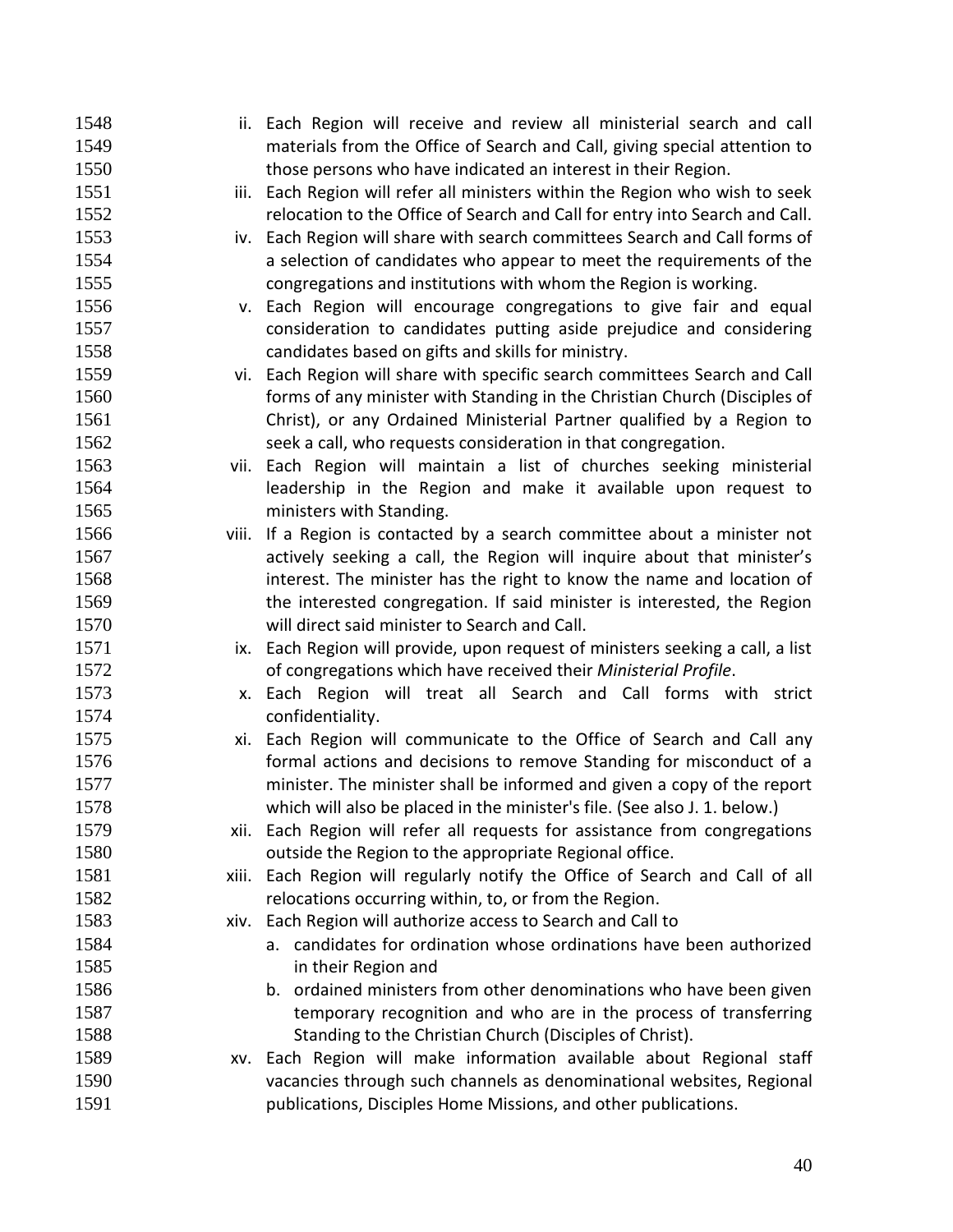ii. Each Region will receive and review all ministerial search and call materials from the Office of Search and Call, giving special attention to those persons who have indicated an interest in their Region.

iii. Each Region will refer all ministers within the Region who wish to seek relocation to the Office of Search and Call for entry into Search and Call.

iv. Each Region will share with search committees Search and Call forms of a selection of candidates who appear to meet the requirements of the congregations and institutions with whom the Region is working.

v. Each Region will encourage congregations to give fair and equal consideration to candidates putting aside prejudice and considering candidates based on gifts and skills for ministry.

vi. Each Region will share with specific search committees Search and Call forms of any minister with Standing in the Christian Church (Disciples of Christ), or any Ordained Ministerial Partner qualified by a Region to seek a call, who requests consideration in that congregation.

vii. Each Region will maintain a list of churches seeking ministerial leadership in the Region and make it available upon request to ministers with Standing.

viii. If a Region is contacted by a search committee about a minister not actively seeking a call, the Region will inquire about that minister's interest. The minister has the right to know the name and location of the interested congregation. If said minister is interested, the Region will direct said minister to Search and Call.

ix. Each Region will provide, upon request of ministers seeking a call, a list of congregations which have received their *Ministerial Profile*.

x. Each Region will treat all Search and Call forms with strict confidentiality.

xi. Each Region will communicate to the Office of Search and Call any formal actions and decisions to remove Standing for misconduct of a minister. The minister shall be informed and given a copy of the report which will also be placed in the minister's file. (See also J. 1. below.)

xii. Each Region will refer all requests for assistance from congregations outside the Region to the appropriate Regional office.

xiii. Each Region will regularly notify the Office of Search and Call of all relocations occurring within, to, or from the Region.

xiv. Each Region will authorize access to Search and Call to
   a. candidates for ordination whose ordinations have been authorized in their Region and
   b. ordained ministers from other denominations who have been given temporary recognition and who are in the process of transferring Standing to the Christian Church (Disciples of Christ).

xv. Each Region will make information available about Regional staff vacancies through such channels as denominational websites, Regional publications, Disciples Home Missions, and other publications.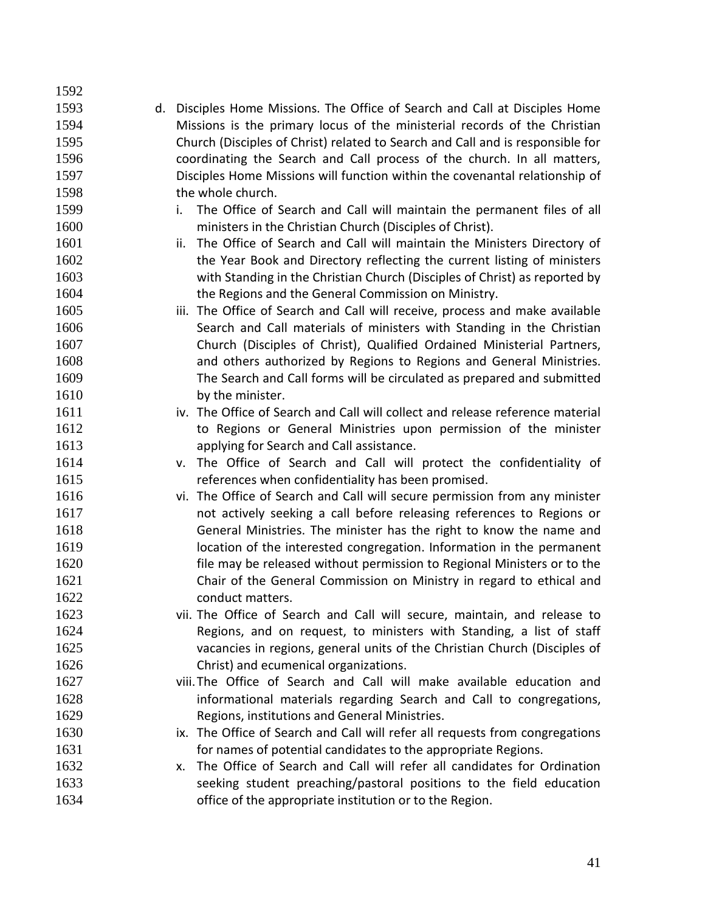d. Disciples Home Missions. The Office of Search and Call at Disciples Home Missions is the primary locus of the ministerial records of the Christian Church (Disciples of Christ) related to Search and Call and is responsible for coordinating the Search and Call process of the church. In all matters, Disciples Home Missions will function within the covenantal relationship of the whole church.

   i. The Office of Search and Call will maintain the permanent files of all ministers in the Christian Church (Disciples of Christ).
   ii. The Office of Search and Call will maintain the Ministers Directory of the Year Book and Directory reflecting the current listing of ministers with Standing in the Christian Church (Disciples of Christ) as reported by the Regions and the General Commission on Ministry.
   iii. The Office of Search and Call will receive, process and make available Search and Call materials of ministers with Standing in the Christian Church (Disciples of Christ), Qualified Ordained Ministerial Partners, and others authorized by Regions to Regions and General Ministries. The Search and Call forms will be circulated as prepared and submitted by the minister.
   iv. The Office of Search and Call will collect and release reference material to Regions or General Ministries upon permission of the minister applying for Search and Call assistance.
   v. The Office of Search and Call will protect the confidentiality of references when confidentiality has been promised.
   vi. The Office of Search and Call will secure permission from any minister not actively seeking a call before releasing references to Regions or General Ministries. The minister has the right to know the name and location of the interested congregation. Information in the permanent file may be released without permission to Regional Ministers or to the Chair of the General Commission on Ministry in regard to ethical and conduct matters.
   vii. The Office of Search and Call will secure, maintain, and release to Regions, and on request, to ministers with Standing, a list of staff vacancies in regions, general units of the Christian Church (Disciples of Christ) and ecumenical organizations.
   viii. The Office of Search and Call will make available education and informational materials regarding Search and Call to congregations, Regions, institutions and General Ministries.
   ix. The Office of Search and Call will refer all requests from congregations for names of potential candidates to the appropriate Regions.
   x. The Office of Search and Call will refer all candidates for Ordination seeking student preaching/pastoral positions to the field education office of the appropriate institution or to the Region.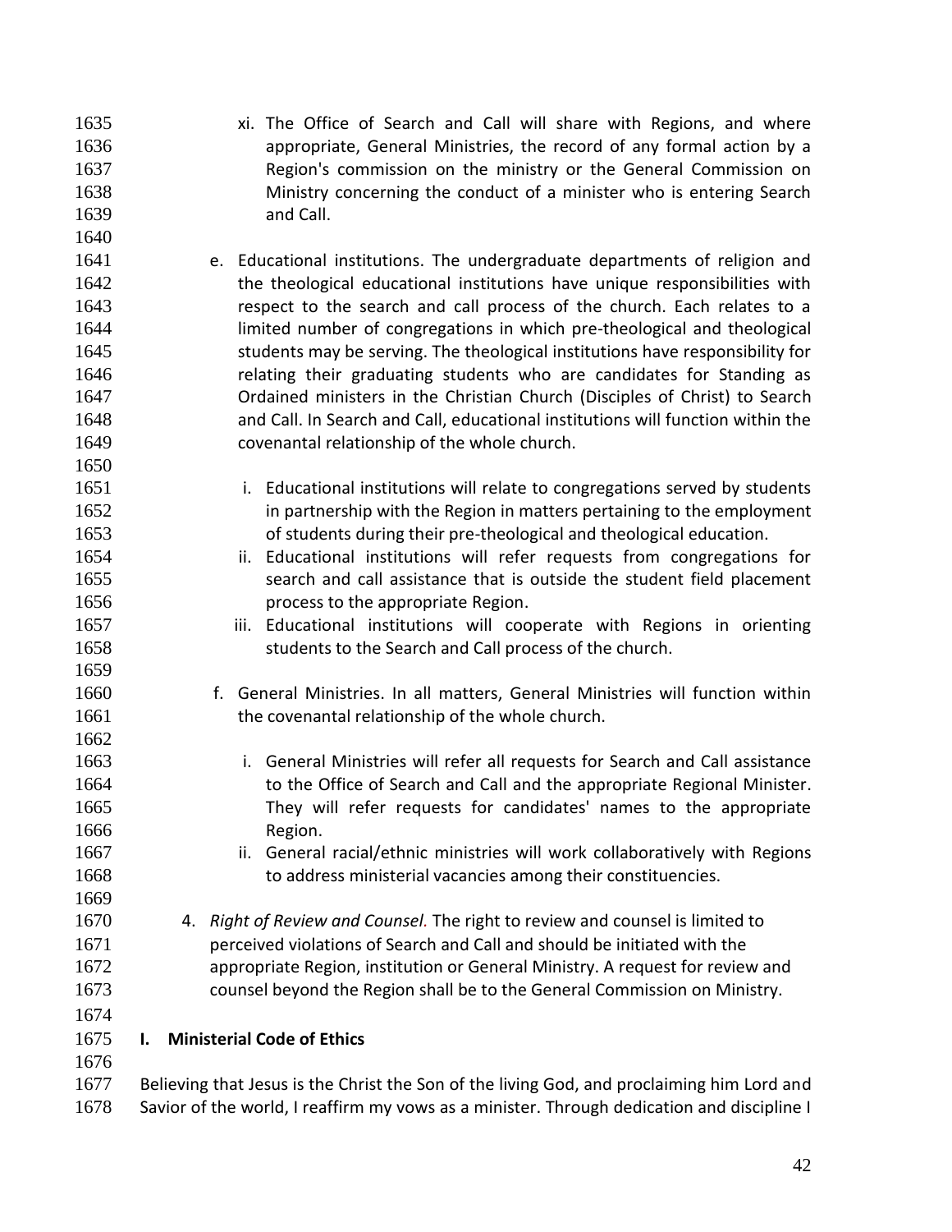xi. The Office of Search and Call will share with Regions, and where appropriate, General Ministries, the record of any formal action by a Region's commission on the ministry or the General Commission on Ministry concerning the conduct of a minister who is entering Search and Call.

e. Educational institutions. The undergraduate departments of religion and the theological educational institutions have unique responsibilities with respect to the search and call process of the church. Each relates to a limited number of congregations in which pre-theological and theological students may be serving. The theological institutions have responsibility for relating their graduating students who are candidates for Standing as Ordained ministers in the Christian Church (Disciples of Christ) to Search and Call. In Search and Call, educational institutions will function within the covenantal relationship of the whole church.

i. Educational institutions will relate to congregations served by students in partnership with the Region in matters pertaining to the employment of students during their pre-theological and theological education.
ii. Educational institutions will refer requests from congregations for search and call assistance that is outside the student field placement process to the appropriate Region.
iii. Educational institutions will cooperate with Regions in orienting students to the Search and Call process of the church.

f. General Ministries. In all matters, General Ministries will function within the covenantal relationship of the whole church.

i. General Ministries will refer all requests for Search and Call assistance to the Office of Search and Call and the appropriate Regional Minister. They will refer requests for candidates' names to the appropriate Region.
ii. General racial/ethnic ministries will work collaboratively with Regions to address ministerial vacancies among their constituencies.

4. *Right of Review and Counsel.* The right to review and counsel is limited to perceived violations of Search and Call and should be initiated with the appropriate Region, institution or General Ministry. A request for review and counsel beyond the Region shall be to the General Commission on Ministry.

## I. Ministerial Code of Ethics

Believing that Jesus is the Christ the Son of the living God, and proclaiming him Lord and Savior of the world, I reaffirm my vows as a minister. Through dedication and discipline I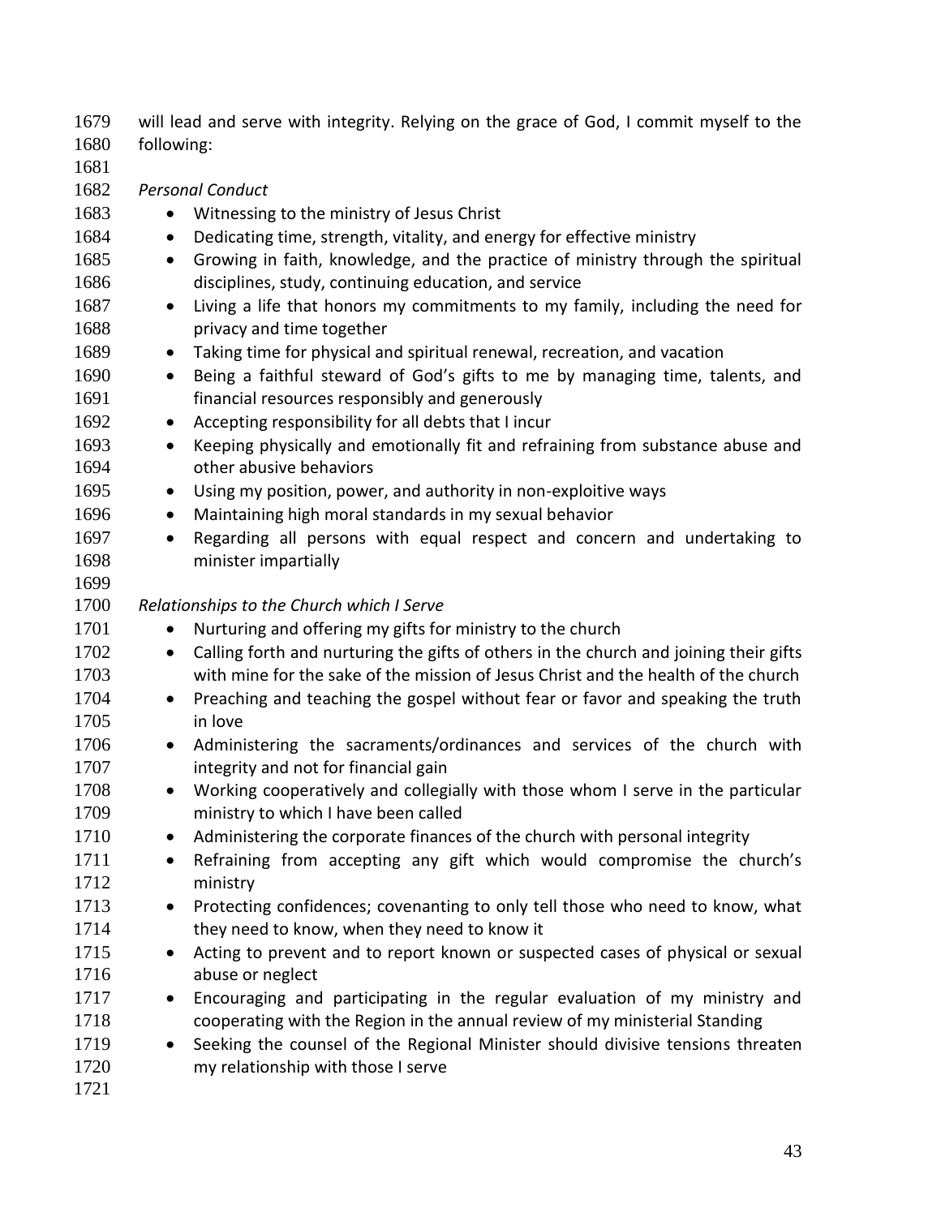will lead and serve with integrity. Relying on the grace of God, I commit myself to the following:

*Personal Conduct*

- Witnessing to the ministry of Jesus Christ
- Dedicating time, strength, vitality, and energy for effective ministry
- Growing in faith, knowledge, and the practice of ministry through the spiritual disciplines, study, continuing education, and service
- Living a life that honors my commitments to my family, including the need for privacy and time together
- Taking time for physical and spiritual renewal, recreation, and vacation
- Being a faithful steward of God's gifts to me by managing time, talents, and financial resources responsibly and generously
- Accepting responsibility for all debts that I incur
- Keeping physically and emotionally fit and refraining from substance abuse and other abusive behaviors
- Using my position, power, and authority in non-exploitive ways
- Maintaining high moral standards in my sexual behavior
- Regarding all persons with equal respect and concern and undertaking to minister impartially

*Relationships to the Church which I Serve*

- Nurturing and offering my gifts for ministry to the church
- Calling forth and nurturing the gifts of others in the church and joining their gifts with mine for the sake of the mission of Jesus Christ and the health of the church
- Preaching and teaching the gospel without fear or favor and speaking the truth in love
- Administering the sacraments/ordinances and services of the church with integrity and not for financial gain
- Working cooperatively and collegially with those whom I serve in the particular ministry to which I have been called
- Administering the corporate finances of the church with personal integrity
- Refraining from accepting any gift which would compromise the church's ministry
- Protecting confidences; covenanting to only tell those who need to know, what they need to know, when they need to know it
- Acting to prevent and to report known or suspected cases of physical or sexual abuse or neglect
- Encouraging and participating in the regular evaluation of my ministry and cooperating with the Region in the annual review of my ministerial Standing
- Seeking the counsel of the Regional Minister should divisive tensions threaten my relationship with those I serve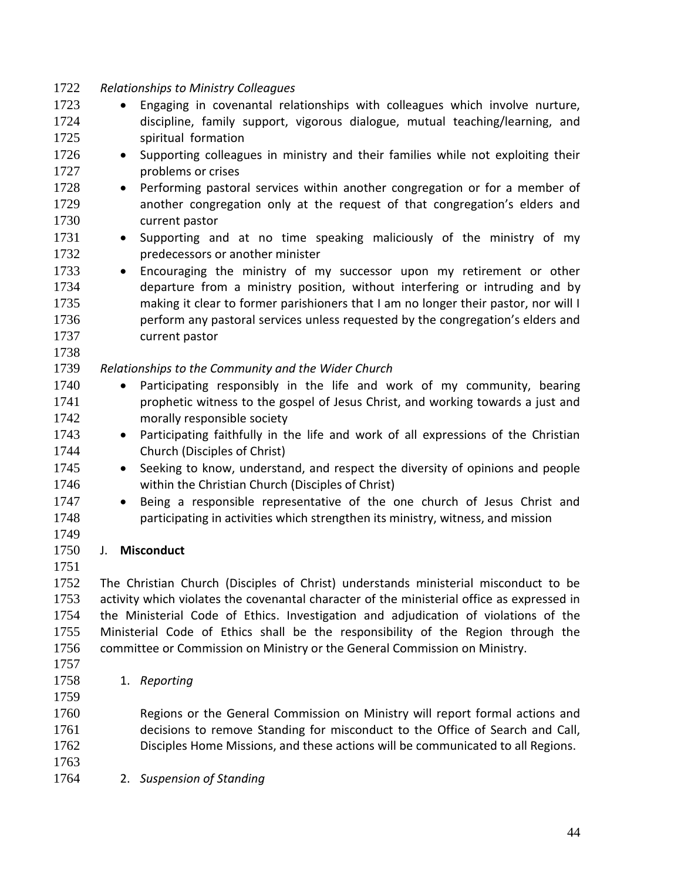*Relationships to Ministry Colleagues*

- Engaging in covenantal relationships with colleagues which involve nurture, discipline, family support, vigorous dialogue, mutual teaching/learning, and spiritual formation
- Supporting colleagues in ministry and their families while not exploiting their problems or crises
- Performing pastoral services within another congregation or for a member of another congregation only at the request of that congregation's elders and current pastor
- Supporting and at no time speaking maliciously of the ministry of my predecessors or another minister
- Encouraging the ministry of my successor upon my retirement or other departure from a ministry position, without interfering or intruding and by making it clear to former parishioners that I am no longer their pastor, nor will I perform any pastoral services unless requested by the congregation's elders and current pastor

*Relationships to the Community and the Wider Church*

- Participating responsibly in the life and work of my community, bearing prophetic witness to the gospel of Jesus Christ, and working towards a just and morally responsible society
- Participating faithfully in the life and work of all expressions of the Christian Church (Disciples of Christ)
- Seeking to know, understand, and respect the diversity of opinions and people within the Christian Church (Disciples of Christ)
- Being a responsible representative of the one church of Jesus Christ and participating in activities which strengthen its ministry, witness, and mission

J. **Misconduct**

The Christian Church (Disciples of Christ) understands ministerial misconduct to be activity which violates the covenantal character of the ministerial office as expressed in the Ministerial Code of Ethics. Investigation and adjudication of violations of the Ministerial Code of Ethics shall be the responsibility of the Region through the committee or Commission on Ministry or the General Commission on Ministry.

1. *Reporting*

   Regions or the General Commission on Ministry will report formal actions and decisions to remove Standing for misconduct to the Office of Search and Call, Disciples Home Missions, and these actions will be communicated to all Regions.

2. *Suspension of Standing*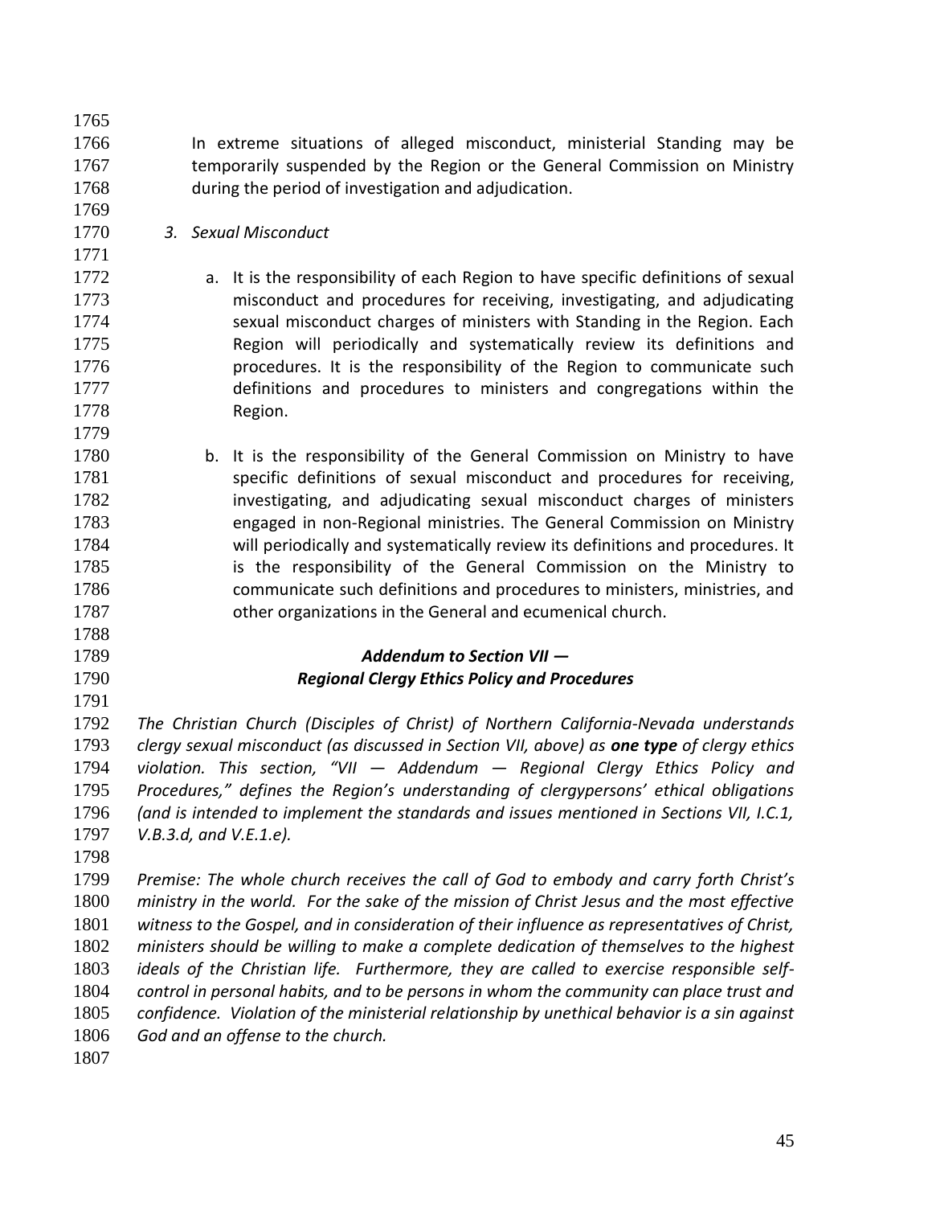In extreme situations of alleged misconduct, ministerial Standing may be temporarily suspended by the Region or the General Commission on Ministry during the period of investigation and adjudication.

3. *Sexual Misconduct*

   a. It is the responsibility of each Region to have specific definitions of sexual misconduct and procedures for receiving, investigating, and adjudicating sexual misconduct charges of ministers with Standing in the Region. Each Region will periodically and systematically review its definitions and procedures. It is the responsibility of the Region to communicate such definitions and procedures to ministers and congregations within the Region.

   b. It is the responsibility of the General Commission on Ministry to have specific definitions of sexual misconduct and procedures for receiving, investigating, and adjudicating sexual misconduct charges of ministers engaged in non-Regional ministries. The General Commission on Ministry will periodically and systematically review its definitions and procedures. It is the responsibility of the General Commission on the Ministry to communicate such definitions and procedures to ministers, ministries, and other organizations in the General and ecumenical church.

### *Addendum to Section VII —*
### *Regional Clergy Ethics Policy and Procedures*

*The Christian Church (Disciples of Christ) of Northern California-Nevada understands clergy sexual misconduct (as discussed in Section VII, above) as* ***one type*** *of clergy ethics violation. This section, "VII — Addendum — Regional Clergy Ethics Policy and Procedures," defines the Region's understanding of clergypersons' ethical obligations (and is intended to implement the standards and issues mentioned in Sections VII, I.C.1, V.B.3.d, and V.E.1.e).*

*Premise: The whole church receives the call of God to embody and carry forth Christ's ministry in the world. For the sake of the mission of Christ Jesus and the most effective witness to the Gospel, and in consideration of their influence as representatives of Christ, ministers should be willing to make a complete dedication of themselves to the highest ideals of the Christian life. Furthermore, they are called to exercise responsible self-control in personal habits, and to be persons in whom the community can place trust and confidence. Violation of the ministerial relationship by unethical behavior is a sin against God and an offense to the church.*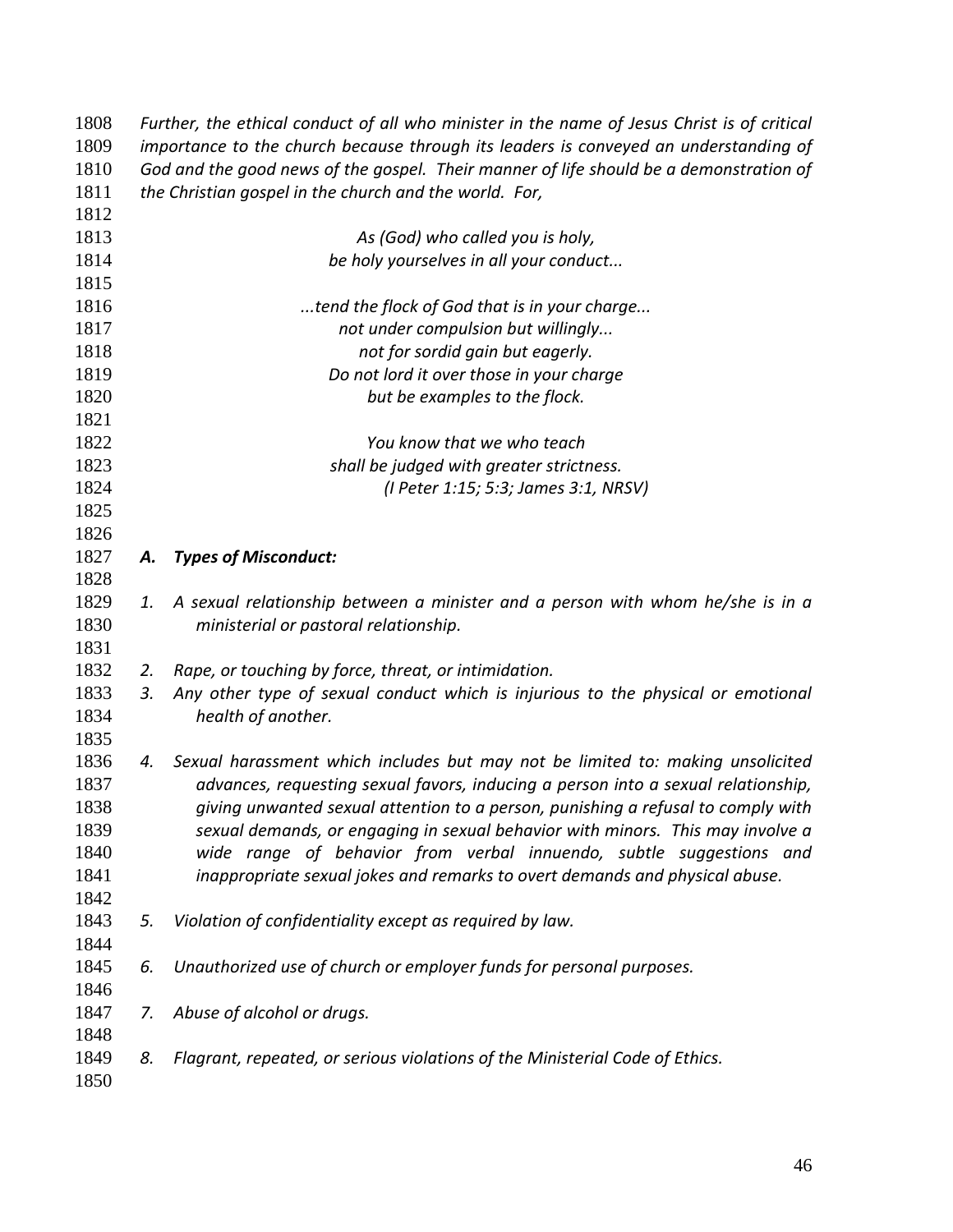*Further, the ethical conduct of all who minister in the name of Jesus Christ is of critical importance to the church because through its leaders is conveyed an understanding of God and the good news of the gospel. Their manner of life should be a demonstration of the Christian gospel in the church and the world. For,*

> *As (God) who called you is holy,*
> *be holy yourselves in all your conduct...*
>
> *...tend the flock of God that is in your charge...*
> *not under compulsion but willingly...*
> *not for sordid gain but eagerly.*
> *Do not lord it over those in your charge*
> *but be examples to the flock.*
>
> *You know that we who teach*
> *shall be judged with greater strictness.*
> *(I Peter 1:15; 5:3; James 3:1, NRSV)*

### *A. Types of Misconduct:*

1. *A sexual relationship between a minister and a person with whom he/she is in a ministerial or pastoral relationship.*
2. *Rape, or touching by force, threat, or intimidation.*
3. *Any other type of sexual conduct which is injurious to the physical or emotional health of another.*
4. *Sexual harassment which includes but may not be limited to: making unsolicited advances, requesting sexual favors, inducing a person into a sexual relationship, giving unwanted sexual attention to a person, punishing a refusal to comply with sexual demands, or engaging in sexual behavior with minors. This may involve a wide range of behavior from verbal innuendo, subtle suggestions and inappropriate sexual jokes and remarks to overt demands and physical abuse.*
5. *Violation of confidentiality except as required by law.*
6. *Unauthorized use of church or employer funds for personal purposes.*
7. *Abuse of alcohol or drugs.*
8. *Flagrant, repeated, or serious violations of the Ministerial Code of Ethics.*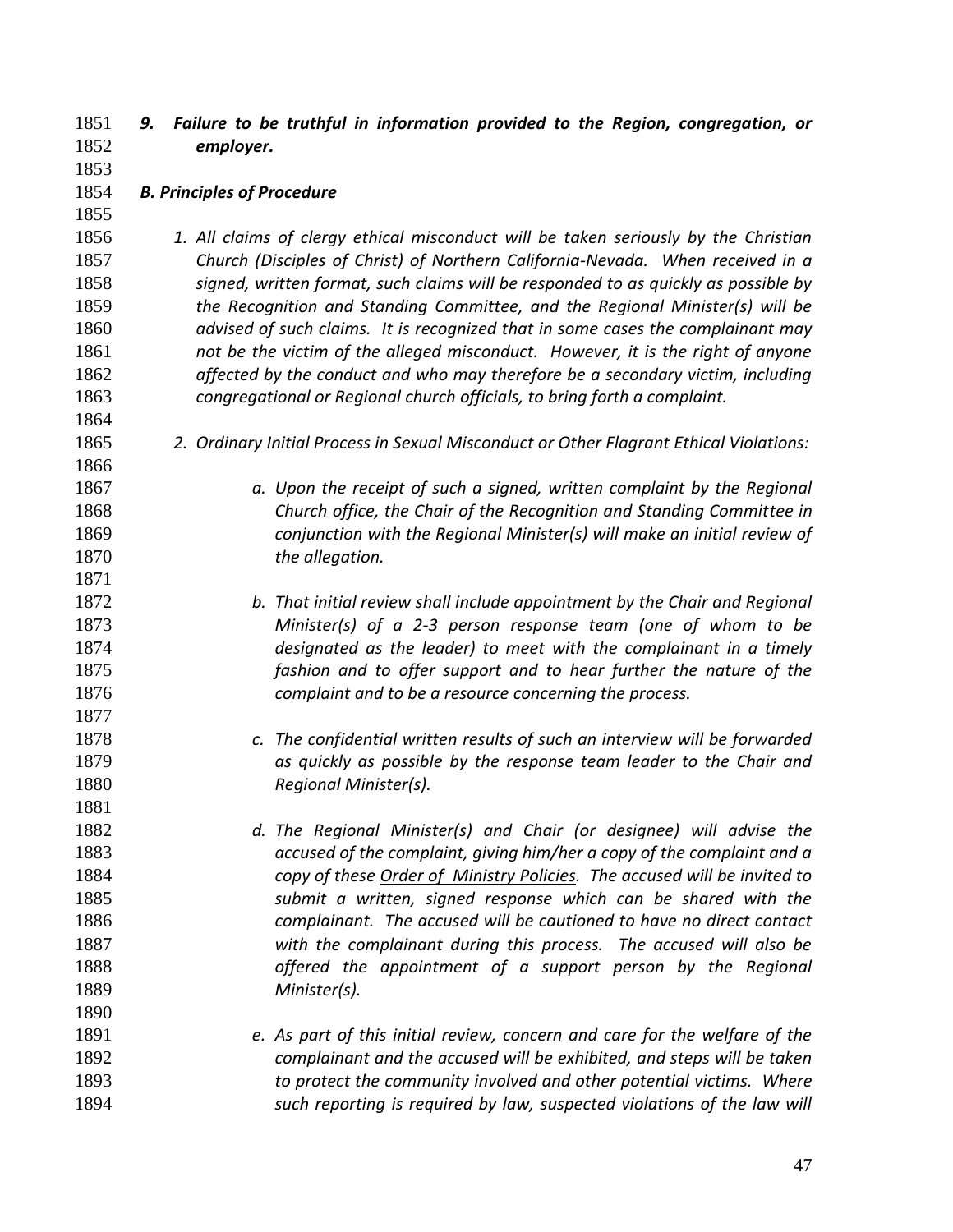*9. **Failure to be truthful in information provided to the Region, congregation, or employer.***

***B. Principles of Procedure***

*1. All claims of clergy ethical misconduct will be taken seriously by the Christian Church (Disciples of Christ) of Northern California-Nevada. When received in a signed, written format, such claims will be responded to as quickly as possible by the Recognition and Standing Committee, and the Regional Minister(s) will be advised of such claims. It is recognized that in some cases the complainant may not be the victim of the alleged misconduct. However, it is the right of anyone affected by the conduct and who may therefore be a secondary victim, including congregational or Regional church officials, to bring forth a complaint.*

*2. Ordinary Initial Process in Sexual Misconduct or Other Flagrant Ethical Violations:*

*a. Upon the receipt of such a signed, written complaint by the Regional Church office, the Chair of the Recognition and Standing Committee in conjunction with the Regional Minister(s) will make an initial review of the allegation.*

*b. That initial review shall include appointment by the Chair and Regional Minister(s) of a 2-3 person response team (one of whom to be designated as the leader) to meet with the complainant in a timely fashion and to offer support and to hear further the nature of the complaint and to be a resource concerning the process.*

*c. The confidential written results of such an interview will be forwarded as quickly as possible by the response team leader to the Chair and Regional Minister(s).*

*d. The Regional Minister(s) and Chair (or designee) will advise the accused of the complaint, giving him/her a copy of the complaint and a copy of these Order of Ministry Policies. The accused will be invited to submit a written, signed response which can be shared with the complainant. The accused will be cautioned to have no direct contact with the complainant during this process. The accused will also be offered the appointment of a support person by the Regional Minister(s).*

*e. As part of this initial review, concern and care for the welfare of the complainant and the accused will be exhibited, and steps will be taken to protect the community involved and other potential victims. Where such reporting is required by law, suspected violations of the law will*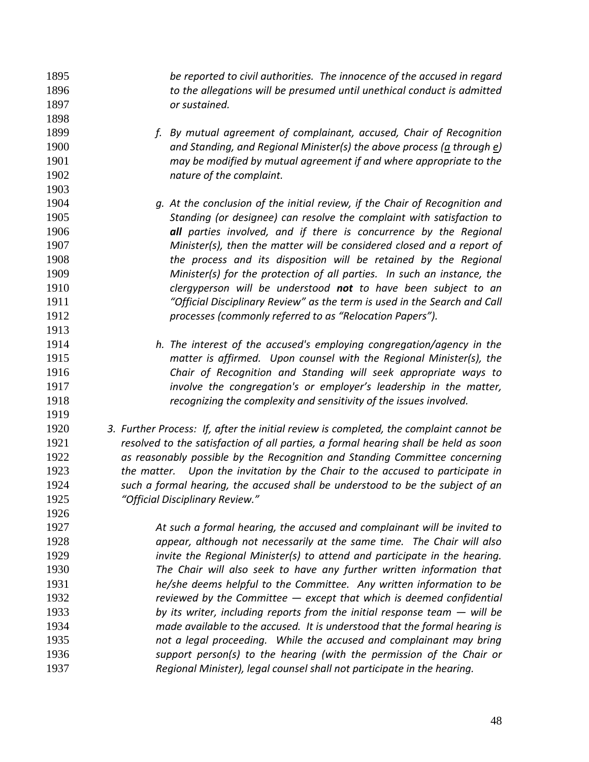*be reported to civil authorities. The innocence of the accused in regard to the allegations will be presumed until unethical conduct is admitted or sustained.*

*f. By mutual agreement of complainant, accused, Chair of Recognition and Standing, and Regional Minister(s) the above process (a through e) may be modified by mutual agreement if and where appropriate to the nature of the complaint.*

*g. At the conclusion of the initial review, if the Chair of Recognition and Standing (or designee) can resolve the complaint with satisfaction to* ***all*** *parties involved, and if there is concurrence by the Regional Minister(s), then the matter will be considered closed and a report of the process and its disposition will be retained by the Regional Minister(s) for the protection of all parties. In such an instance, the clergyperson will be understood* ***not*** *to have been subject to an "Official Disciplinary Review" as the term is used in the Search and Call processes (commonly referred to as "Relocation Papers").*

*h. The interest of the accused's employing congregation/agency in the matter is affirmed. Upon counsel with the Regional Minister(s), the Chair of Recognition and Standing will seek appropriate ways to involve the congregation's or employer's leadership in the matter, recognizing the complexity and sensitivity of the issues involved.*

*3. Further Process: If, after the initial review is completed, the complaint cannot be resolved to the satisfaction of all parties, a formal hearing shall be held as soon as reasonably possible by the Recognition and Standing Committee concerning the matter. Upon the invitation by the Chair to the accused to participate in such a formal hearing, the accused shall be understood to be the subject of an "Official Disciplinary Review."*

*At such a formal hearing, the accused and complainant will be invited to appear, although not necessarily at the same time. The Chair will also invite the Regional Minister(s) to attend and participate in the hearing. The Chair will also seek to have any further written information that he/she deems helpful to the Committee. Any written information to be reviewed by the Committee — except that which is deemed confidential by its writer, including reports from the initial response team — will be made available to the accused. It is understood that the formal hearing is not a legal proceeding. While the accused and complainant may bring support person(s) to the hearing (with the permission of the Chair or Regional Minister), legal counsel shall not participate in the hearing.*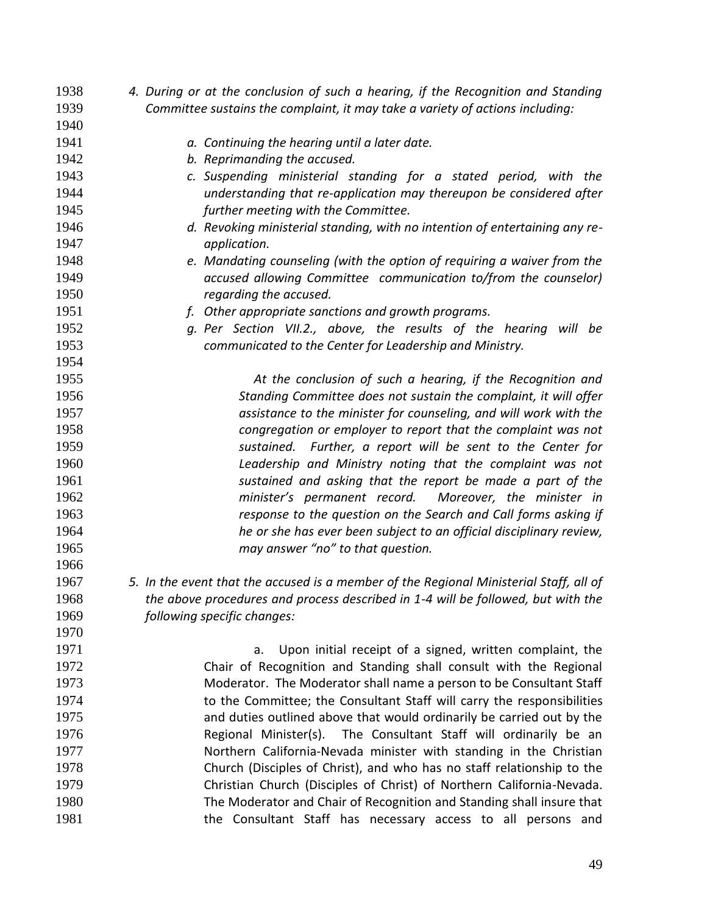*4. During or at the conclusion of such a hearing, if the Recognition and Standing Committee sustains the complaint, it may take a variety of actions including:*

- *a. Continuing the hearing until a later date.*
- *b. Reprimanding the accused.*
- *c. Suspending ministerial standing for a stated period, with the understanding that re-application may thereupon be considered after further meeting with the Committee.*
- *d. Revoking ministerial standing, with no intention of entertaining any re-application.*
- *e. Mandating counseling (with the option of requiring a waiver from the accused allowing Committee communication to/from the counselor) regarding the accused.*
- *f. Other appropriate sanctions and growth programs.*
- *g. Per Section VII.2., above, the results of the hearing will be communicated to the Center for Leadership and Ministry.*

*At the conclusion of such a hearing, if the Recognition and Standing Committee does not sustain the complaint, it will offer assistance to the minister for counseling, and will work with the congregation or employer to report that the complaint was not sustained. Further, a report will be sent to the Center for Leadership and Ministry noting that the complaint was not sustained and asking that the report be made a part of the minister's permanent record. Moreover, the minister in response to the question on the Search and Call forms asking if he or she has ever been subject to an official disciplinary review, may answer "no" to that question.*

*5. In the event that the accused is a member of the Regional Ministerial Staff, all of the above procedures and process described in 1-4 will be followed, but with the following specific changes:*

a. Upon initial receipt of a signed, written complaint, the Chair of Recognition and Standing shall consult with the Regional Moderator. The Moderator shall name a person to be Consultant Staff to the Committee; the Consultant Staff will carry the responsibilities and duties outlined above that would ordinarily be carried out by the Regional Minister(s). The Consultant Staff will ordinarily be an Northern California-Nevada minister with standing in the Christian Church (Disciples of Christ), and who has no staff relationship to the Christian Church (Disciples of Christ) of Northern California-Nevada. The Moderator and Chair of Recognition and Standing shall insure that the Consultant Staff has necessary access to all persons and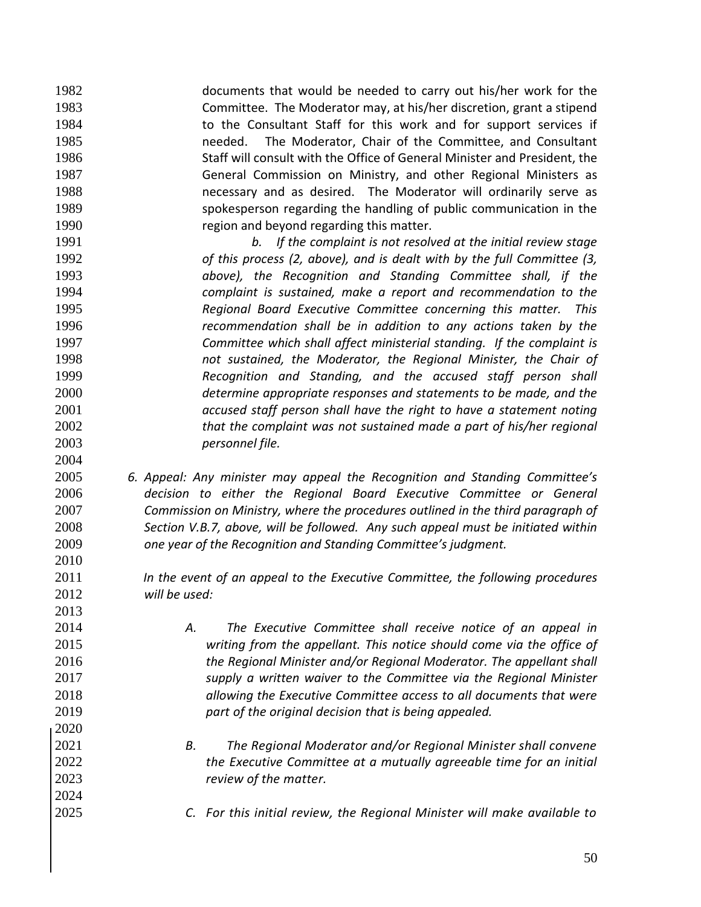documents that would be needed to carry out his/her work for the Committee. The Moderator may, at his/her discretion, grant a stipend to the Consultant Staff for this work and for support services if needed. The Moderator, Chair of the Committee, and Consultant Staff will consult with the Office of General Minister and President, the General Commission on Ministry, and other Regional Ministers as necessary and as desired. The Moderator will ordinarily serve as spokesperson regarding the handling of public communication in the region and beyond regarding this matter.

*b. If the complaint is not resolved at the initial review stage of this process (2, above), and is dealt with by the full Committee (3, above), the Recognition and Standing Committee shall, if the complaint is sustained, make a report and recommendation to the Regional Board Executive Committee concerning this matter. This recommendation shall be in addition to any actions taken by the Committee which shall affect ministerial standing. If the complaint is not sustained, the Moderator, the Regional Minister, the Chair of Recognition and Standing, and the accused staff person shall determine appropriate responses and statements to be made, and the accused staff person shall have the right to have a statement noting that the complaint was not sustained made a part of his/her regional personnel file.*

*6. Appeal: Any minister may appeal the Recognition and Standing Committee's decision to either the Regional Board Executive Committee or General Commission on Ministry, where the procedures outlined in the third paragraph of Section V.B.7, above, will be followed. Any such appeal must be initiated within one year of the Recognition and Standing Committee's judgment.*

*In the event of an appeal to the Executive Committee, the following procedures will be used:*

*A. The Executive Committee shall receive notice of an appeal in writing from the appellant. This notice should come via the office of the Regional Minister and/or Regional Moderator. The appellant shall supply a written waiver to the Committee via the Regional Minister allowing the Executive Committee access to all documents that were part of the original decision that is being appealed.*

*B. The Regional Moderator and/or Regional Minister shall convene the Executive Committee at a mutually agreeable time for an initial review of the matter.*

*C. For this initial review, the Regional Minister will make available to*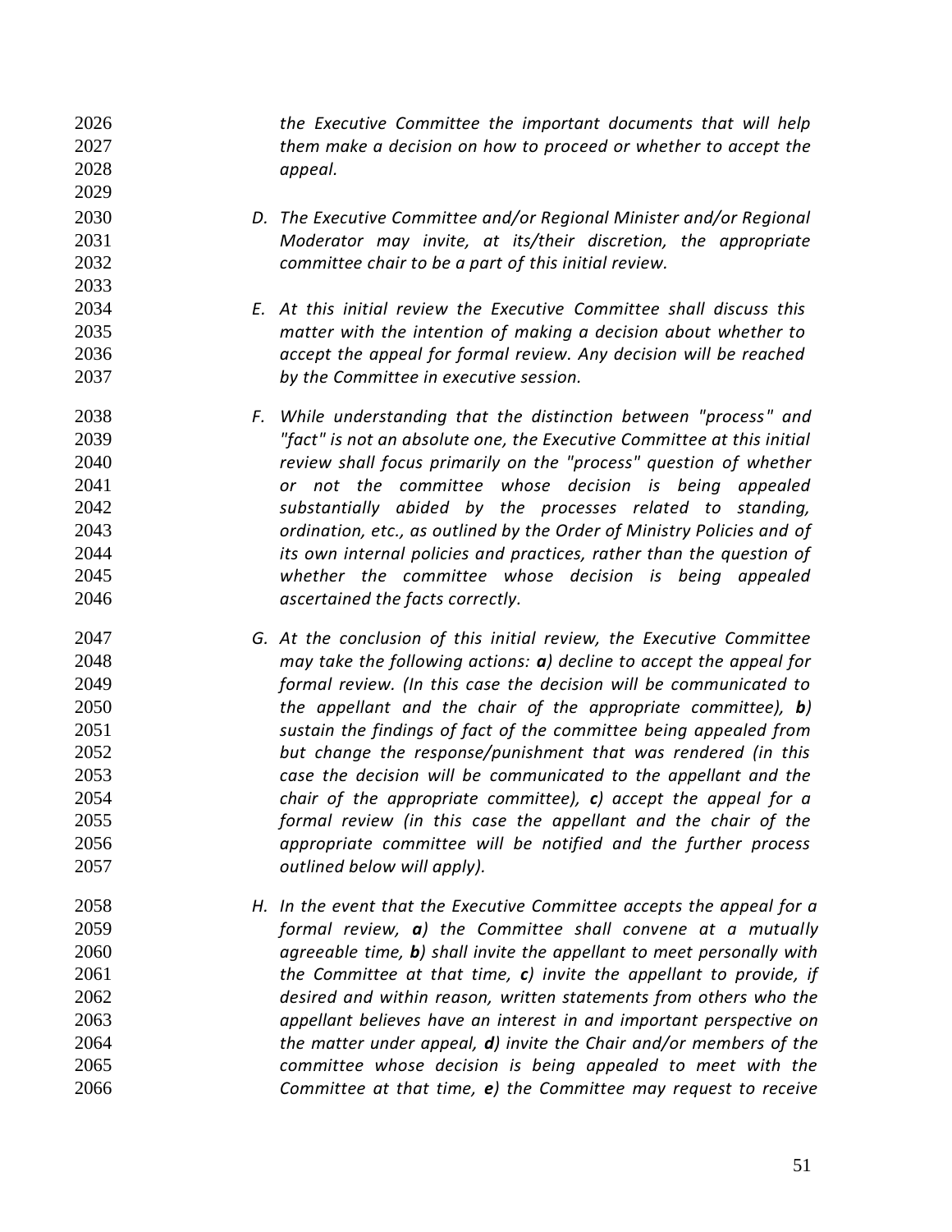*the Executive Committee the important documents that will help them make a decision on how to proceed or whether to accept the appeal.*

*D. The Executive Committee and/or Regional Minister and/or Regional Moderator may invite, at its/their discretion, the appropriate committee chair to be a part of this initial review.*

*E. At this initial review the Executive Committee shall discuss this matter with the intention of making a decision about whether to accept the appeal for formal review. Any decision will be reached by the Committee in executive session.*

*F. While understanding that the distinction between "process" and "fact" is not an absolute one, the Executive Committee at this initial review shall focus primarily on the "process" question of whether or not the committee whose decision is being appealed substantially abided by the processes related to standing, ordination, etc., as outlined by the Order of Ministry Policies and of its own internal policies and practices, rather than the question of whether the committee whose decision is being appealed ascertained the facts correctly.*

*G. At the conclusion of this initial review, the Executive Committee may take the following actions: **a**) decline to accept the appeal for formal review. (In this case the decision will be communicated to the appellant and the chair of the appropriate committee), **b**) sustain the findings of fact of the committee being appealed from but change the response/punishment that was rendered (in this case the decision will be communicated to the appellant and the chair of the appropriate committee), **c**) accept the appeal for a formal review (in this case the appellant and the chair of the appropriate committee will be notified and the further process outlined below will apply).*

*H. In the event that the Executive Committee accepts the appeal for a formal review, **a**) the Committee shall convene at a mutually agreeable time, **b**) shall invite the appellant to meet personally with the Committee at that time, **c**) invite the appellant to provide, if desired and within reason, written statements from others who the appellant believes have an interest in and important perspective on the matter under appeal, **d**) invite the Chair and/or members of the committee whose decision is being appealed to meet with the Committee at that time, **e**) the Committee may request to receive*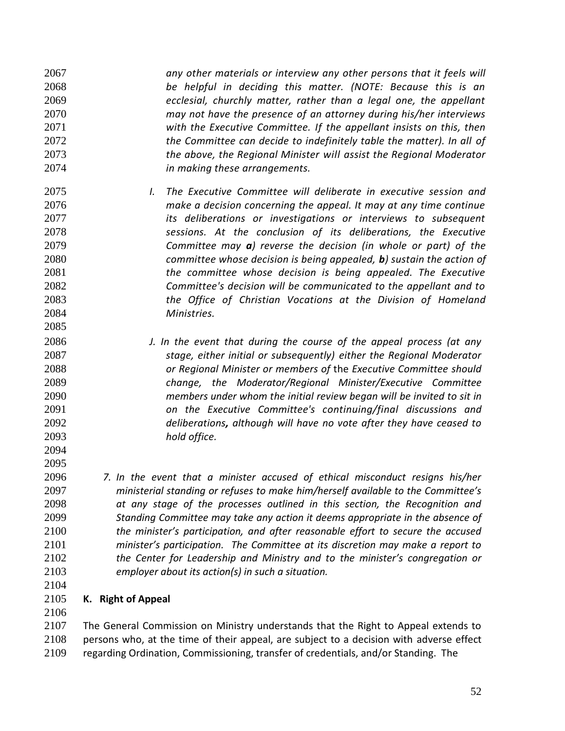*any other materials or interview any other persons that it feels will be helpful in deciding this matter. (NOTE: Because this is an ecclesial, churchly matter, rather than a legal one, the appellant may not have the presence of an attorney during his/her interviews with the Executive Committee. If the appellant insists on this, then the Committee can decide to indefinitely table the matter). In all of the above, the Regional Minister will assist the Regional Moderator in making these arrangements.*

*I. The Executive Committee will deliberate in executive session and make a decision concerning the appeal. It may at any time continue its deliberations or investigations or interviews to subsequent sessions. At the conclusion of its deliberations, the Executive Committee may **a**) reverse the decision (in whole or part) of the committee whose decision is being appealed, **b**) sustain the action of the committee whose decision is being appealed. The Executive Committee's decision will be communicated to the appellant and to the Office of Christian Vocations at the Division of Homeland Ministries.*

*J. In the event that during the course of the appeal process (at any stage, either initial or subsequently) either the Regional Moderator or Regional Minister or members of* the *Executive Committee should change, the Moderator/Regional Minister/Executive Committee members under whom the initial review began will be invited to sit in on the Executive Committee's continuing/final discussions and deliberations**,** although will have no vote after they have ceased to hold office.*

*7. In the event that a minister accused of ethical misconduct resigns his/her ministerial standing or refuses to make him/herself available to the Committee's at any stage of the processes outlined in this section, the Recognition and Standing Committee may take any action it deems appropriate in the absence of the minister's participation, and after reasonable effort to secure the accused minister's participation. The Committee at its discretion may make a report to the Center for Leadership and Ministry and to the minister's congregation or employer about its action(s) in such a situation.*

## K. Right of Appeal

The General Commission on Ministry understands that the Right to Appeal extends to persons who, at the time of their appeal, are subject to a decision with adverse effect regarding Ordination, Commissioning, transfer of credentials, and/or Standing. The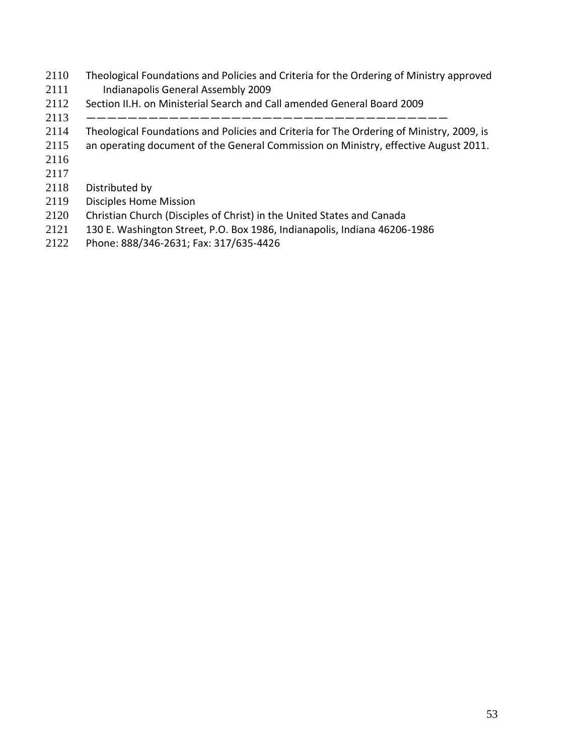Theological Foundations and Policies and Criteria for the Ordering of Ministry approved Indianapolis General Assembly 2009

Section II.H. on Ministerial Search and Call amended General Board 2009

———————————————————————————————————

Theological Foundations and Policies and Criteria for The Ordering of Ministry, 2009, is an operating document of the General Commission on Ministry, effective August 2011.

Distributed by
Disciples Home Mission
Christian Church (Disciples of Christ) in the United States and Canada
130 E. Washington Street, P.O. Box 1986, Indianapolis, Indiana 46206-1986
Phone: 888/346-2631; Fax: 317/635-4426